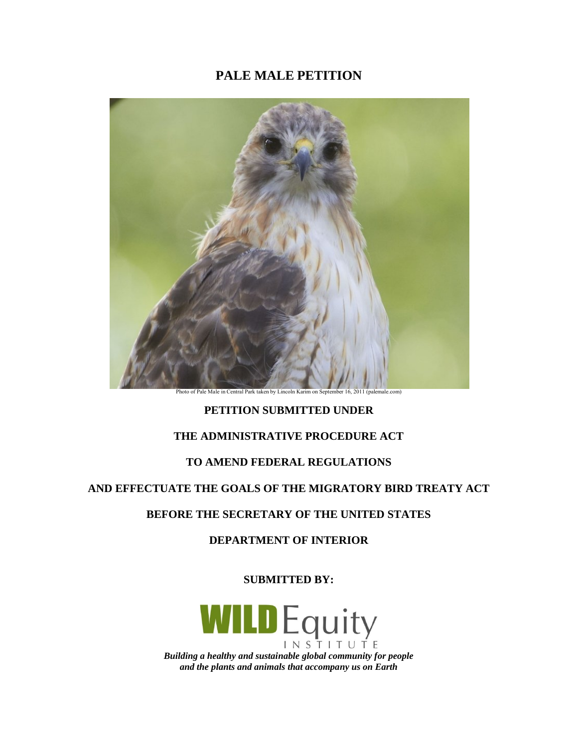# PALE MALE PETITION

Photo of Pale Male in Central Park taken by Lincoln Karim on September 16, 2011 (palemale.com)

**PETITION SUBMITTED UNDER**

**THE ADMINISTRATIVE PROCEDURE ACT**

**TO AMEND FEDERAL REGULATIONS**

**AND EFFECTUATE THE GOALS OF THE MIGRATORY BIRD TREATY ACT**

**BEFORE THE SECRETARY OF THE UNITED STATES**

**DEPARTMENT OF INTERIOR**

**SUBMITTED BY:**

WILD Equity INSTITUTE

***Building a healthy and sustainable global community for people and the plants and animals that accompany us on Earth***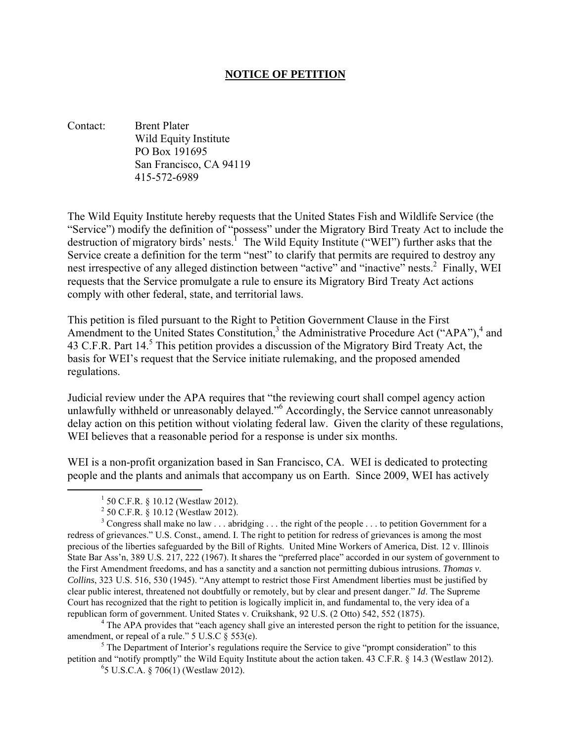# NOTICE OF PETITION

Contact: Brent Plater
Wild Equity Institute
PO Box 191695
San Francisco, CA 94119
415-572-6989

The Wild Equity Institute hereby requests that the United States Fish and Wildlife Service (the "Service") modify the definition of "possess" under the Migratory Bird Treaty Act to include the destruction of migratory birds' nests.[1] The Wild Equity Institute ("WEI") further asks that the Service create a definition for the term "nest" to clarify that permits are required to destroy any nest irrespective of any alleged distinction between "active" and "inactive" nests.[2] Finally, WEI requests that the Service promulgate a rule to ensure its Migratory Bird Treaty Act actions comply with other federal, state, and territorial laws.

This petition is filed pursuant to the Right to Petition Government Clause in the First Amendment to the United States Constitution,[3] the Administrative Procedure Act ("APA"),[4] and 43 C.F.R. Part 14.[5] This petition provides a discussion of the Migratory Bird Treaty Act, the basis for WEI's request that the Service initiate rulemaking, and the proposed amended regulations.

Judicial review under the APA requires that "the reviewing court shall compel agency action unlawfully withheld or unreasonably delayed."[6] Accordingly, the Service cannot unreasonably delay action on this petition without violating federal law. Given the clarity of these regulations, WEI believes that a reasonable period for a response is under six months.

WEI is a non-profit organization based in San Francisco, CA. WEI is dedicated to protecting people and the plants and animals that accompany us on Earth. Since 2009, WEI has actively

---

[1] 50 C.F.R. § 10.12 (Westlaw 2012).

[2] 50 C.F.R. § 10.12 (Westlaw 2012).

[3] Congress shall make no law . . . abridging . . . the right of the people . . . to petition Government for a redress of grievances." U.S. Const., amend. I. The right to petition for redress of grievances is among the most precious of the liberties safeguarded by the Bill of Rights. United Mine Workers of America, Dist. 12 v. Illinois State Bar Ass'n, 389 U.S. 217, 222 (1967). It shares the "preferred place" accorded in our system of government to the First Amendment freedoms, and has a sanctity and a sanction not permitting dubious intrusions. *Thomas v. Collins*, 323 U.S. 516, 530 (1945). "Any attempt to restrict those First Amendment liberties must be justified by clear public interest, threatened not doubtfully or remotely, but by clear and present danger." *Id*. The Supreme Court has recognized that the right to petition is logically implicit in, and fundamental to, the very idea of a republican form of government. United States v. Cruikshank, 92 U.S. (2 Otto) 542, 552 (1875).

[4] The APA provides that "each agency shall give an interested person the right to petition for the issuance, amendment, or repeal of a rule." 5 U.S.C § 553(e).

[5] The Department of Interior's regulations require the Service to give "prompt consideration" to this petition and "notify promptly" the Wild Equity Institute about the action taken. 43 C.F.R. § 14.3 (Westlaw 2012).

[6] 5 U.S.C.A. § 706(1) (Westlaw 2012).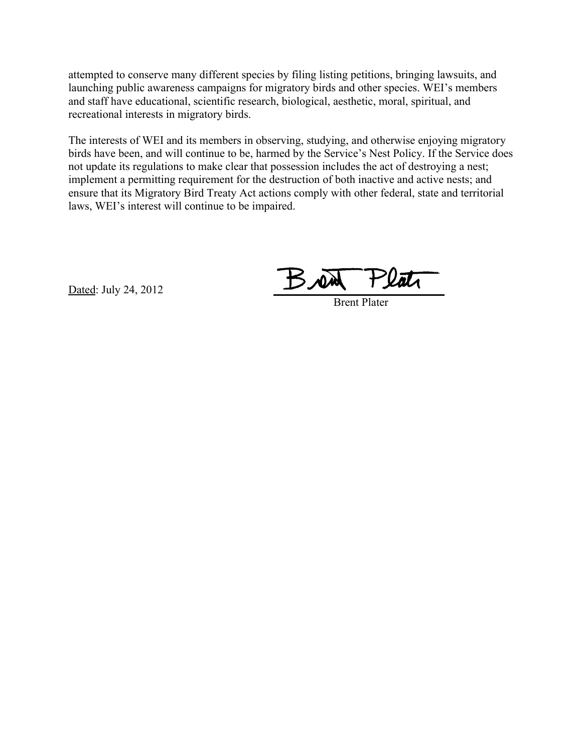attempted to conserve many different species by filing listing petitions, bringing lawsuits, and launching public awareness campaigns for migratory birds and other species. WEI's members and staff have educational, scientific research, biological, aesthetic, moral, spiritual, and recreational interests in migratory birds.

The interests of WEI and its members in observing, studying, and otherwise enjoying migratory birds have been, and will continue to be, harmed by the Service's Nest Policy. If the Service does not update its regulations to make clear that possession includes the act of destroying a nest; implement a permitting requirement for the destruction of both inactive and active nests; and ensure that its Migratory Bird Treaty Act actions comply with other federal, state and territorial laws, WEI's interest will continue to be impaired.

Dated: July 24, 2012

Brent Plater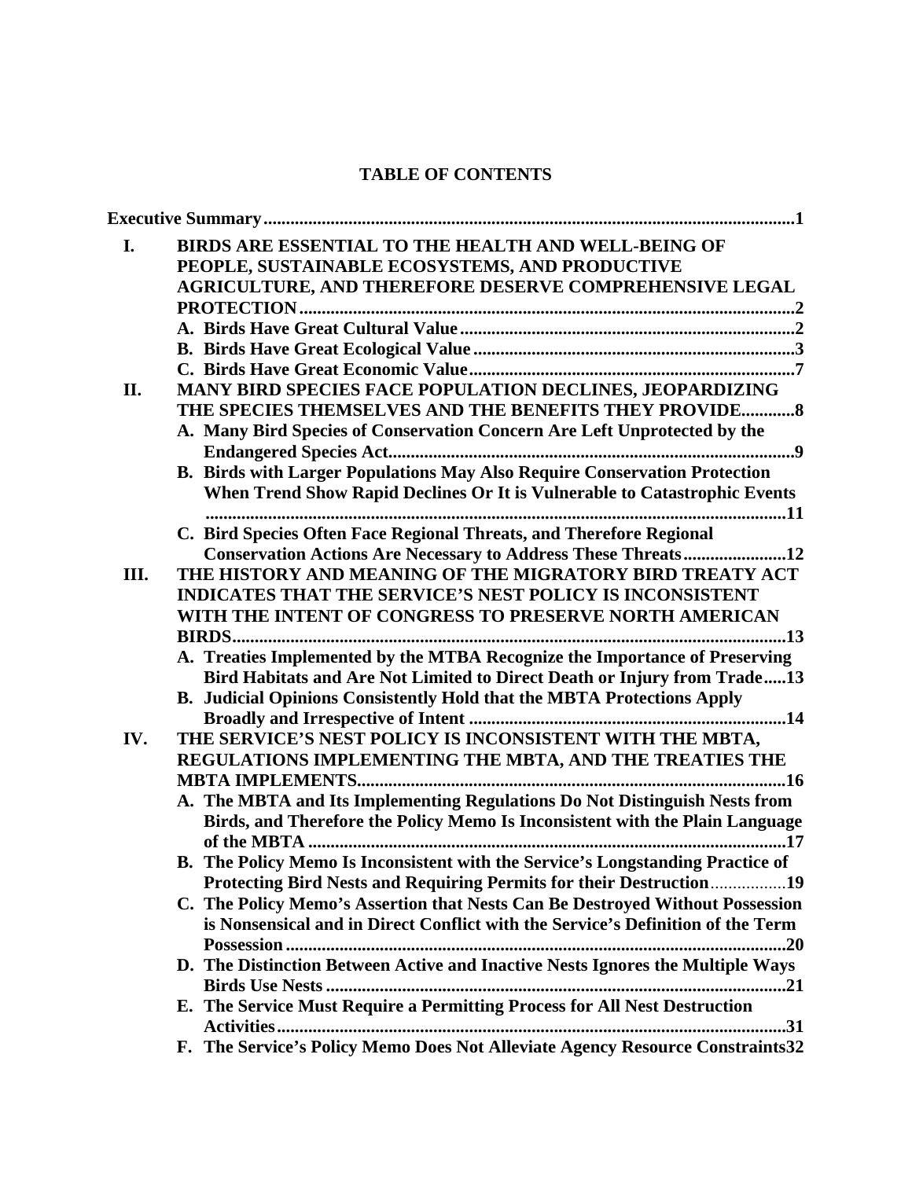# TABLE OF CONTENTS

**Executive Summary** ........ **1**

**I. BIRDS ARE ESSENTIAL TO THE HEALTH AND WELL-BEING OF PEOPLE, SUSTAINABLE ECOSYSTEMS, AND PRODUCTIVE AGRICULTURE, AND THEREFORE DESERVE COMPREHENSIVE LEGAL PROTECTION** ........ **2**

- **A. Birds Have Great Cultural Value** ........ **2**
- **B. Birds Have Great Ecological Value** ........ **3**
- **C. Birds Have Great Economic Value** ........ **7**

**II. MANY BIRD SPECIES FACE POPULATION DECLINES, JEOPARDIZING THE SPECIES THEMSELVES AND THE BENEFITS THEY PROVIDE** ........ **8**

- **A. Many Bird Species of Conservation Concern Are Left Unprotected by the Endangered Species Act** ........ **9**
- **B. Birds with Larger Populations May Also Require Conservation Protection When Trend Show Rapid Declines Or It is Vulnerable to Catastrophic Events** ........ **11**
- **C. Bird Species Often Face Regional Threats, and Therefore Regional Conservation Actions Are Necessary to Address These Threats** ........ **12**

**III. THE HISTORY AND MEANING OF THE MIGRATORY BIRD TREATY ACT INDICATES THAT THE SERVICE'S NEST POLICY IS INCONSISTENT WITH THE INTENT OF CONGRESS TO PRESERVE NORTH AMERICAN BIRDS** ........ **13**

- **A. Treaties Implemented by the MTBA Recognize the Importance of Preserving Bird Habitats and Are Not Limited to Direct Death or Injury from Trade** ........ **13**
- **B. Judicial Opinions Consistently Hold that the MBTA Protections Apply Broadly and Irrespective of Intent** ........ **14**

**IV. THE SERVICE'S NEST POLICY IS INCONSISTENT WITH THE MBTA, REGULATIONS IMPLEMENTING THE MBTA, AND THE TREATIES THE MBTA IMPLEMENTS** ........ **16**

- **A. The MBTA and Its Implementing Regulations Do Not Distinguish Nests from Birds, and Therefore the Policy Memo Is Inconsistent with the Plain Language of the MBTA** ........ **17**
- **B. The Policy Memo Is Inconsistent with the Service's Longstanding Practice of Protecting Bird Nests and Requiring Permits for their Destruction** ........ **19**
- **C. The Policy Memo's Assertion that Nests Can Be Destroyed Without Possession is Nonsensical and in Direct Conflict with the Service's Definition of the Term Possession** ........ **20**
- **D. The Distinction Between Active and Inactive Nests Ignores the Multiple Ways Birds Use Nests** ........ **21**
- **E. The Service Must Require a Permitting Process for All Nest Destruction Activities** ........ **31**
- **F. The Service's Policy Memo Does Not Alleviate Agency Resource Constraints** **32**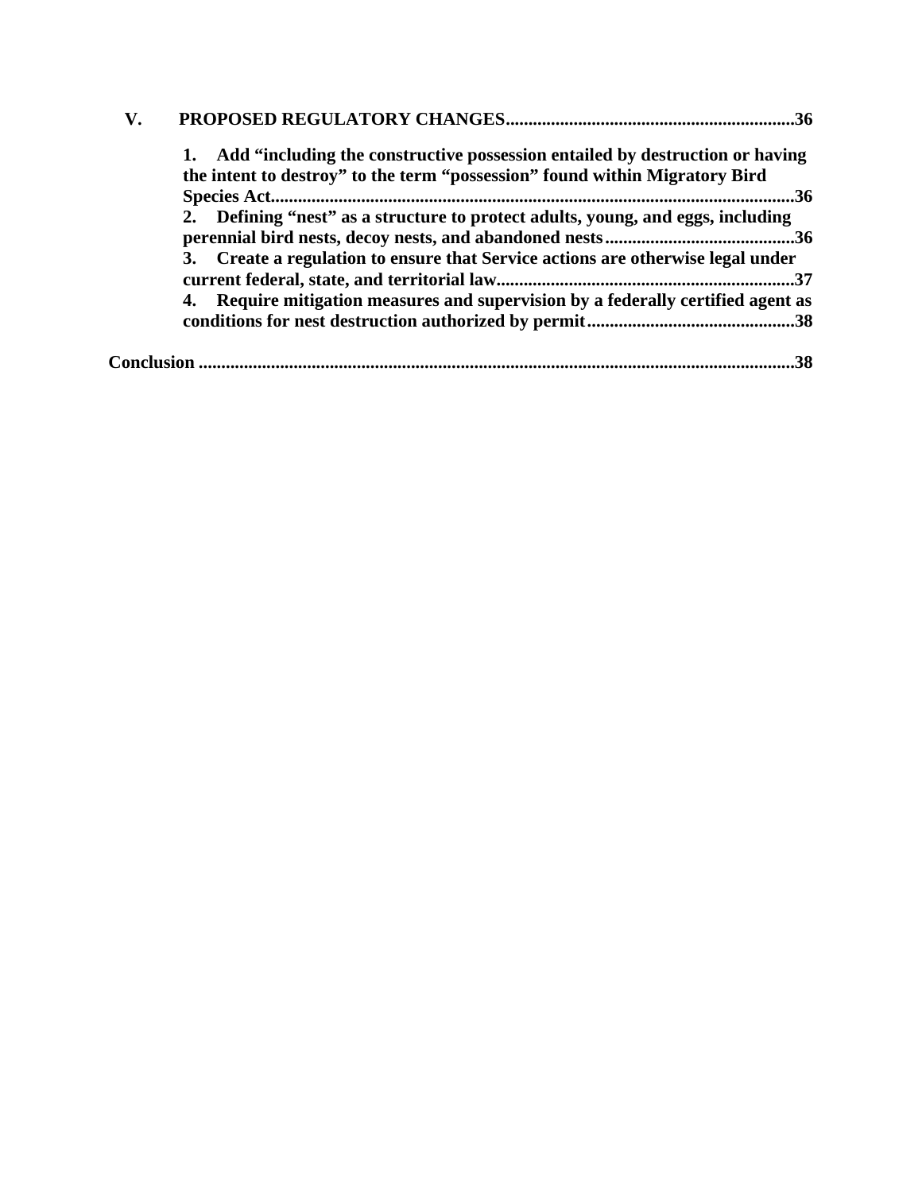**V. PROPOSED REGULATORY CHANGES ............................................................... 36**

**1. Add "including the constructive possession entailed by destruction or having the intent to destroy" to the term "possession" found within Migratory Bird Species Act ............................................................................................................ 36**

**2. Defining "nest" as a structure to protect adults, young, and eggs, including perennial bird nests, decoy nests, and abandoned nests ......................................... 36**

**3. Create a regulation to ensure that Service actions are otherwise legal under current federal, state, and territorial law ................................................................. 37**

**4. Require mitigation measures and supervision by a federally certified agent as conditions for nest destruction authorized by permit ............................................. 38**

**Conclusion .................................................................................................................... 38**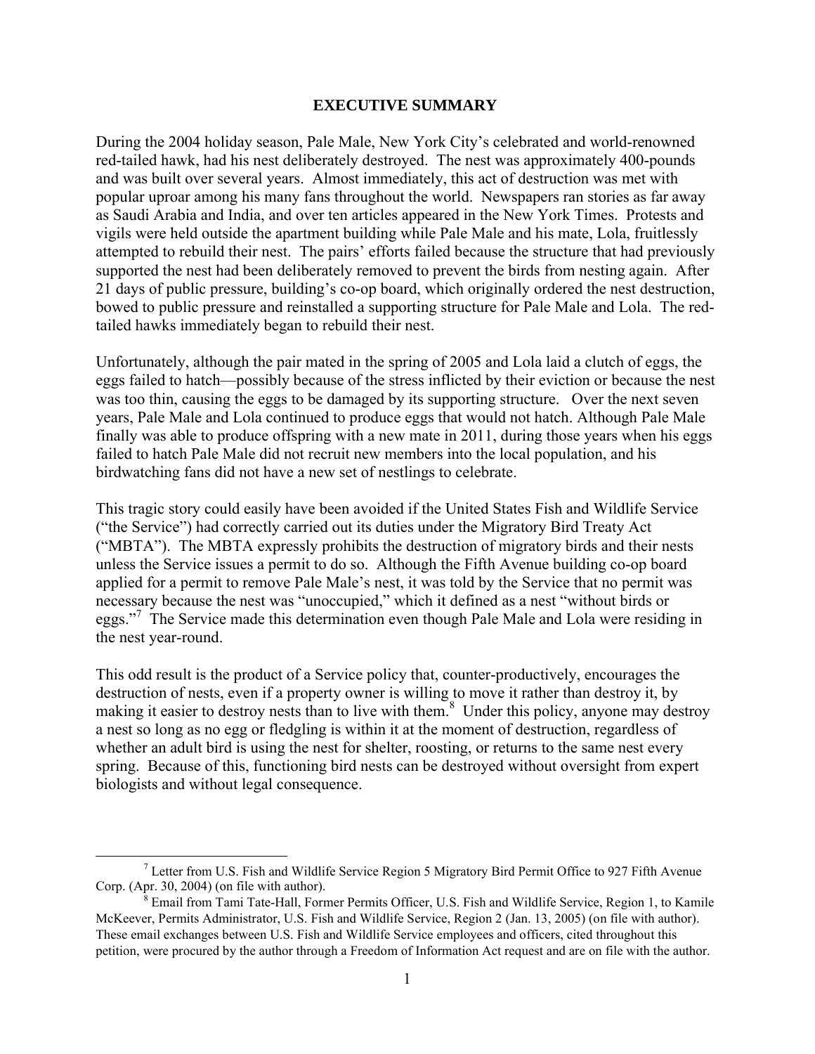## EXECUTIVE SUMMARY

During the 2004 holiday season, Pale Male, New York City's celebrated and world-renowned red-tailed hawk, had his nest deliberately destroyed. The nest was approximately 400-pounds and was built over several years. Almost immediately, this act of destruction was met with popular uproar among his many fans throughout the world. Newspapers ran stories as far away as Saudi Arabia and India, and over ten articles appeared in the New York Times. Protests and vigils were held outside the apartment building while Pale Male and his mate, Lola, fruitlessly attempted to rebuild their nest. The pairs' efforts failed because the structure that had previously supported the nest had been deliberately removed to prevent the birds from nesting again. After 21 days of public pressure, building's co-op board, which originally ordered the nest destruction, bowed to public pressure and reinstalled a supporting structure for Pale Male and Lola. The red-tailed hawks immediately began to rebuild their nest.

Unfortunately, although the pair mated in the spring of 2005 and Lola laid a clutch of eggs, the eggs failed to hatch—possibly because of the stress inflicted by their eviction or because the nest was too thin, causing the eggs to be damaged by its supporting structure. Over the next seven years, Pale Male and Lola continued to produce eggs that would not hatch. Although Pale Male finally was able to produce offspring with a new mate in 2011, during those years when his eggs failed to hatch Pale Male did not recruit new members into the local population, and his birdwatching fans did not have a new set of nestlings to celebrate.

This tragic story could easily have been avoided if the United States Fish and Wildlife Service ("the Service") had correctly carried out its duties under the Migratory Bird Treaty Act ("MBTA"). The MBTA expressly prohibits the destruction of migratory birds and their nests unless the Service issues a permit to do so. Although the Fifth Avenue building co-op board applied for a permit to remove Pale Male's nest, it was told by the Service that no permit was necessary because the nest was "unoccupied," which it defined as a nest "without birds or eggs."[7] The Service made this determination even though Pale Male and Lola were residing in the nest year-round.

This odd result is the product of a Service policy that, counter-productively, encourages the destruction of nests, even if a property owner is willing to move it rather than destroy it, by making it easier to destroy nests than to live with them.[8] Under this policy, anyone may destroy a nest so long as no egg or fledgling is within it at the moment of destruction, regardless of whether an adult bird is using the nest for shelter, roosting, or returns to the same nest every spring. Because of this, functioning bird nests can be destroyed without oversight from expert biologists and without legal consequence.

---

[7] Letter from U.S. Fish and Wildlife Service Region 5 Migratory Bird Permit Office to 927 Fifth Avenue Corp. (Apr. 30, 2004) (on file with author).

[8] Email from Tami Tate-Hall, Former Permits Officer, U.S. Fish and Wildlife Service, Region 1, to Kamile McKeever, Permits Administrator, U.S. Fish and Wildlife Service, Region 2 (Jan. 13, 2005) (on file with author). These email exchanges between U.S. Fish and Wildlife Service employees and officers, cited throughout this petition, were procured by the author through a Freedom of Information Act request and are on file with the author.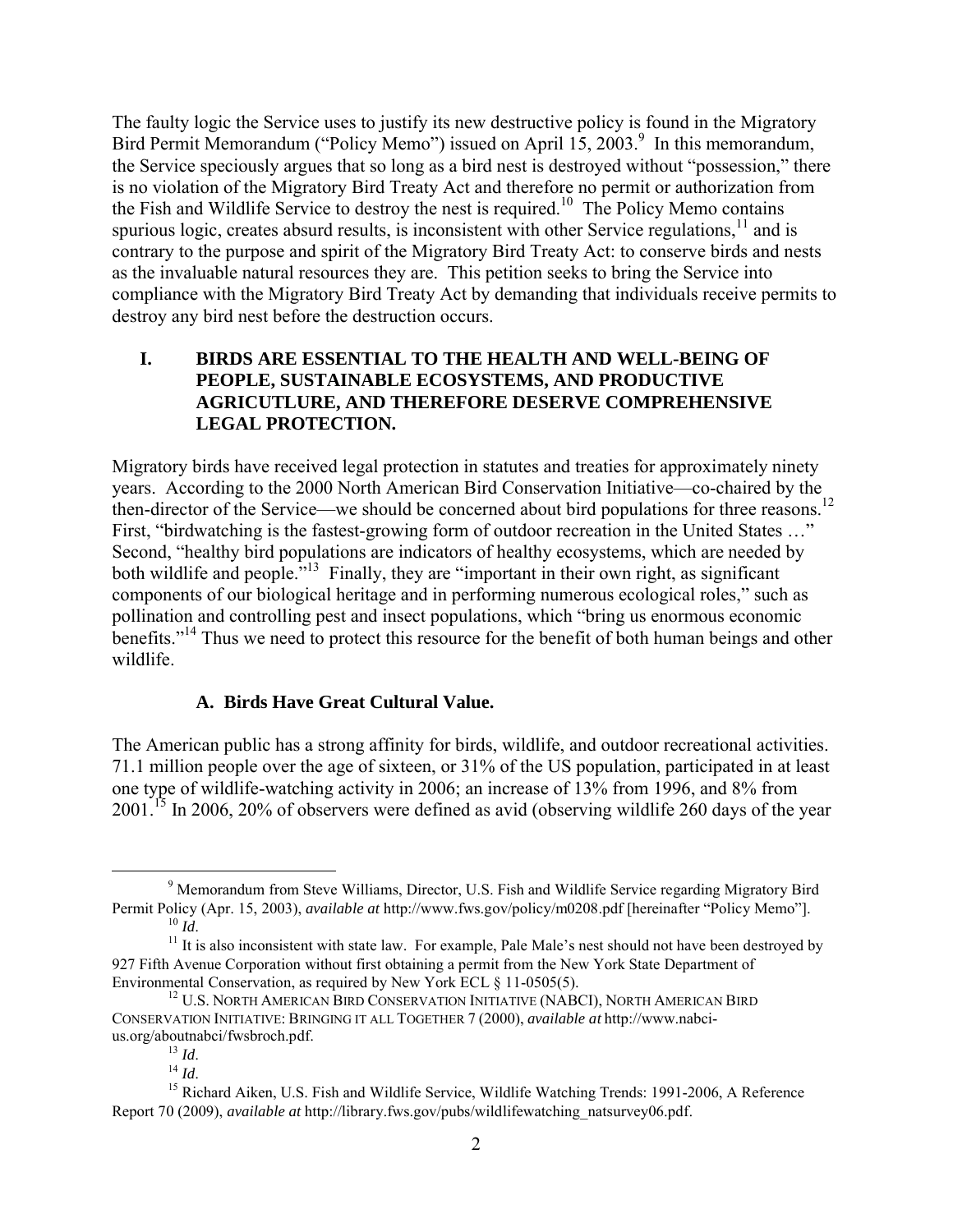The faulty logic the Service uses to justify its new destructive policy is found in the Migratory Bird Permit Memorandum ("Policy Memo") issued on April 15, 2003.[9] In this memorandum, the Service speciously argues that so long as a bird nest is destroyed without "possession," there is no violation of the Migratory Bird Treaty Act and therefore no permit or authorization from the Fish and Wildlife Service to destroy the nest is required.[10] The Policy Memo contains spurious logic, creates absurd results, is inconsistent with other Service regulations,[11] and is contrary to the purpose and spirit of the Migratory Bird Treaty Act: to conserve birds and nests as the invaluable natural resources they are. This petition seeks to bring the Service into compliance with the Migratory Bird Treaty Act by demanding that individuals receive permits to destroy any bird nest before the destruction occurs.

## I. BIRDS ARE ESSENTIAL TO THE HEALTH AND WELL-BEING OF PEOPLE, SUSTAINABLE ECOSYSTEMS, AND PRODUCTIVE AGRICUTLURE, AND THEREFORE DESERVE COMPREHENSIVE LEGAL PROTECTION.

Migratory birds have received legal protection in statutes and treaties for approximately ninety years. According to the 2000 North American Bird Conservation Initiative—co-chaired by the then-director of the Service—we should be concerned about bird populations for three reasons.[12] First, "birdwatching is the fastest-growing form of outdoor recreation in the United States …" Second, "healthy bird populations are indicators of healthy ecosystems, which are needed by both wildlife and people."[13] Finally, they are "important in their own right, as significant components of our biological heritage and in performing numerous ecological roles," such as pollination and controlling pest and insect populations, which "bring us enormous economic benefits."[14] Thus we need to protect this resource for the benefit of both human beings and other wildlife.

### A. Birds Have Great Cultural Value.

The American public has a strong affinity for birds, wildlife, and outdoor recreational activities. 71.1 million people over the age of sixteen, or 31% of the US population, participated in at least one type of wildlife-watching activity in 2006; an increase of 13% from 1996, and 8% from 2001.[15] In 2006, 20% of observers were defined as avid (observing wildlife 260 days of the year

---

[9] Memorandum from Steve Williams, Director, U.S. Fish and Wildlife Service regarding Migratory Bird Permit Policy (Apr. 15, 2003), *available at* http://www.fws.gov/policy/m0208.pdf [hereinafter "Policy Memo"].

[10] *Id*.

[11] It is also inconsistent with state law. For example, Pale Male's nest should not have been destroyed by 927 Fifth Avenue Corporation without first obtaining a permit from the New York State Department of Environmental Conservation, as required by New York ECL § 11-0505(5).

[12] U.S. NORTH AMERICAN BIRD CONSERVATION INITIATIVE (NABCI), NORTH AMERICAN BIRD CONSERVATION INITIATIVE: BRINGING IT ALL TOGETHER 7 (2000), *available at* http://www.nabci-us.org/aboutnabci/fwsbroch.pdf.

[13] *Id*.

[14] *Id*.

[15] Richard Aiken, U.S. Fish and Wildlife Service, Wildlife Watching Trends: 1991-2006, A Reference Report 70 (2009), *available at* http://library.fws.gov/pubs/wildlifewatching_natsurvey06.pdf.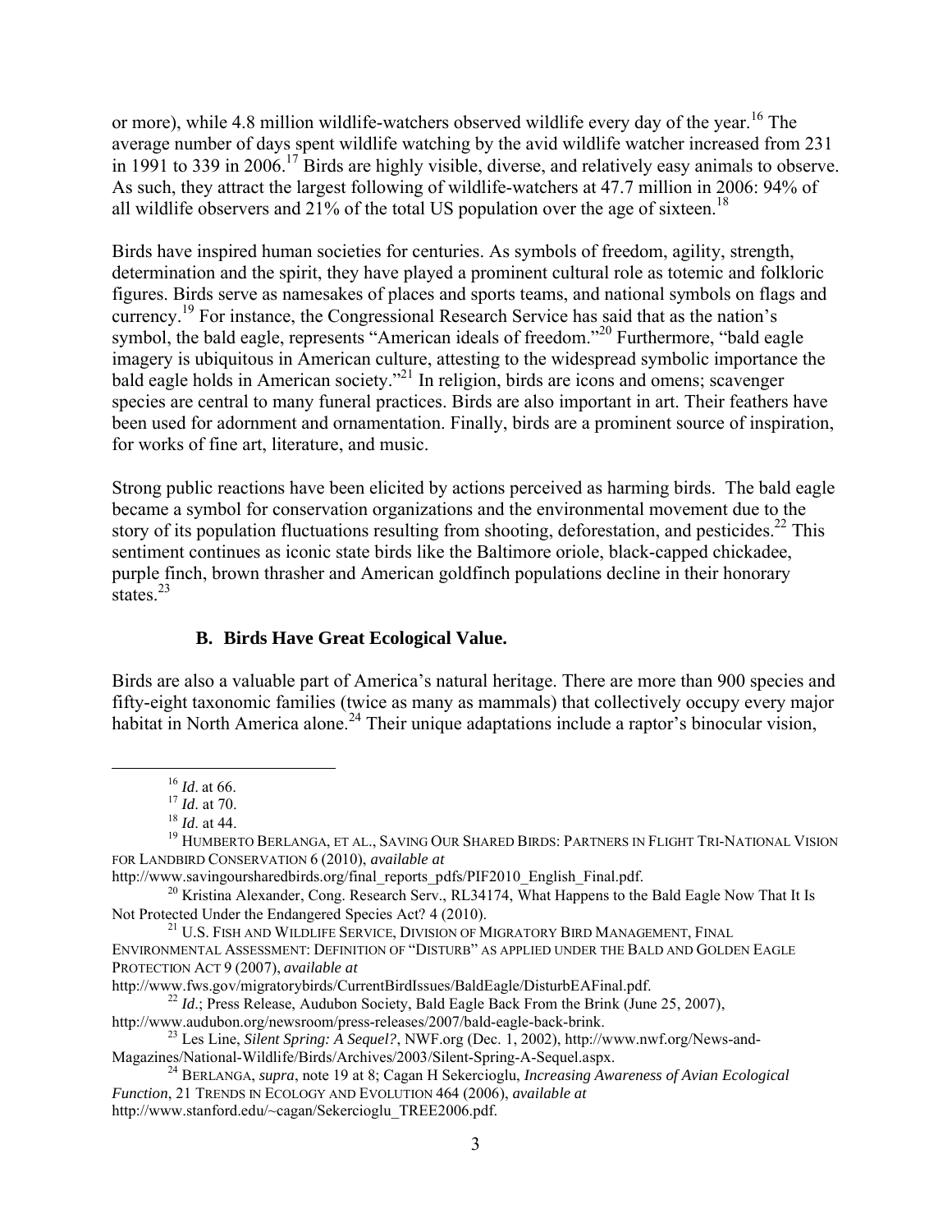or more), while 4.8 million wildlife-watchers observed wildlife every day of the year.[16] The average number of days spent wildlife watching by the avid wildlife watcher increased from 231 in 1991 to 339 in 2006.[17] Birds are highly visible, diverse, and relatively easy animals to observe. As such, they attract the largest following of wildlife-watchers at 47.7 million in 2006: 94% of all wildlife observers and 21% of the total US population over the age of sixteen.[18]

Birds have inspired human societies for centuries. As symbols of freedom, agility, strength, determination and the spirit, they have played a prominent cultural role as totemic and folkloric figures. Birds serve as namesakes of places and sports teams, and national symbols on flags and currency.[19] For instance, the Congressional Research Service has said that as the nation's symbol, the bald eagle, represents "American ideals of freedom."[20] Furthermore, "bald eagle imagery is ubiquitous in American culture, attesting to the widespread symbolic importance the bald eagle holds in American society."[21] In religion, birds are icons and omens; scavenger species are central to many funeral practices. Birds are also important in art. Their feathers have been used for adornment and ornamentation. Finally, birds are a prominent source of inspiration, for works of fine art, literature, and music.

Strong public reactions have been elicited by actions perceived as harming birds. The bald eagle became a symbol for conservation organizations and the environmental movement due to the story of its population fluctuations resulting from shooting, deforestation, and pesticides.[22] This sentiment continues as iconic state birds like the Baltimore oriole, black-capped chickadee, purple finch, brown thrasher and American goldfinch populations decline in their honorary states.[23]

### B. Birds Have Great Ecological Value.

Birds are also a valuable part of America's natural heritage. There are more than 900 species and fifty-eight taxonomic families (twice as many as mammals) that collectively occupy every major habitat in North America alone.[24] Their unique adaptations include a raptor's binocular vision,

---

[16] *Id*. at 66.

[17] *Id*. at 70.

[18] *Id*. at 44.

[19] HUMBERTO BERLANGA, ET AL., SAVING OUR SHARED BIRDS: PARTNERS IN FLIGHT TRI-NATIONAL VISION FOR LANDBIRD CONSERVATION 6 (2010), *available at* http://www.savingoursharedbirds.org/final_reports_pdfs/PIF2010_English_Final.pdf.

[20] Kristina Alexander, Cong. Research Serv., RL34174, What Happens to the Bald Eagle Now That It Is Not Protected Under the Endangered Species Act? 4 (2010).

[21] U.S. FISH AND WILDLIFE SERVICE, DIVISION OF MIGRATORY BIRD MANAGEMENT, FINAL ENVIRONMENTAL ASSESSMENT: DEFINITION OF "DISTURB" AS APPLIED UNDER THE BALD AND GOLDEN EAGLE PROTECTION ACT 9 (2007), *available at* http://www.fws.gov/migratorybirds/CurrentBirdIssues/BaldEagle/DisturbEAFinal.pdf.

[22] *Id*.; Press Release, Audubon Society, Bald Eagle Back From the Brink (June 25, 2007), http://www.audubon.org/newsroom/press-releases/2007/bald-eagle-back-brink.

[23] Les Line, *Silent Spring: A Sequel?*, NWF.org (Dec. 1, 2002), http://www.nwf.org/News-and-Magazines/National-Wildlife/Birds/Archives/2003/Silent-Spring-A-Sequel.aspx.

[24] BERLANGA, *supra*, note 19 at 8; Cagan H Sekercioglu, *Increasing Awareness of Avian Ecological Function*, 21 TRENDS IN ECOLOGY AND EVOLUTION 464 (2006), *available at* http://www.stanford.edu/~cagan/Sekercioglu_TREE2006.pdf.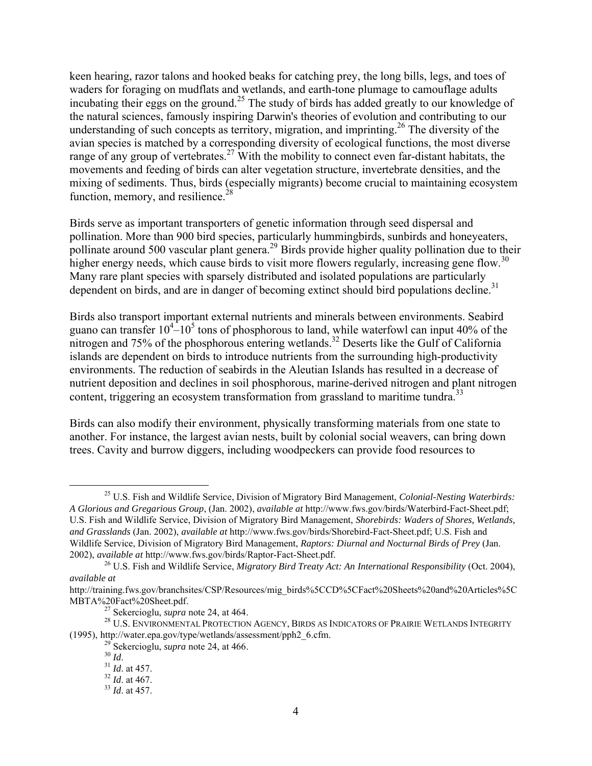keen hearing, razor talons and hooked beaks for catching prey, the long bills, legs, and toes of waders for foraging on mudflats and wetlands, and earth-tone plumage to camouflage adults incubating their eggs on the ground.[25] The study of birds has added greatly to our knowledge of the natural sciences, famously inspiring Darwin's theories of evolution and contributing to our understanding of such concepts as territory, migration, and imprinting.[26] The diversity of the avian species is matched by a corresponding diversity of ecological functions, the most diverse range of any group of vertebrates.[27] With the mobility to connect even far-distant habitats, the movements and feeding of birds can alter vegetation structure, invertebrate densities, and the mixing of sediments. Thus, birds (especially migrants) become crucial to maintaining ecosystem function, memory, and resilience.[28]

Birds serve as important transporters of genetic information through seed dispersal and pollination. More than 900 bird species, particularly hummingbirds, sunbirds and honeyeaters, pollinate around 500 vascular plant genera.[29] Birds provide higher quality pollination due to their higher energy needs, which cause birds to visit more flowers regularly, increasing gene flow.[30] Many rare plant species with sparsely distributed and isolated populations are particularly dependent on birds, and are in danger of becoming extinct should bird populations decline.[31]

Birds also transport important external nutrients and minerals between environments. Seabird guano can transfer $10^4$–$10^5$ tons of phosphorous to land, while waterfowl can input 40% of the nitrogen and 75% of the phosphorous entering wetlands.[32] Deserts like the Gulf of California islands are dependent on birds to introduce nutrients from the surrounding high-productivity environments. The reduction of seabirds in the Aleutian Islands has resulted in a decrease of nutrient deposition and declines in soil phosphorous, marine-derived nitrogen and plant nitrogen content, triggering an ecosystem transformation from grassland to maritime tundra.[33]

Birds can also modify their environment, physically transforming materials from one state to another. For instance, the largest avian nests, built by colonial social weavers, can bring down trees. Cavity and burrow diggers, including woodpeckers can provide food resources to

---

[25] U.S. Fish and Wildlife Service, Division of Migratory Bird Management, *Colonial-Nesting Waterbirds: A Glorious and Gregarious Group*, (Jan. 2002), *available at* http://www.fws.gov/birds/Waterbird-Fact-Sheet.pdf; U.S. Fish and Wildlife Service, Division of Migratory Bird Management, *Shorebirds: Waders of Shores, Wetlands, and Grasslands* (Jan. 2002), *available at* http://www.fws.gov/birds/Shorebird-Fact-Sheet.pdf; U.S. Fish and Wildlife Service, Division of Migratory Bird Management, *Raptors: Diurnal and Nocturnal Birds of Prey* (Jan. 2002), *available at* http://www.fws.gov/birds/Raptor-Fact-Sheet.pdf.

[26] U.S. Fish and Wildlife Service, *Migratory Bird Treaty Act: An International Responsibility* (Oct. 2004), *available at* http://training.fws.gov/branchsites/CSP/Resources/mig_birds%5CCD%5CFact%20Sheets%20and%20Articles%5CMBTA%20Fact%20Sheet.pdf.

[27] Sekercioglu, *supra* note 24, at 464.

[28] U.S. ENVIRONMENTAL PROTECTION AGENCY, BIRDS AS INDICATORS OF PRAIRIE WETLANDS INTEGRITY (1995), http://water.epa.gov/type/wetlands/assessment/pph2_6.cfm.

[29] Sekercioglu, *supra* note 24, at 466.

[30] *Id*.

[31] *Id*. at 457.

[32] *Id*. at 467.

[33] *Id*. at 457.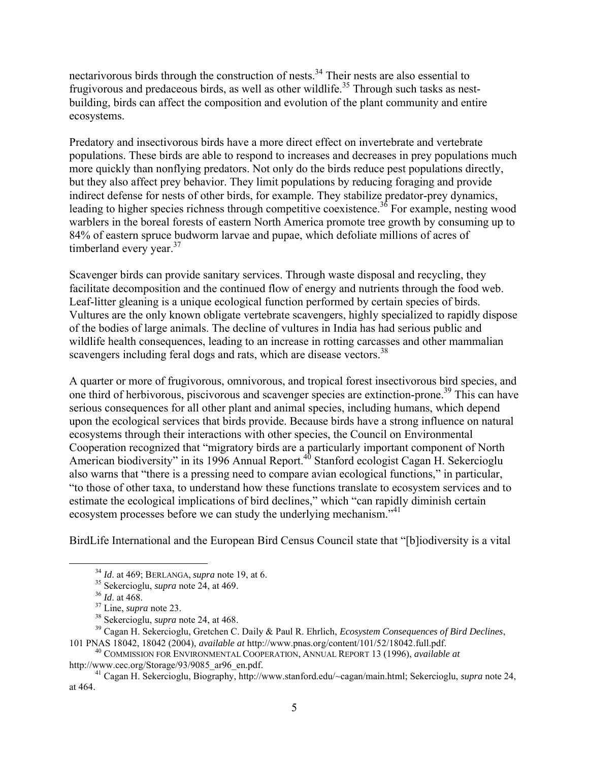nectarivorous birds through the construction of nests.[34] Their nests are also essential to frugivorous and predaceous birds, as well as other wildlife.[35] Through such tasks as nest-building, birds can affect the composition and evolution of the plant community and entire ecosystems.

Predatory and insectivorous birds have a more direct effect on invertebrate and vertebrate populations. These birds are able to respond to increases and decreases in prey populations much more quickly than nonflying predators. Not only do the birds reduce pest populations directly, but they also affect prey behavior. They limit populations by reducing foraging and provide indirect defense for nests of other birds, for example. They stabilize predator-prey dynamics, leading to higher species richness through competitive coexistence.[36] For example, nesting wood warblers in the boreal forests of eastern North America promote tree growth by consuming up to 84% of eastern spruce budworm larvae and pupae, which defoliate millions of acres of timberland every year.[37]

Scavenger birds can provide sanitary services. Through waste disposal and recycling, they facilitate decomposition and the continued flow of energy and nutrients through the food web. Leaf-litter gleaning is a unique ecological function performed by certain species of birds. Vultures are the only known obligate vertebrate scavengers, highly specialized to rapidly dispose of the bodies of large animals. The decline of vultures in India has had serious public and wildlife health consequences, leading to an increase in rotting carcasses and other mammalian scavengers including feral dogs and rats, which are disease vectors.[38]

A quarter or more of frugivorous, omnivorous, and tropical forest insectivorous bird species, and one third of herbivorous, piscivorous and scavenger species are extinction-prone.[39] This can have serious consequences for all other plant and animal species, including humans, which depend upon the ecological services that birds provide. Because birds have a strong influence on natural ecosystems through their interactions with other species, the Council on Environmental Cooperation recognized that "migratory birds are a particularly important component of North American biodiversity" in its 1996 Annual Report.[40] Stanford ecologist Cagan H. Sekercioglu also warns that "there is a pressing need to compare avian ecological functions," in particular, "to those of other taxa, to understand how these functions translate to ecosystem services and to estimate the ecological implications of bird declines," which "can rapidly diminish certain ecosystem processes before we can study the underlying mechanism."[41]

BirdLife International and the European Bird Census Council state that "[b]iodiversity is a vital

---

[34] *Id*. at 469; BERLANGA, *supra* note 19, at 6.

[35] Sekercioglu, *supra* note 24, at 469.

[36] *Id*. at 468.

[37] Line, *supra* note 23.

[38] Sekercioglu, *supra* note 24, at 468.

[39] Cagan H. Sekercioglu, Gretchen C. Daily & Paul R. Ehrlich, *Ecosystem Consequences of Bird Declines*, 101 PNAS 18042, 18042 (2004), *available at* http://www.pnas.org/content/101/52/18042.full.pdf.

[40] COMMISSION FOR ENVIRONMENTAL COOPERATION, ANNUAL REPORT 13 (1996), *available at* http://www.cec.org/Storage/93/9085_ar96_en.pdf.

[41] Cagan H. Sekercioglu, Biography, http://www.stanford.edu/~cagan/main.html; Sekercioglu, *supra* note 24, at 464.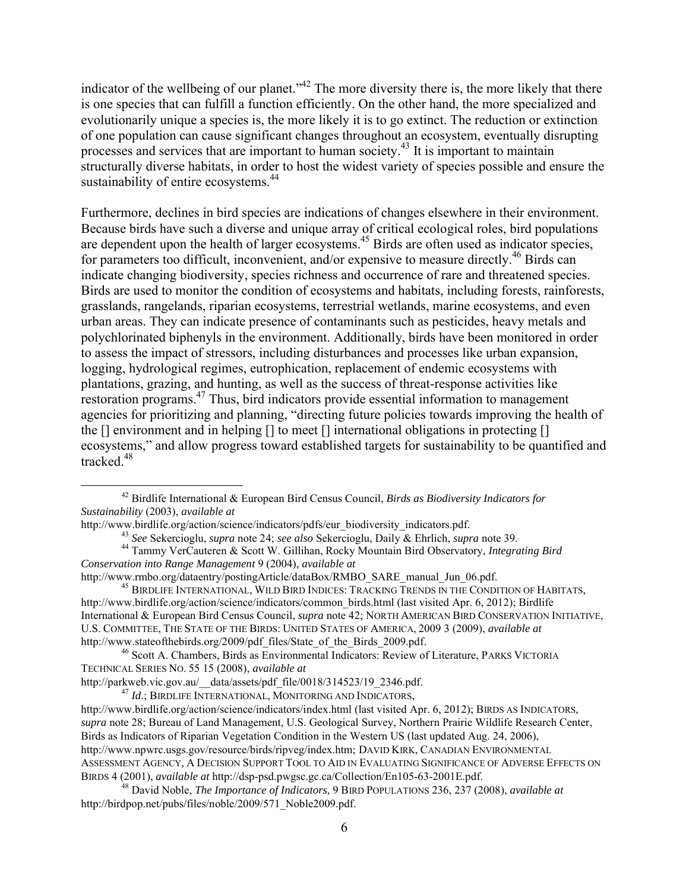indicator of the wellbeing of our planet."[42] The more diversity there is, the more likely that there is one species that can fulfill a function efficiently. On the other hand, the more specialized and evolutionarily unique a species is, the more likely it is to go extinct. The reduction or extinction of one population can cause significant changes throughout an ecosystem, eventually disrupting processes and services that are important to human society.[43] It is important to maintain structurally diverse habitats, in order to host the widest variety of species possible and ensure the sustainability of entire ecosystems.[44]

Furthermore, declines in bird species are indications of changes elsewhere in their environment. Because birds have such a diverse and unique array of critical ecological roles, bird populations are dependent upon the health of larger ecosystems.[45] Birds are often used as indicator species, for parameters too difficult, inconvenient, and/or expensive to measure directly.[46] Birds can indicate changing biodiversity, species richness and occurrence of rare and threatened species. Birds are used to monitor the condition of ecosystems and habitats, including forests, rainforests, grasslands, rangelands, riparian ecosystems, terrestrial wetlands, marine ecosystems, and even urban areas. They can indicate presence of contaminants such as pesticides, heavy metals and polychlorinated biphenyls in the environment. Additionally, birds have been monitored in order to assess the impact of stressors, including disturbances and processes like urban expansion, logging, hydrological regimes, eutrophication, replacement of endemic ecosystems with plantations, grazing, and hunting, as well as the success of threat-response activities like restoration programs.[47] Thus, bird indicators provide essential information to management agencies for prioritizing and planning, "directing future policies towards improving the health of the [] environment and in helping [] to meet [] international obligations in protecting [] ecosystems," and allow progress toward established targets for sustainability to be quantified and tracked.[48]

---

[42] Birdlife International & European Bird Census Council, *Birds as Biodiversity Indicators for Sustainability* (2003), *available at* http://www.birdlife.org/action/science/indicators/pdfs/eur_biodiversity_indicators.pdf.

[43] *See* Sekercioglu, *supra* note 24; *see also* Sekercioglu, Daily & Ehrlich, *supra* note 39.

[44] Tammy VerCauteren & Scott W. Gillihan, Rocky Mountain Bird Observatory, *Integrating Bird Conservation into Range Management* 9 (2004), *available at* http://www.rmbo.org/dataentry/postingArticle/dataBox/RMBO_SARE_manual_Jun_06.pdf.

[45] BIRDLIFE INTERNATIONAL, WILD BIRD INDICES: TRACKING TRENDS IN THE CONDITION OF HABITATS, http://www.birdlife.org/action/science/indicators/common_birds.html (last visited Apr. 6, 2012); Birdlife International & European Bird Census Council, *supra* note 42; NORTH AMERICAN BIRD CONSERVATION INITIATIVE, U.S. COMMITTEE, THE STATE OF THE BIRDS: UNITED STATES OF AMERICA, 2009 3 (2009), *available at* http://www.stateofthebirds.org/2009/pdf_files/State_of_the_Birds_2009.pdf.

[46] Scott A. Chambers, Birds as Environmental Indicators: Review of Literature, PARKS VICTORIA TECHNICAL SERIES NO. 55 15 (2008), *available at* http://parkweb.vic.gov.au/__data/assets/pdf_file/0018/314523/19_2346.pdf.

[47] *Id*.; BIRDLIFE INTERNATIONAL, MONITORING AND INDICATORS, http://www.birdlife.org/action/science/indicators/index.html (last visited Apr. 6, 2012); BIRDS AS INDICATORS, *supra* note 28; Bureau of Land Management, U.S. Geological Survey, Northern Prairie Wildlife Research Center, Birds as Indicators of Riparian Vegetation Condition in the Western US (last updated Aug. 24, 2006), http://www.npwrc.usgs.gov/resource/birds/ripveg/index.htm; DAVID KIRK, CANADIAN ENVIRONMENTAL ASSESSMENT AGENCY, A DECISION SUPPORT TOOL TO AID IN EVALUATING SIGNIFICANCE OF ADVERSE EFFECTS ON BIRDS 4 (2001), *available at* http://dsp-psd.pwgsc.gc.ca/Collection/En105-63-2001E.pdf.

[48] David Noble, *The Importance of Indicators*, 9 BIRD POPULATIONS 236, 237 (2008), *available at* http://birdpop.net/pubs/files/noble/2009/571_Noble2009.pdf.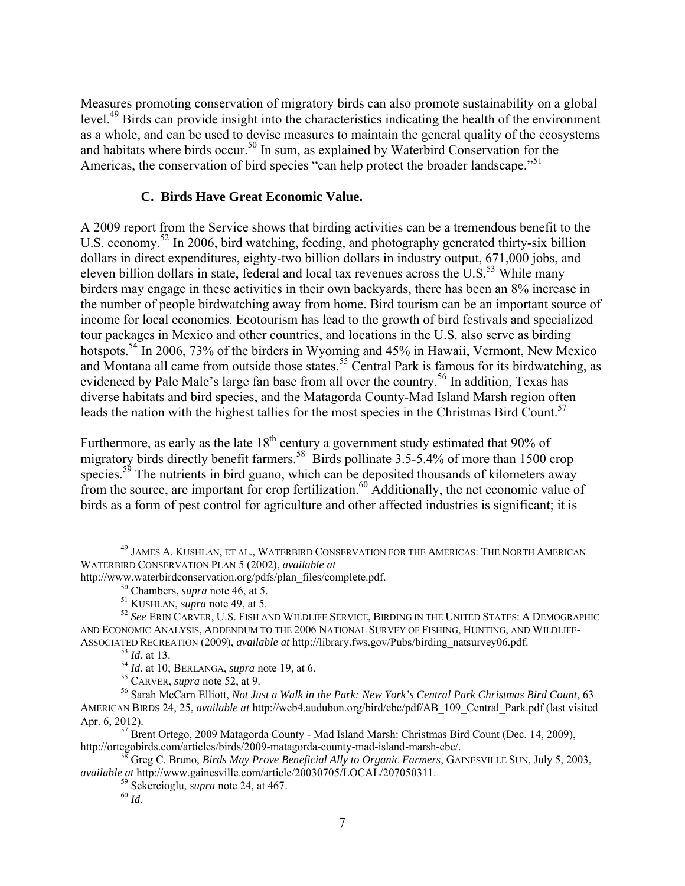Measures promoting conservation of migratory birds can also promote sustainability on a global level.[49] Birds can provide insight into the characteristics indicating the health of the environment as a whole, and can be used to devise measures to maintain the general quality of the ecosystems and habitats where birds occur.[50] In sum, as explained by Waterbird Conservation for the Americas, the conservation of bird species "can help protect the broader landscape."[51]

### C. Birds Have Great Economic Value.

A 2009 report from the Service shows that birding activities can be a tremendous benefit to the U.S. economy.[52] In 2006, bird watching, feeding, and photography generated thirty-six billion dollars in direct expenditures, eighty-two billion dollars in industry output, 671,000 jobs, and eleven billion dollars in state, federal and local tax revenues across the U.S.[53] While many birders may engage in these activities in their own backyards, there has been an 8% increase in the number of people birdwatching away from home. Bird tourism can be an important source of income for local economies. Ecotourism has lead to the growth of bird festivals and specialized tour packages in Mexico and other countries, and locations in the U.S. also serve as birding hotspots.[54] In 2006, 73% of the birders in Wyoming and 45% in Hawaii, Vermont, New Mexico and Montana all came from outside those states.[55] Central Park is famous for its birdwatching, as evidenced by Pale Male's large fan base from all over the country.[56] In addition, Texas has diverse habitats and bird species, and the Matagorda County-Mad Island Marsh region often leads the nation with the highest tallies for the most species in the Christmas Bird Count.[57]

Furthermore, as early as the late 18th century a government study estimated that 90% of migratory birds directly benefit farmers.[58] Birds pollinate 3.5-5.4% of more than 1500 crop species.[59] The nutrients in bird guano, which can be deposited thousands of kilometers away from the source, are important for crop fertilization.[60] Additionally, the net economic value of birds as a form of pest control for agriculture and other affected industries is significant; it is

---

[49] JAMES A. KUSHLAN, ET AL., WATERBIRD CONSERVATION FOR THE AMERICAS: THE NORTH AMERICAN WATERBIRD CONSERVATION PLAN 5 (2002), *available at* http://www.waterbirdconservation.org/pdfs/plan_files/complete.pdf.

[50] Chambers, *supra* note 46, at 5.

[51] KUSHLAN, *supra* note 49, at 5.

[52] *See* ERIN CARVER, U.S. FISH AND WILDLIFE SERVICE, BIRDING IN THE UNITED STATES: A DEMOGRAPHIC AND ECONOMIC ANALYSIS, ADDENDUM TO THE 2006 NATIONAL SURVEY OF FISHING, HUNTING, AND WILDLIFE-ASSOCIATED RECREATION (2009), *available at* http://library.fws.gov/Pubs/birding_natsurvey06.pdf.

[53] *Id*. at 13.

[54] *Id*. at 10; BERLANGA, *supra* note 19, at 6.

[55] CARVER, *supra* note 52, at 9.

[56] Sarah McCarn Elliott, *Not Just a Walk in the Park: New York's Central Park Christmas Bird Count*, 63 AMERICAN BIRDS 24, 25, *available at* http://web4.audubon.org/bird/cbc/pdf/AB_109_Central_Park.pdf (last visited Apr. 6, 2012).

[57] Brent Ortego, 2009 Matagorda County - Mad Island Marsh: Christmas Bird Count (Dec. 14, 2009), http://ortegobirds.com/articles/birds/2009-matagorda-county-mad-island-marsh-cbc/.

[58] Greg C. Bruno, *Birds May Prove Beneficial Ally to Organic Farmers*, GAINESVILLE SUN, July 5, 2003, *available at* http://www.gainesville.com/article/20030705/LOCAL/207050311.

[59] Sekercioglu, *supra* note 24, at 467.

[60] *Id*.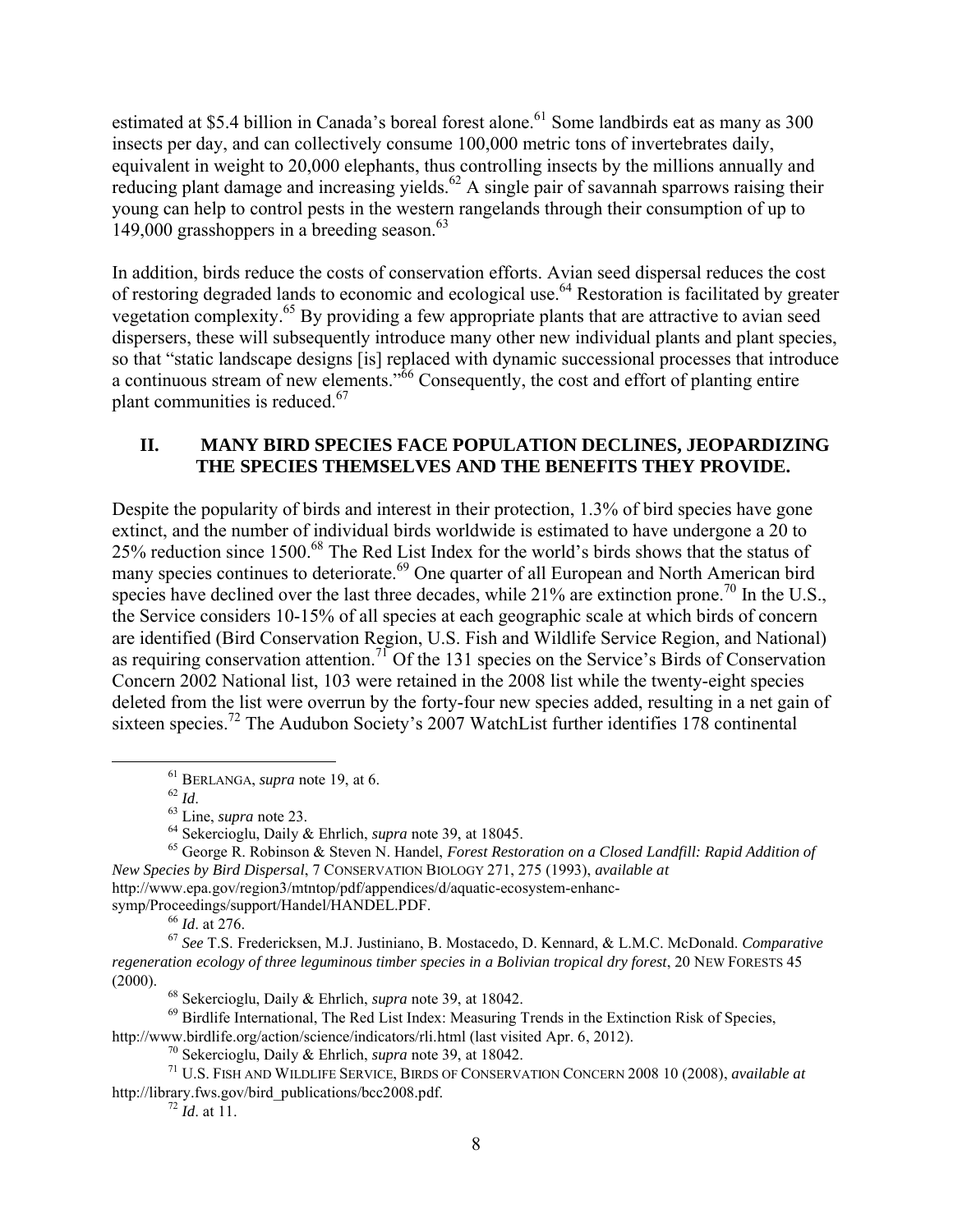estimated at $5.4 billion in Canada's boreal forest alone.[61] Some landbirds eat as many as 300 insects per day, and can collectively consume 100,000 metric tons of invertebrates daily, equivalent in weight to 20,000 elephants, thus controlling insects by the millions annually and reducing plant damage and increasing yields.[62] A single pair of savannah sparrows raising their young can help to control pests in the western rangelands through their consumption of up to 149,000 grasshoppers in a breeding season.[63]

In addition, birds reduce the costs of conservation efforts. Avian seed dispersal reduces the cost of restoring degraded lands to economic and ecological use.[64] Restoration is facilitated by greater vegetation complexity.[65] By providing a few appropriate plants that are attractive to avian seed dispersers, these will subsequently introduce many other new individual plants and plant species, so that "static landscape designs [is] replaced with dynamic successional processes that introduce a continuous stream of new elements."[66] Consequently, the cost and effort of planting entire plant communities is reduced.[67]

## II. MANY BIRD SPECIES FACE POPULATION DECLINES, JEOPARDIZING THE SPECIES THEMSELVES AND THE BENEFITS THEY PROVIDE.

Despite the popularity of birds and interest in their protection, 1.3% of bird species have gone extinct, and the number of individual birds worldwide is estimated to have undergone a 20 to 25% reduction since 1500.[68] The Red List Index for the world's birds shows that the status of many species continues to deteriorate.[69] One quarter of all European and North American bird species have declined over the last three decades, while 21% are extinction prone.[70] In the U.S., the Service considers 10-15% of all species at each geographic scale at which birds of concern are identified (Bird Conservation Region, U.S. Fish and Wildlife Service Region, and National) as requiring conservation attention.[71] Of the 131 species on the Service's Birds of Conservation Concern 2002 National list, 103 were retained in the 2008 list while the twenty-eight species deleted from the list were overrun by the forty-four new species added, resulting in a net gain of sixteen species.[72] The Audubon Society's 2007 WatchList further identifies 178 continental

---

[61] BERLANGA, *supra* note 19, at 6.

[62] *Id*.

[63] Line, *supra* note 23.

[64] Sekercioglu, Daily & Ehrlich, *supra* note 39, at 18045.

[65] George R. Robinson & Steven N. Handel, *Forest Restoration on a Closed Landfill: Rapid Addition of New Species by Bird Dispersal*, 7 CONSERVATION BIOLOGY 271, 275 (1993), *available at* http://www.epa.gov/region3/mtntop/pdf/appendices/d/aquatic-ecosystem-enhanc-symp/Proceedings/support/Handel/HANDEL.PDF.

[66] *Id*. at 276.

[67] *See* T.S. Fredericksen, M.J. Justiniano, B. Mostacedo, D. Kennard, & L.M.C. McDonald. *Comparative regeneration ecology of three leguminous timber species in a Bolivian tropical dry forest*, 20 NEW FORESTS 45 (2000).

[68] Sekercioglu, Daily & Ehrlich, *supra* note 39, at 18042.

[69] Birdlife International, The Red List Index: Measuring Trends in the Extinction Risk of Species, http://www.birdlife.org/action/science/indicators/rli.html (last visited Apr. 6, 2012).

[70] Sekercioglu, Daily & Ehrlich, *supra* note 39, at 18042.

[71] U.S. FISH AND WILDLIFE SERVICE, BIRDS OF CONSERVATION CONCERN 2008 10 (2008), *available at* http://library.fws.gov/bird_publications/bcc2008.pdf.

[72] *Id*. at 11.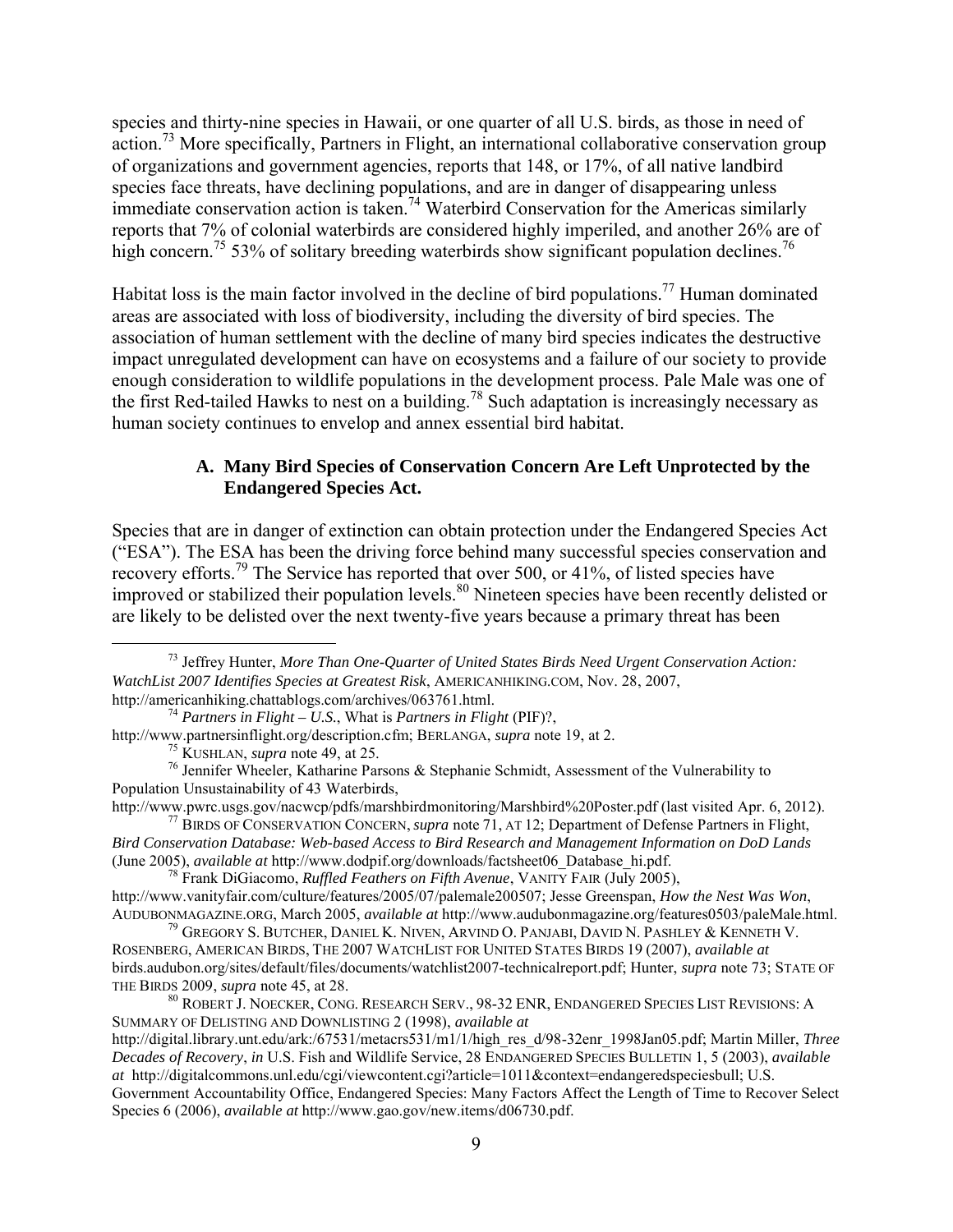species and thirty-nine species in Hawaii, or one quarter of all U.S. birds, as those in need of action.[73] More specifically, Partners in Flight, an international collaborative conservation group of organizations and government agencies, reports that 148, or 17%, of all native landbird species face threats, have declining populations, and are in danger of disappearing unless immediate conservation action is taken.[74] Waterbird Conservation for the Americas similarly reports that 7% of colonial waterbirds are considered highly imperiled, and another 26% are of high concern.[75] 53% of solitary breeding waterbirds show significant population declines.[76]

Habitat loss is the main factor involved in the decline of bird populations.[77] Human dominated areas are associated with loss of biodiversity, including the diversity of bird species. The association of human settlement with the decline of many bird species indicates the destructive impact unregulated development can have on ecosystems and a failure of our society to provide enough consideration to wildlife populations in the development process. Pale Male was one of the first Red-tailed Hawks to nest on a building.[78] Such adaptation is increasingly necessary as human society continues to envelop and annex essential bird habitat.

### A. Many Bird Species of Conservation Concern Are Left Unprotected by the Endangered Species Act.

Species that are in danger of extinction can obtain protection under the Endangered Species Act ("ESA"). The ESA has been the driving force behind many successful species conservation and recovery efforts.[79] The Service has reported that over 500, or 41%, of listed species have improved or stabilized their population levels.[80] Nineteen species have been recently delisted or are likely to be delisted over the next twenty-five years because a primary threat has been

---

[73] Jeffrey Hunter, *More Than One-Quarter of United States Birds Need Urgent Conservation Action: WatchList 2007 Identifies Species at Greatest Risk*, AMERICANHIKING.COM, Nov. 28, 2007, http://americanhiking.chattablogs.com/archives/063761.html.

[74] *Partners in Flight – U.S.*, What is *Partners in Flight* (PIF)?, http://www.partnersinflight.org/description.cfm; BERLANGA, *supra* note 19, at 2.

[75] KUSHLAN, *supra* note 49, at 25.

[76] Jennifer Wheeler, Katharine Parsons & Stephanie Schmidt, Assessment of the Vulnerability to Population Unsustainability of 43 Waterbirds, http://www.pwrc.usgs.gov/nacwcp/pdfs/marshbirdmonitoring/Marshbird%20Poster.pdf (last visited Apr. 6, 2012).

[77] BIRDS OF CONSERVATION CONCERN, *supra* note 71, AT 12; Department of Defense Partners in Flight, *Bird Conservation Database: Web-based Access to Bird Research and Management Information on DoD Lands* (June 2005), *available at* http://www.dodpif.org/downloads/factsheet06_Database_hi.pdf.

[78] Frank DiGiacomo, *Ruffled Feathers on Fifth Avenue*, VANITY FAIR (July 2005), http://www.vanityfair.com/culture/features/2005/07/palemale200507; Jesse Greenspan, *How the Nest Was Won*, AUDUBONMAGAZINE.ORG, March 2005, *available at* http://www.audubonmagazine.org/features0503/paleMale.html.

[79] GREGORY S. BUTCHER, DANIEL K. NIVEN, ARVIND O. PANJABI, DAVID N. PASHLEY & KENNETH V. ROSENBERG, AMERICAN BIRDS, THE 2007 WATCHLIST FOR UNITED STATES BIRDS 19 (2007), *available at* birds.audubon.org/sites/default/files/documents/watchlist2007-technicalreport.pdf; Hunter, *supra* note 73; STATE OF THE BIRDS 2009, *supra* note 45, at 28.

[80] ROBERT J. NOECKER, CONG. RESEARCH SERV., 98-32 ENR, ENDANGERED SPECIES LIST REVISIONS: A SUMMARY OF DELISTING AND DOWNLISTING 2 (1998), *available at* http://digital.library.unt.edu/ark:/67531/metacrs531/m1/1/high_res_d/98-32enr_1998Jan05.pdf; Martin Miller, *Three Decades of Recovery*, *in* U.S. Fish and Wildlife Service, 28 ENDANGERED SPECIES BULLETIN 1, 5 (2003), *available at* http://digitalcommons.unl.edu/cgi/viewcontent.cgi?article=1011&context=endangeredspeciesbull; U.S. Government Accountability Office, Endangered Species: Many Factors Affect the Length of Time to Recover Select Species 6 (2006), *available at* http://www.gao.gov/new.items/d06730.pdf.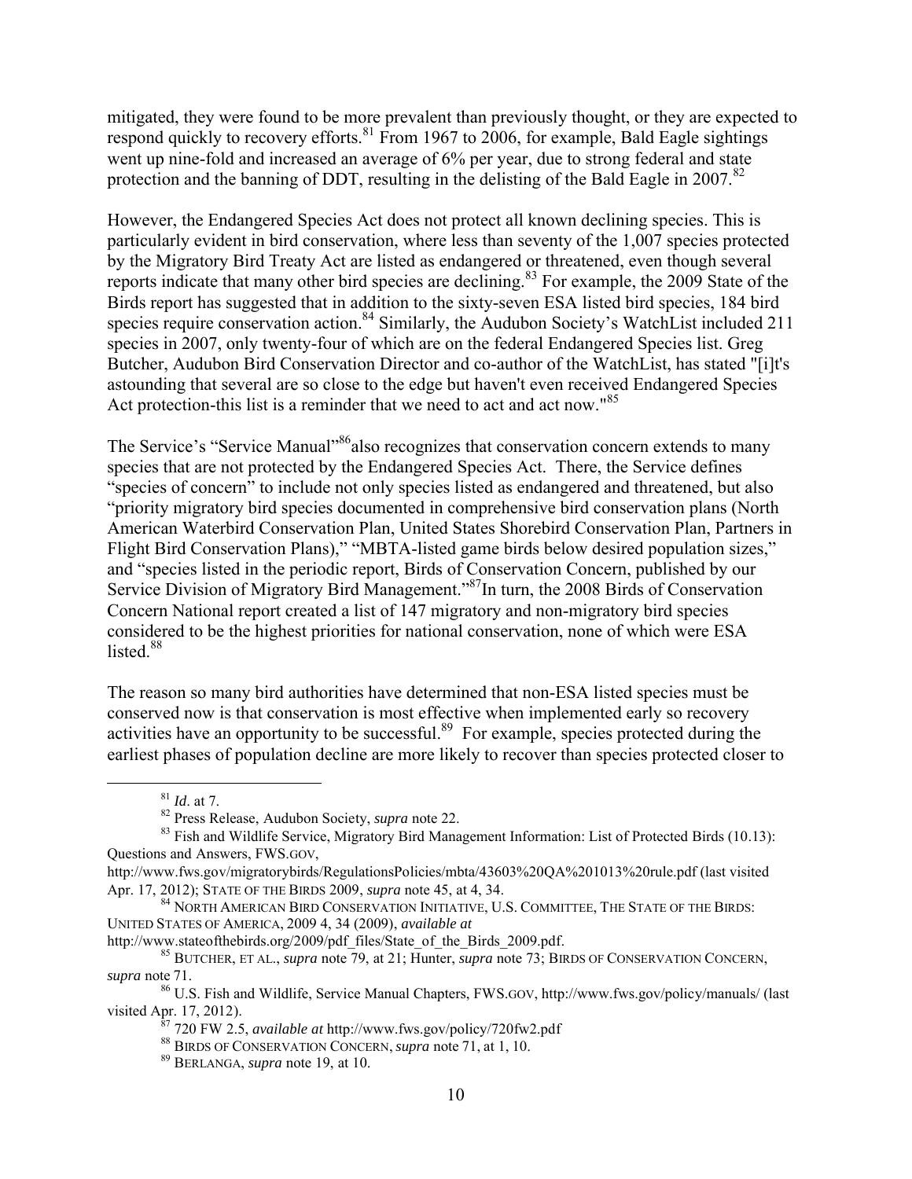mitigated, they were found to be more prevalent than previously thought, or they are expected to respond quickly to recovery efforts.[81] From 1967 to 2006, for example, Bald Eagle sightings went up nine-fold and increased an average of 6% per year, due to strong federal and state protection and the banning of DDT, resulting in the delisting of the Bald Eagle in 2007.[82]

However, the Endangered Species Act does not protect all known declining species. This is particularly evident in bird conservation, where less than seventy of the 1,007 species protected by the Migratory Bird Treaty Act are listed as endangered or threatened, even though several reports indicate that many other bird species are declining.[83] For example, the 2009 State of the Birds report has suggested that in addition to the sixty-seven ESA listed bird species, 184 bird species require conservation action.[84] Similarly, the Audubon Society's WatchList included 211 species in 2007, only twenty-four of which are on the federal Endangered Species list. Greg Butcher, Audubon Bird Conservation Director and co-author of the WatchList, has stated "[i]t's astounding that several are so close to the edge but haven't even received Endangered Species Act protection-this list is a reminder that we need to act and act now."[85]

The Service's "Service Manual"[86] also recognizes that conservation concern extends to many species that are not protected by the Endangered Species Act. There, the Service defines "species of concern" to include not only species listed as endangered and threatened, but also "priority migratory bird species documented in comprehensive bird conservation plans (North American Waterbird Conservation Plan, United States Shorebird Conservation Plan, Partners in Flight Bird Conservation Plans)," "MBTA-listed game birds below desired population sizes," and "species listed in the periodic report, Birds of Conservation Concern, published by our Service Division of Migratory Bird Management."[87] In turn, the 2008 Birds of Conservation Concern National report created a list of 147 migratory and non-migratory bird species considered to be the highest priorities for national conservation, none of which were ESA listed.[88]

The reason so many bird authorities have determined that non-ESA listed species must be conserved now is that conservation is most effective when implemented early so recovery activities have an opportunity to be successful.[89] For example, species protected during the earliest phases of population decline are more likely to recover than species protected closer to

---

[81] *Id*. at 7.

[82] Press Release, Audubon Society, *supra* note 22.

[83] Fish and Wildlife Service, Migratory Bird Management Information: List of Protected Birds (10.13): Questions and Answers, FWS.GOV, http://www.fws.gov/migratorybirds/RegulationsPolicies/mbta/43603%20QA%201013%20rule.pdf (last visited Apr. 17, 2012); STATE OF THE BIRDS 2009, *supra* note 45, at 4, 34.

[84] NORTH AMERICAN BIRD CONSERVATION INITIATIVE, U.S. COMMITTEE, THE STATE OF THE BIRDS: UNITED STATES OF AMERICA, 2009 4, 34 (2009), *available at* http://www.stateofthebirds.org/2009/pdf_files/State_of_the_Birds_2009.pdf.

[85] BUTCHER, ET AL., *supra* note 79, at 21; Hunter, *supra* note 73; BIRDS OF CONSERVATION CONCERN, *supra* note 71.

[86] U.S. Fish and Wildlife, Service Manual Chapters, FWS.GOV, http://www.fws.gov/policy/manuals/ (last visited Apr. 17, 2012).

[87] 720 FW 2.5, *available at* http://www.fws.gov/policy/720fw2.pdf

[88] BIRDS OF CONSERVATION CONCERN, *supra* note 71, at 1, 10.

[89] BERLANGA, *supra* note 19, at 10.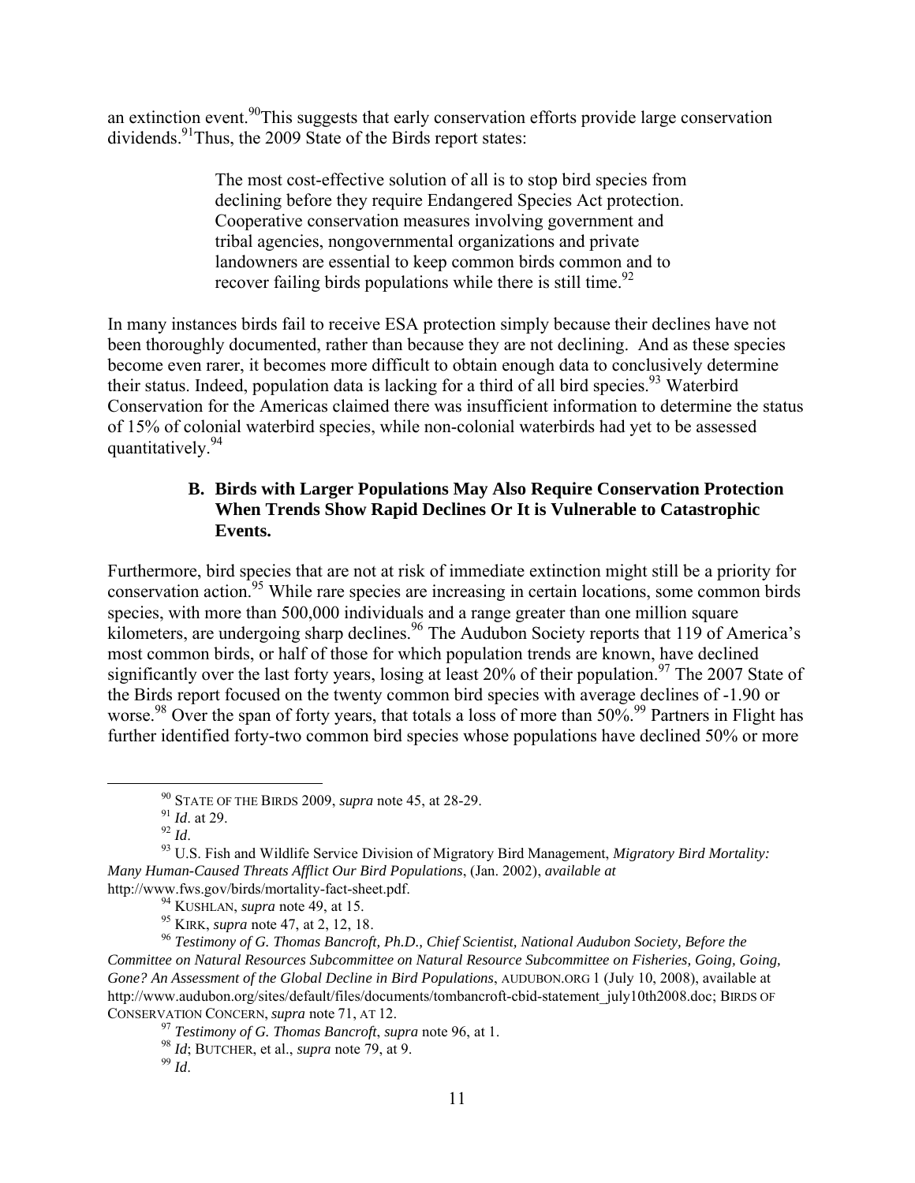an extinction event.[90]This suggests that early conservation efforts provide large conservation dividends.[91]Thus, the 2009 State of the Birds report states:

> The most cost-effective solution of all is to stop bird species from declining before they require Endangered Species Act protection. Cooperative conservation measures involving government and tribal agencies, nongovernmental organizations and private landowners are essential to keep common birds common and to recover failing birds populations while there is still time.[92]

In many instances birds fail to receive ESA protection simply because their declines have not been thoroughly documented, rather than because they are not declining. And as these species become even rarer, it becomes more difficult to obtain enough data to conclusively determine their status. Indeed, population data is lacking for a third of all bird species.[93] Waterbird Conservation for the Americas claimed there was insufficient information to determine the status of 15% of colonial waterbird species, while non-colonial waterbirds had yet to be assessed quantitatively.[94]

### B. Birds with Larger Populations May Also Require Conservation Protection When Trends Show Rapid Declines Or It is Vulnerable to Catastrophic Events.

Furthermore, bird species that are not at risk of immediate extinction might still be a priority for conservation action.[95] While rare species are increasing in certain locations, some common birds species, with more than 500,000 individuals and a range greater than one million square kilometers, are undergoing sharp declines.[96] The Audubon Society reports that 119 of America's most common birds, or half of those for which population trends are known, have declined significantly over the last forty years, losing at least 20% of their population.[97] The 2007 State of the Birds report focused on the twenty common bird species with average declines of -1.90 or worse.[98] Over the span of forty years, that totals a loss of more than 50%.[99] Partners in Flight has further identified forty-two common bird species whose populations have declined 50% or more

---

[90] STATE OF THE BIRDS 2009, *supra* note 45, at 28-29.

[91] *Id*. at 29.

[92] *Id*.

[93] U.S. Fish and Wildlife Service Division of Migratory Bird Management, *Migratory Bird Mortality: Many Human-Caused Threats Afflict Our Bird Populations*, (Jan. 2002), *available at* http://www.fws.gov/birds/mortality-fact-sheet.pdf.

[94] KUSHLAN, *supra* note 49, at 15.

[95] KIRK, *supra* note 47, at 2, 12, 18.

[96] *Testimony of G. Thomas Bancroft, Ph.D., Chief Scientist, National Audubon Society, Before the Committee on Natural Resources Subcommittee on Natural Resource Subcommittee on Fisheries, Going, Going, Gone? An Assessment of the Global Decline in Bird Populations*, AUDUBON.ORG 1 (July 10, 2008), available at http://www.audubon.org/sites/default/files/documents/tombancroft-cbid-statement_july10th2008.doc; BIRDS OF CONSERVATION CONCERN, *supra* note 71, AT 12.

[97] *Testimony of G. Thomas Bancroft*, *supra* note 96, at 1.

[98] *Id*; BUTCHER, et al., *supra* note 79, at 9.

[99] *Id*.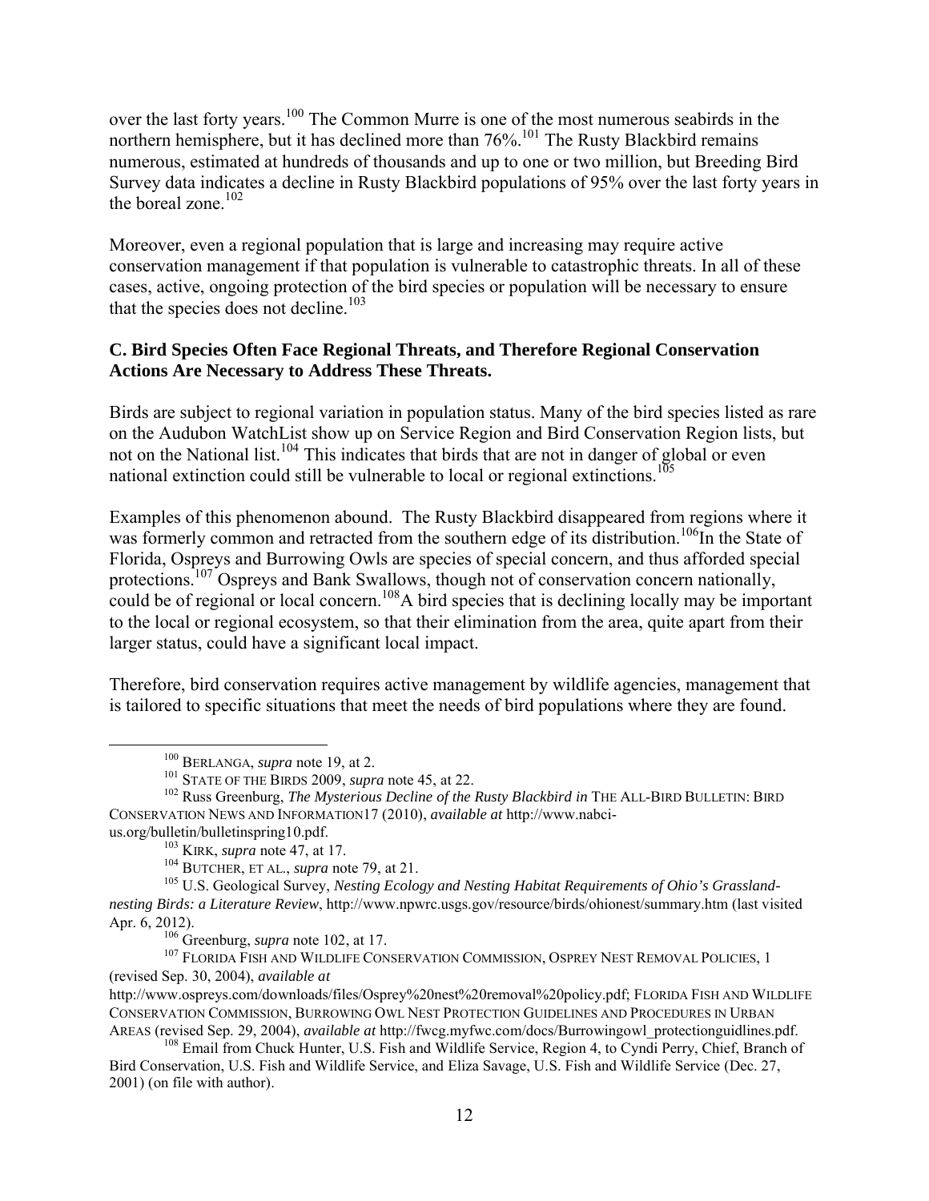over the last forty years.[100] The Common Murre is one of the most numerous seabirds in the northern hemisphere, but it has declined more than 76%.[101] The Rusty Blackbird remains numerous, estimated at hundreds of thousands and up to one or two million, but Breeding Bird Survey data indicates a decline in Rusty Blackbird populations of 95% over the last forty years in the boreal zone.[102]

Moreover, even a regional population that is large and increasing may require active conservation management if that population is vulnerable to catastrophic threats. In all of these cases, active, ongoing protection of the bird species or population will be necessary to ensure that the species does not decline.[103]

**C. Bird Species Often Face Regional Threats, and Therefore Regional Conservation Actions Are Necessary to Address These Threats.**

Birds are subject to regional variation in population status. Many of the bird species listed as rare on the Audubon WatchList show up on Service Region and Bird Conservation Region lists, but not on the National list.[104] This indicates that birds that are not in danger of global or even national extinction could still be vulnerable to local or regional extinctions.[105]

Examples of this phenomenon abound. The Rusty Blackbird disappeared from regions where it was formerly common and retracted from the southern edge of its distribution.[106]In the State of Florida, Ospreys and Burrowing Owls are species of special concern, and thus afforded special protections.[107] Ospreys and Bank Swallows, though not of conservation concern nationally, could be of regional or local concern.[108]A bird species that is declining locally may be important to the local or regional ecosystem, so that their elimination from the area, quite apart from their larger status, could have a significant local impact.

Therefore, bird conservation requires active management by wildlife agencies, management that is tailored to specific situations that meet the needs of bird populations where they are found.

---

[100] BERLANGA, *supra* note 19, at 2.

[101] STATE OF THE BIRDS 2009, *supra* note 45, at 22.

[102] Russ Greenburg, *The Mysterious Decline of the Rusty Blackbird in* THE ALL-BIRD BULLETIN: BIRD CONSERVATION NEWS AND INFORMATION17 (2010), *available at* http://www.nabci-us.org/bulletin/bulletinspring10.pdf.

[103] KIRK, *supra* note 47, at 17.

[104] BUTCHER, ET AL., *supra* note 79, at 21.

[105] U.S. Geological Survey, *Nesting Ecology and Nesting Habitat Requirements of Ohio's Grassland-nesting Birds: a Literature Review*, http://www.npwrc.usgs.gov/resource/birds/ohionest/summary.htm (last visited Apr. 6, 2012).

[106] Greenburg, *supra* note 102, at 17.

[107] FLORIDA FISH AND WILDLIFE CONSERVATION COMMISSION, OSPREY NEST REMOVAL POLICIES, 1 (revised Sep. 30, 2004), *available at* http://www.ospreys.com/downloads/files/Osprey%20nest%20removal%20policy.pdf; FLORIDA FISH AND WILDLIFE CONSERVATION COMMISSION, BURROWING OWL NEST PROTECTION GUIDELINES AND PROCEDURES IN URBAN AREAS (revised Sep. 29, 2004), *available at* http://fwcg.myfwc.com/docs/Burrowingowl_protectionguidlines.pdf.

[108] Email from Chuck Hunter, U.S. Fish and Wildlife Service, Region 4, to Cyndi Perry, Chief, Branch of Bird Conservation, U.S. Fish and Wildlife Service, and Eliza Savage, U.S. Fish and Wildlife Service (Dec. 27, 2001) (on file with author).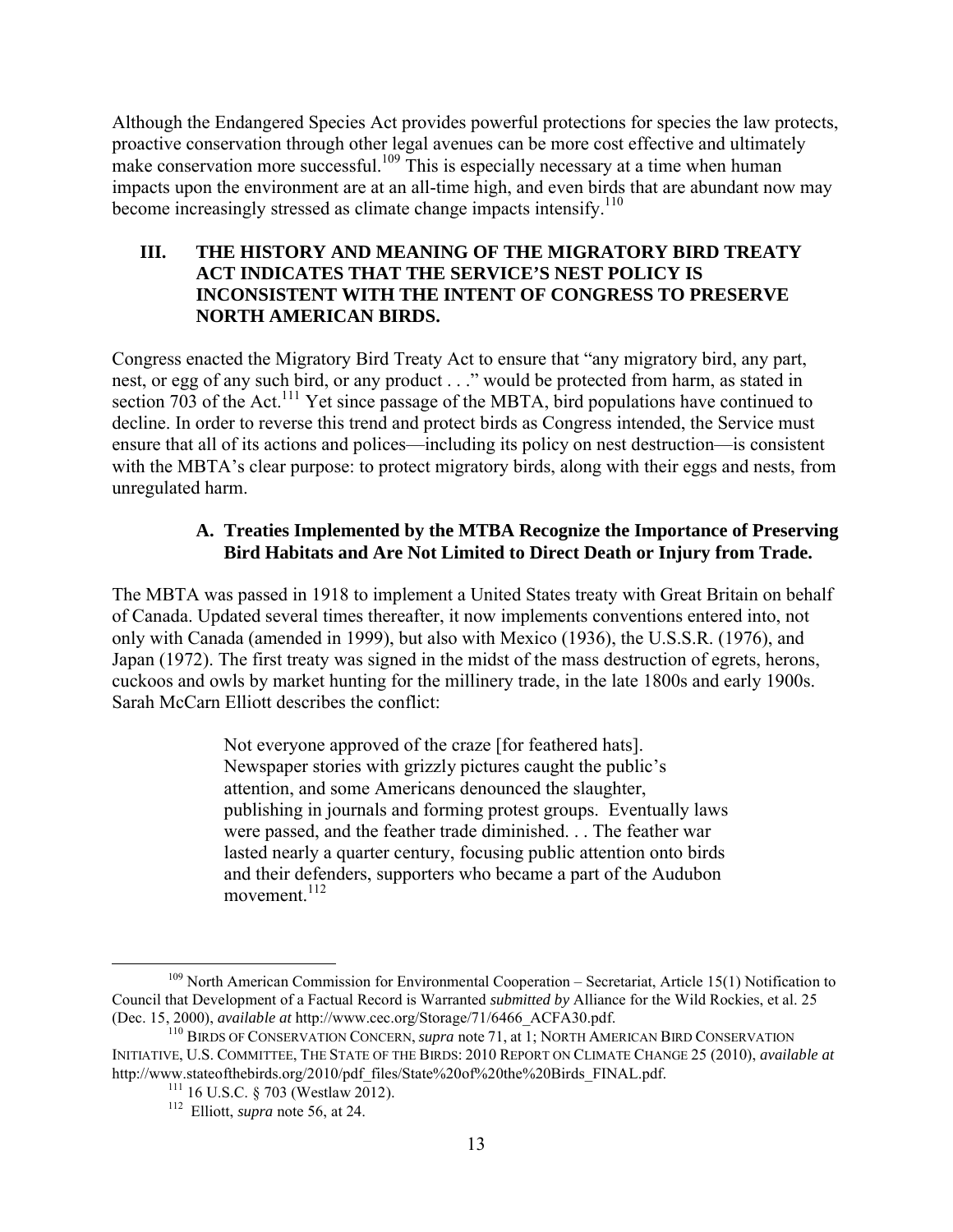Although the Endangered Species Act provides powerful protections for species the law protects, proactive conservation through other legal avenues can be more cost effective and ultimately make conservation more successful.[109] This is especially necessary at a time when human impacts upon the environment are at an all-time high, and even birds that are abundant now may become increasingly stressed as climate change impacts intensify.[110]

## III. THE HISTORY AND MEANING OF THE MIGRATORY BIRD TREATY ACT INDICATES THAT THE SERVICE'S NEST POLICY IS INCONSISTENT WITH THE INTENT OF CONGRESS TO PRESERVE NORTH AMERICAN BIRDS.

Congress enacted the Migratory Bird Treaty Act to ensure that "any migratory bird, any part, nest, or egg of any such bird, or any product . . ." would be protected from harm, as stated in section 703 of the Act.[111] Yet since passage of the MBTA, bird populations have continued to decline. In order to reverse this trend and protect birds as Congress intended, the Service must ensure that all of its actions and polices—including its policy on nest destruction—is consistent with the MBTA's clear purpose: to protect migratory birds, along with their eggs and nests, from unregulated harm.

### A. Treaties Implemented by the MTBA Recognize the Importance of Preserving Bird Habitats and Are Not Limited to Direct Death or Injury from Trade.

The MBTA was passed in 1918 to implement a United States treaty with Great Britain on behalf of Canada. Updated several times thereafter, it now implements conventions entered into, not only with Canada (amended in 1999), but also with Mexico (1936), the U.S.S.R. (1976), and Japan (1972). The first treaty was signed in the midst of the mass destruction of egrets, herons, cuckoos and owls by market hunting for the millinery trade, in the late 1800s and early 1900s. Sarah McCarn Elliott describes the conflict:

> Not everyone approved of the craze [for feathered hats]. Newspaper stories with grizzly pictures caught the public's attention, and some Americans denounced the slaughter, publishing in journals and forming protest groups. Eventually laws were passed, and the feather trade diminished. . . The feather war lasted nearly a quarter century, focusing public attention onto birds and their defenders, supporters who became a part of the Audubon movement.[112]

---

[109] North American Commission for Environmental Cooperation – Secretariat, Article 15(1) Notification to Council that Development of a Factual Record is Warranted *submitted by* Alliance for the Wild Rockies, et al. 25 (Dec. 15, 2000), *available at* http://www.cec.org/Storage/71/6466_ACFA30.pdf.

[110] BIRDS OF CONSERVATION CONCERN, *supra* note 71, at 1; NORTH AMERICAN BIRD CONSERVATION INITIATIVE, U.S. COMMITTEE, THE STATE OF THE BIRDS: 2010 REPORT ON CLIMATE CHANGE 25 (2010), *available at* http://www.stateofthebirds.org/2010/pdf_files/State%20of%20the%20Birds_FINAL.pdf.

[111] 16 U.S.C. § 703 (Westlaw 2012).

[112] Elliott, *supra* note 56, at 24.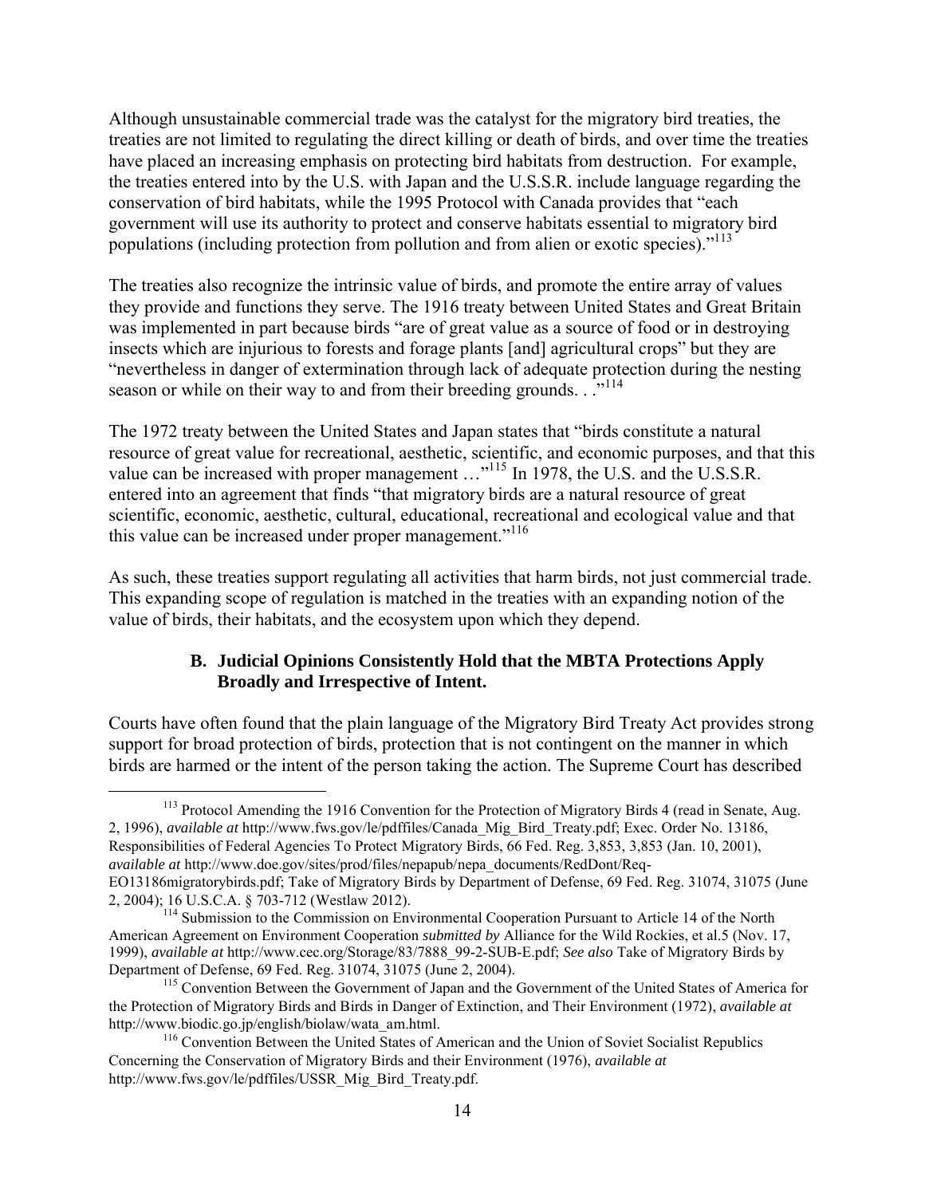Although unsustainable commercial trade was the catalyst for the migratory bird treaties, the treaties are not limited to regulating the direct killing or death of birds, and over time the treaties have placed an increasing emphasis on protecting bird habitats from destruction. For example, the treaties entered into by the U.S. with Japan and the U.S.S.R. include language regarding the conservation of bird habitats, while the 1995 Protocol with Canada provides that "each government will use its authority to protect and conserve habitats essential to migratory bird populations (including protection from pollution and from alien or exotic species)."[113]

The treaties also recognize the intrinsic value of birds, and promote the entire array of values they provide and functions they serve. The 1916 treaty between United States and Great Britain was implemented in part because birds "are of great value as a source of food or in destroying insects which are injurious to forests and forage plants [and] agricultural crops" but they are "nevertheless in danger of extermination through lack of adequate protection during the nesting season or while on their way to and from their breeding grounds. . ."[114]

The 1972 treaty between the United States and Japan states that "birds constitute a natural resource of great value for recreational, aesthetic, scientific, and economic purposes, and that this value can be increased with proper management …"[115] In 1978, the U.S. and the U.S.S.R. entered into an agreement that finds "that migratory birds are a natural resource of great scientific, economic, aesthetic, cultural, educational, recreational and ecological value and that this value can be increased under proper management."[116]

As such, these treaties support regulating all activities that harm birds, not just commercial trade. This expanding scope of regulation is matched in the treaties with an expanding notion of the value of birds, their habitats, and the ecosystem upon which they depend.

### B. Judicial Opinions Consistently Hold that the MBTA Protections Apply Broadly and Irrespective of Intent.

Courts have often found that the plain language of the Migratory Bird Treaty Act provides strong support for broad protection of birds, protection that is not contingent on the manner in which birds are harmed or the intent of the person taking the action. The Supreme Court has described

---

[113] Protocol Amending the 1916 Convention for the Protection of Migratory Birds 4 (read in Senate, Aug. 2, 1996), *available at* http://www.fws.gov/le/pdffiles/Canada_Mig_Bird_Treaty.pdf; Exec. Order No. 13186, Responsibilities of Federal Agencies To Protect Migratory Birds, 66 Fed. Reg. 3,853, 3,853 (Jan. 10, 2001), *available at* http://www.doe.gov/sites/prod/files/nepapub/nepa_documents/RedDont/Req-EO13186migratorybirds.pdf; Take of Migratory Birds by Department of Defense, 69 Fed. Reg. 31074, 31075 (June 2, 2004); 16 U.S.C.A. § 703-712 (Westlaw 2012).

[114] Submission to the Commission on Environmental Cooperation Pursuant to Article 14 of the North American Agreement on Environment Cooperation *submitted by* Alliance for the Wild Rockies, et al.5 (Nov. 17, 1999), *available at* http://www.cec.org/Storage/83/7888_99-2-SUB-E.pdf; *See also* Take of Migratory Birds by Department of Defense, 69 Fed. Reg. 31074, 31075 (June 2, 2004).

[115] Convention Between the Government of Japan and the Government of the United States of America for the Protection of Migratory Birds and Birds in Danger of Extinction, and Their Environment (1972), *available at* http://www.biodic.go.jp/english/biolaw/wata_am.html.

[116] Convention Between the United States of American and the Union of Soviet Socialist Republics Concerning the Conservation of Migratory Birds and their Environment (1976), *available at* http://www.fws.gov/le/pdffiles/USSR_Mig_Bird_Treaty.pdf.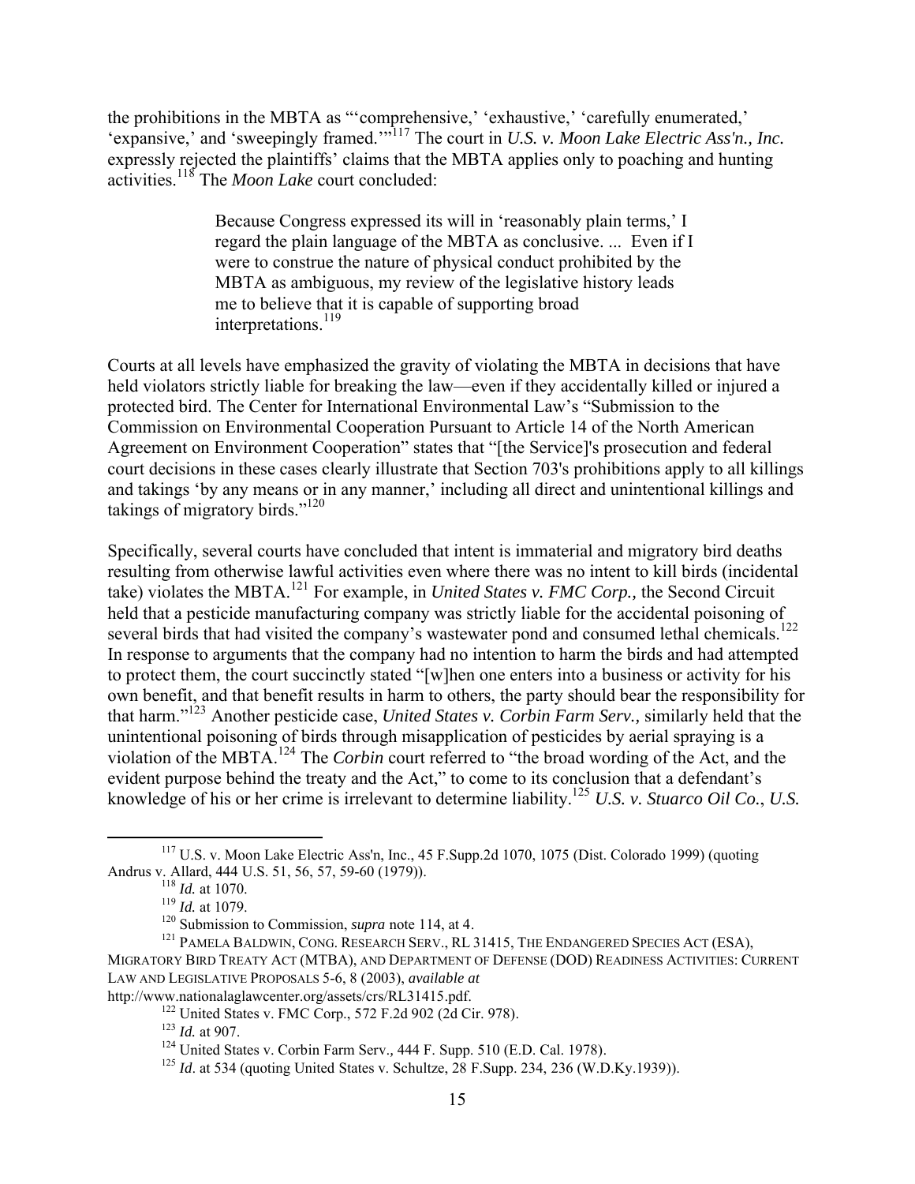the prohibitions in the MBTA as "'comprehensive,' 'exhaustive,' 'carefully enumerated,' 'expansive,' and 'sweepingly framed.'"[117] The court in *U.S. v. Moon Lake Electric Ass'n., Inc.* expressly rejected the plaintiffs' claims that the MBTA applies only to poaching and hunting activities.[118] The *Moon Lake* court concluded:

> Because Congress expressed its will in 'reasonably plain terms,' I regard the plain language of the MBTA as conclusive. ... Even if I were to construe the nature of physical conduct prohibited by the MBTA as ambiguous, my review of the legislative history leads me to believe that it is capable of supporting broad interpretations.[119]

Courts at all levels have emphasized the gravity of violating the MBTA in decisions that have held violators strictly liable for breaking the law—even if they accidentally killed or injured a protected bird. The Center for International Environmental Law's "Submission to the Commission on Environmental Cooperation Pursuant to Article 14 of the North American Agreement on Environment Cooperation" states that "[the Service]'s prosecution and federal court decisions in these cases clearly illustrate that Section 703's prohibitions apply to all killings and takings 'by any means or in any manner,' including all direct and unintentional killings and takings of migratory birds."[120]

Specifically, several courts have concluded that intent is immaterial and migratory bird deaths resulting from otherwise lawful activities even where there was no intent to kill birds (incidental take) violates the MBTA.[121] For example, in *United States v. FMC Corp.,* the Second Circuit held that a pesticide manufacturing company was strictly liable for the accidental poisoning of several birds that had visited the company's wastewater pond and consumed lethal chemicals.[122] In response to arguments that the company had no intention to harm the birds and had attempted to protect them, the court succinctly stated "[w]hen one enters into a business or activity for his own benefit, and that benefit results in harm to others, the party should bear the responsibility for that harm."[123] Another pesticide case, *United States v. Corbin Farm Serv.,* similarly held that the unintentional poisoning of birds through misapplication of pesticides by aerial spraying is a violation of the MBTA.[124] The *Corbin* court referred to "the broad wording of the Act, and the evident purpose behind the treaty and the Act," to come to its conclusion that a defendant's knowledge of his or her crime is irrelevant to determine liability.[125] *U.S. v. Stuarco Oil Co.*, *U.S.*

---

[117] U.S. v. Moon Lake Electric Ass'n, Inc., 45 F.Supp.2d 1070, 1075 (Dist. Colorado 1999) (quoting Andrus v. Allard, 444 U.S. 51, 56, 57, 59-60 (1979)).

[118] *Id.* at 1070.

[119] *Id.* at 1079.

[120] Submission to Commission, *supra* note 114, at 4.

[121] PAMELA BALDWIN, CONG. RESEARCH SERV., RL 31415, THE ENDANGERED SPECIES ACT (ESA), MIGRATORY BIRD TREATY ACT (MTBA), AND DEPARTMENT OF DEFENSE (DOD) READINESS ACTIVITIES: CURRENT LAW AND LEGISLATIVE PROPOSALS 5-6, 8 (2003), *available at* http://www.nationalaglawcenter.org/assets/crs/RL31415.pdf.

[122] United States v. FMC Corp., 572 F.2d 902 (2d Cir. 978).

[123] *Id.* at 907.

[124] United States v. Corbin Farm Serv., 444 F. Supp. 510 (E.D. Cal. 1978).

[125] *Id*. at 534 (quoting United States v. Schultze, 28 F.Supp. 234, 236 (W.D.Ky.1939)).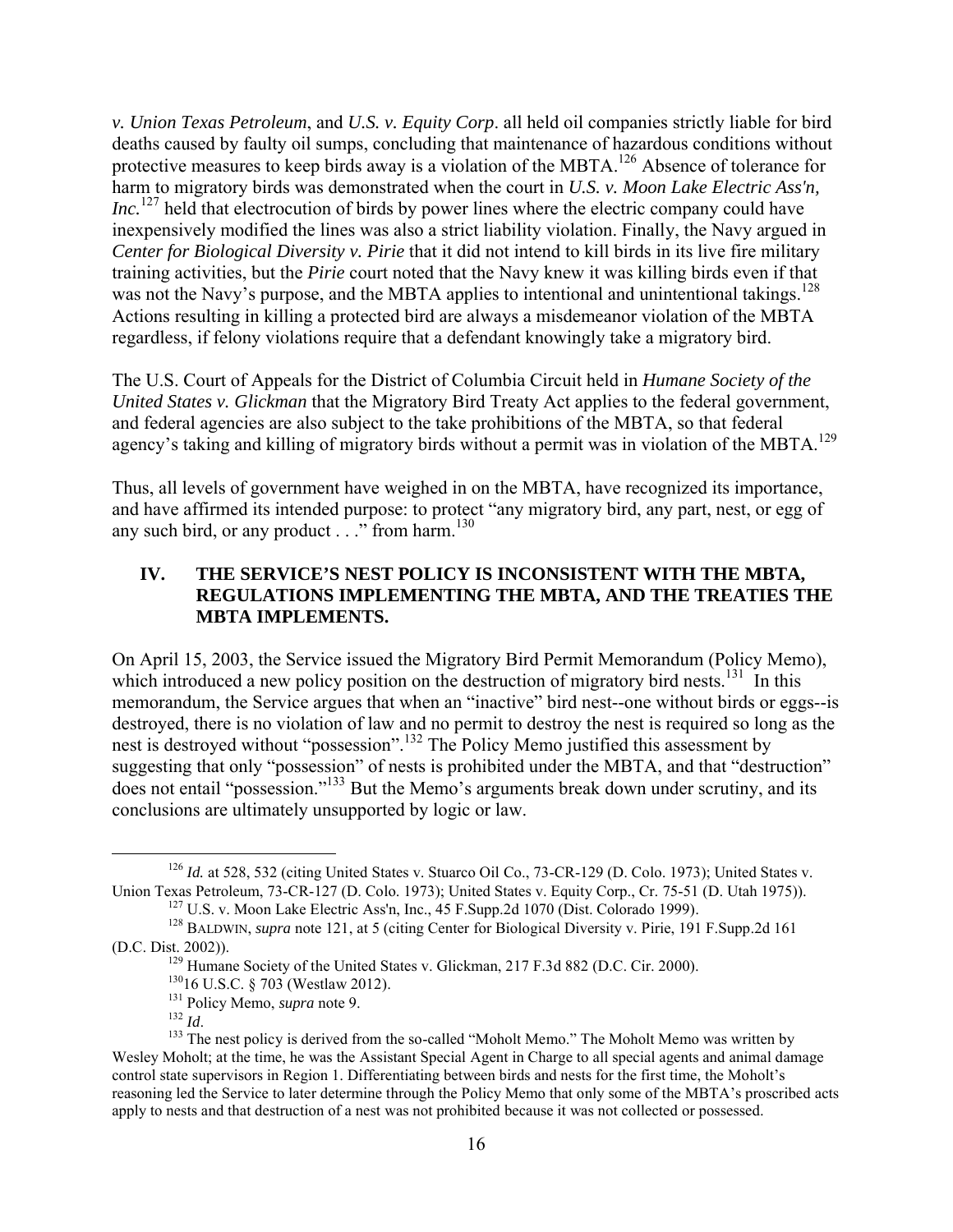*v. Union Texas Petroleum*, and *U.S. v. Equity Corp*. all held oil companies strictly liable for bird deaths caused by faulty oil sumps, concluding that maintenance of hazardous conditions without protective measures to keep birds away is a violation of the MBTA.[126] Absence of tolerance for harm to migratory birds was demonstrated when the court in *U.S. v. Moon Lake Electric Ass'n, Inc.*[127] held that electrocution of birds by power lines where the electric company could have inexpensively modified the lines was also a strict liability violation. Finally, the Navy argued in *Center for Biological Diversity v. Pirie* that it did not intend to kill birds in its live fire military training activities, but the *Pirie* court noted that the Navy knew it was killing birds even if that was not the Navy's purpose, and the MBTA applies to intentional and unintentional takings.[128] Actions resulting in killing a protected bird are always a misdemeanor violation of the MBTA regardless, if felony violations require that a defendant knowingly take a migratory bird.

The U.S. Court of Appeals for the District of Columbia Circuit held in *Humane Society of the United States v. Glickman* that the Migratory Bird Treaty Act applies to the federal government, and federal agencies are also subject to the take prohibitions of the MBTA, so that federal agency's taking and killing of migratory birds without a permit was in violation of the MBTA.[129]

Thus, all levels of government have weighed in on the MBTA, have recognized its importance, and have affirmed its intended purpose: to protect "any migratory bird, any part, nest, or egg of any such bird, or any product . . ." from harm.[130]

## IV. THE SERVICE'S NEST POLICY IS INCONSISTENT WITH THE MBTA, REGULATIONS IMPLEMENTING THE MBTA, AND THE TREATIES THE MBTA IMPLEMENTS.

On April 15, 2003, the Service issued the Migratory Bird Permit Memorandum (Policy Memo), which introduced a new policy position on the destruction of migratory bird nests.[131] In this memorandum, the Service argues that when an "inactive" bird nest--one without birds or eggs--is destroyed, there is no violation of law and no permit to destroy the nest is required so long as the nest is destroyed without "possession".[132] The Policy Memo justified this assessment by suggesting that only "possession" of nests is prohibited under the MBTA, and that "destruction" does not entail "possession."[133] But the Memo's arguments break down under scrutiny, and its conclusions are ultimately unsupported by logic or law.

---

[126] *Id.* at 528, 532 (citing United States v. Stuarco Oil Co., 73-CR-129 (D. Colo. 1973); United States v. Union Texas Petroleum, 73-CR-127 (D. Colo. 1973); United States v. Equity Corp., Cr. 75-51 (D. Utah 1975)).

[127] U.S. v. Moon Lake Electric Ass'n, Inc., 45 F.Supp.2d 1070 (Dist. Colorado 1999).

[128] BALDWIN, *supra* note 121, at 5 (citing Center for Biological Diversity v. Pirie, 191 F.Supp.2d 161 (D.C. Dist. 2002)).

[129] Humane Society of the United States v. Glickman, 217 F.3d 882 (D.C. Cir. 2000).

[130] 16 U.S.C. § 703 (Westlaw 2012).

[131] Policy Memo, *supra* note 9.

[132] *Id*.

[133] The nest policy is derived from the so-called "Moholt Memo." The Moholt Memo was written by Wesley Moholt; at the time, he was the Assistant Special Agent in Charge to all special agents and animal damage control state supervisors in Region 1. Differentiating between birds and nests for the first time, the Moholt's reasoning led the Service to later determine through the Policy Memo that only some of the MBTA's proscribed acts apply to nests and that destruction of a nest was not prohibited because it was not collected or possessed.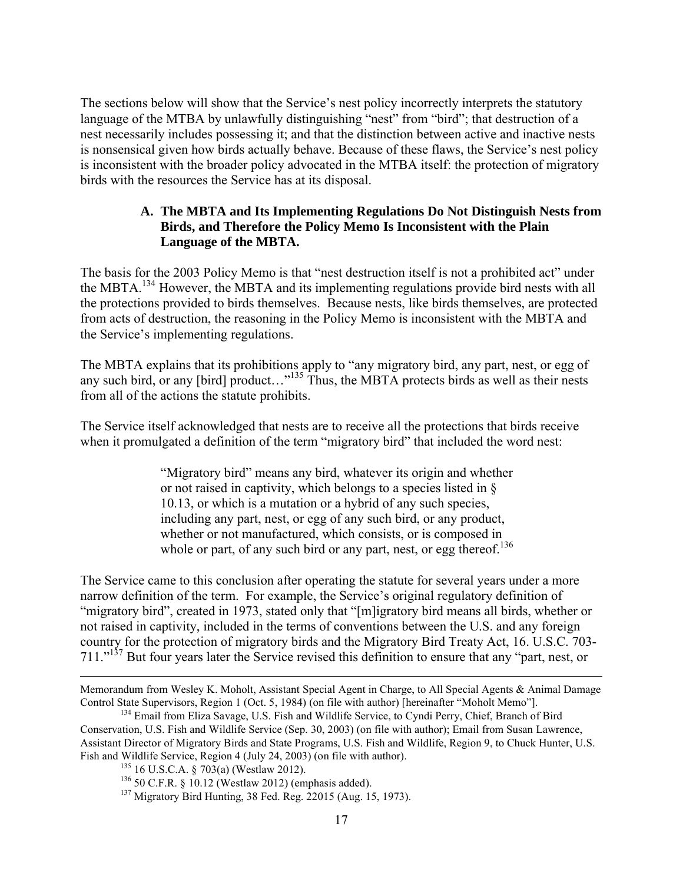The sections below will show that the Service's nest policy incorrectly interprets the statutory language of the MTBA by unlawfully distinguishing "nest" from "bird"; that destruction of a nest necessarily includes possessing it; and that the distinction between active and inactive nests is nonsensical given how birds actually behave. Because of these flaws, the Service's nest policy is inconsistent with the broader policy advocated in the MTBA itself: the protection of migratory birds with the resources the Service has at its disposal.

### A. The MBTA and Its Implementing Regulations Do Not Distinguish Nests from Birds, and Therefore the Policy Memo Is Inconsistent with the Plain Language of the MBTA.

The basis for the 2003 Policy Memo is that "nest destruction itself is not a prohibited act" under the MBTA.[134] However, the MBTA and its implementing regulations provide bird nests with all the protections provided to birds themselves. Because nests, like birds themselves, are protected from acts of destruction, the reasoning in the Policy Memo is inconsistent with the MBTA and the Service's implementing regulations.

The MBTA explains that its prohibitions apply to "any migratory bird, any part, nest, or egg of any such bird, or any [bird] product…"[135] Thus, the MBTA protects birds as well as their nests from all of the actions the statute prohibits.

The Service itself acknowledged that nests are to receive all the protections that birds receive when it promulgated a definition of the term "migratory bird" that included the word nest:

> "Migratory bird" means any bird, whatever its origin and whether or not raised in captivity, which belongs to a species listed in § 10.13, or which is a mutation or a hybrid of any such species, including any part, nest, or egg of any such bird, or any product, whether or not manufactured, which consists, or is composed in whole or part, of any such bird or any part, nest, or egg thereof.[136]

The Service came to this conclusion after operating the statute for several years under a more narrow definition of the term. For example, the Service's original regulatory definition of "migratory bird", created in 1973, stated only that "[m]igratory bird means all birds, whether or not raised in captivity, included in the terms of conventions between the U.S. and any foreign country for the protection of migratory birds and the Migratory Bird Treaty Act, 16. U.S.C. 703-711."[137] But four years later the Service revised this definition to ensure that any "part, nest, or

---

Memorandum from Wesley K. Moholt, Assistant Special Agent in Charge, to All Special Agents & Animal Damage Control State Supervisors, Region 1 (Oct. 5, 1984) (on file with author) [hereinafter "Moholt Memo"].

[134] Email from Eliza Savage, U.S. Fish and Wildlife Service, to Cyndi Perry, Chief, Branch of Bird Conservation, U.S. Fish and Wildlife Service (Sep. 30, 2003) (on file with author); Email from Susan Lawrence, Assistant Director of Migratory Birds and State Programs, U.S. Fish and Wildlife, Region 9, to Chuck Hunter, U.S. Fish and Wildlife Service, Region 4 (July 24, 2003) (on file with author).

[135] 16 U.S.C.A. § 703(a) (Westlaw 2012).

[136] 50 C.F.R. § 10.12 (Westlaw 2012) (emphasis added).

[137] Migratory Bird Hunting, 38 Fed. Reg. 22015 (Aug. 15, 1973).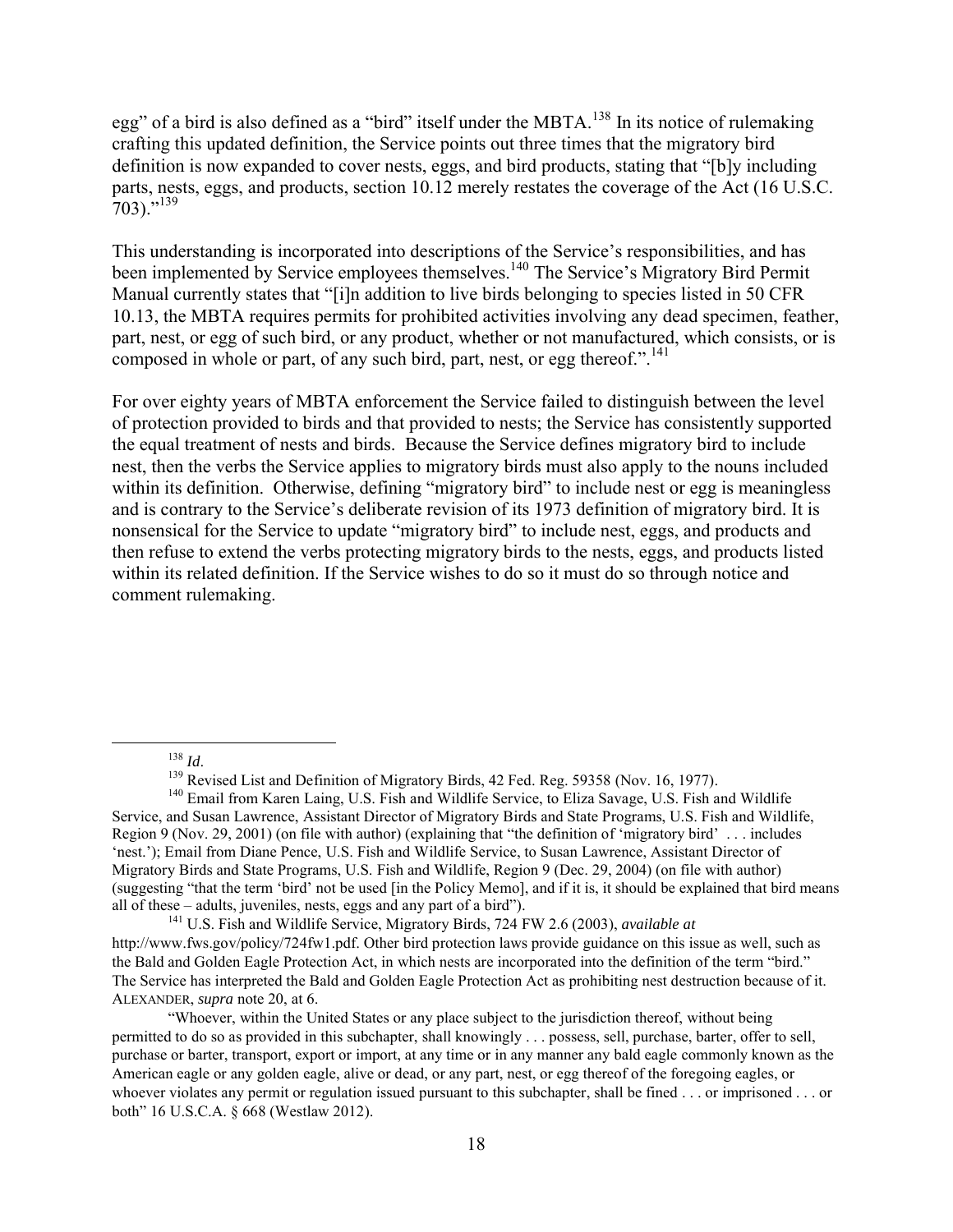egg" of a bird is also defined as a "bird" itself under the MBTA.[138] In its notice of rulemaking crafting this updated definition, the Service points out three times that the migratory bird definition is now expanded to cover nests, eggs, and bird products, stating that "[b]y including parts, nests, eggs, and products, section 10.12 merely restates the coverage of the Act (16 U.S.C. 703)."[139]

This understanding is incorporated into descriptions of the Service's responsibilities, and has been implemented by Service employees themselves.[140] The Service's Migratory Bird Permit Manual currently states that "[i]n addition to live birds belonging to species listed in 50 CFR 10.13, the MBTA requires permits for prohibited activities involving any dead specimen, feather, part, nest, or egg of such bird, or any product, whether or not manufactured, which consists, or is composed in whole or part, of any such bird, part, nest, or egg thereof.".[141]

For over eighty years of MBTA enforcement the Service failed to distinguish between the level of protection provided to birds and that provided to nests; the Service has consistently supported the equal treatment of nests and birds. Because the Service defines migratory bird to include nest, then the verbs the Service applies to migratory birds must also apply to the nouns included within its definition. Otherwise, defining "migratory bird" to include nest or egg is meaningless and is contrary to the Service's deliberate revision of its 1973 definition of migratory bird. It is nonsensical for the Service to update "migratory bird" to include nest, eggs, and products and then refuse to extend the verbs protecting migratory birds to the nests, eggs, and products listed within its related definition. If the Service wishes to do so it must do so through notice and comment rulemaking.

---

[138] *Id*.

[139] Revised List and Definition of Migratory Birds, 42 Fed. Reg. 59358 (Nov. 16, 1977).

[140] Email from Karen Laing, U.S. Fish and Wildlife Service, to Eliza Savage, U.S. Fish and Wildlife Service, and Susan Lawrence, Assistant Director of Migratory Birds and State Programs, U.S. Fish and Wildlife, Region 9 (Nov. 29, 2001) (on file with author) (explaining that "the definition of 'migratory bird' . . . includes 'nest.'); Email from Diane Pence, U.S. Fish and Wildlife Service, to Susan Lawrence, Assistant Director of Migratory Birds and State Programs, U.S. Fish and Wildlife, Region 9 (Dec. 29, 2004) (on file with author) (suggesting "that the term 'bird' not be used [in the Policy Memo], and if it is, it should be explained that bird means all of these – adults, juveniles, nests, eggs and any part of a bird").

[141] U.S. Fish and Wildlife Service, Migratory Birds, 724 FW 2.6 (2003), *available at* http://www.fws.gov/policy/724fw1.pdf. Other bird protection laws provide guidance on this issue as well, such as the Bald and Golden Eagle Protection Act, in which nests are incorporated into the definition of the term "bird." The Service has interpreted the Bald and Golden Eagle Protection Act as prohibiting nest destruction because of it. ALEXANDER, *supra* note 20, at 6.

"Whoever, within the United States or any place subject to the jurisdiction thereof, without being permitted to do so as provided in this subchapter, shall knowingly . . . possess, sell, purchase, barter, offer to sell, purchase or barter, transport, export or import, at any time or in any manner any bald eagle commonly known as the American eagle or any golden eagle, alive or dead, or any part, nest, or egg thereof of the foregoing eagles, or whoever violates any permit or regulation issued pursuant to this subchapter, shall be fined . . . or imprisoned . . . or both" 16 U.S.C.A. § 668 (Westlaw 2012).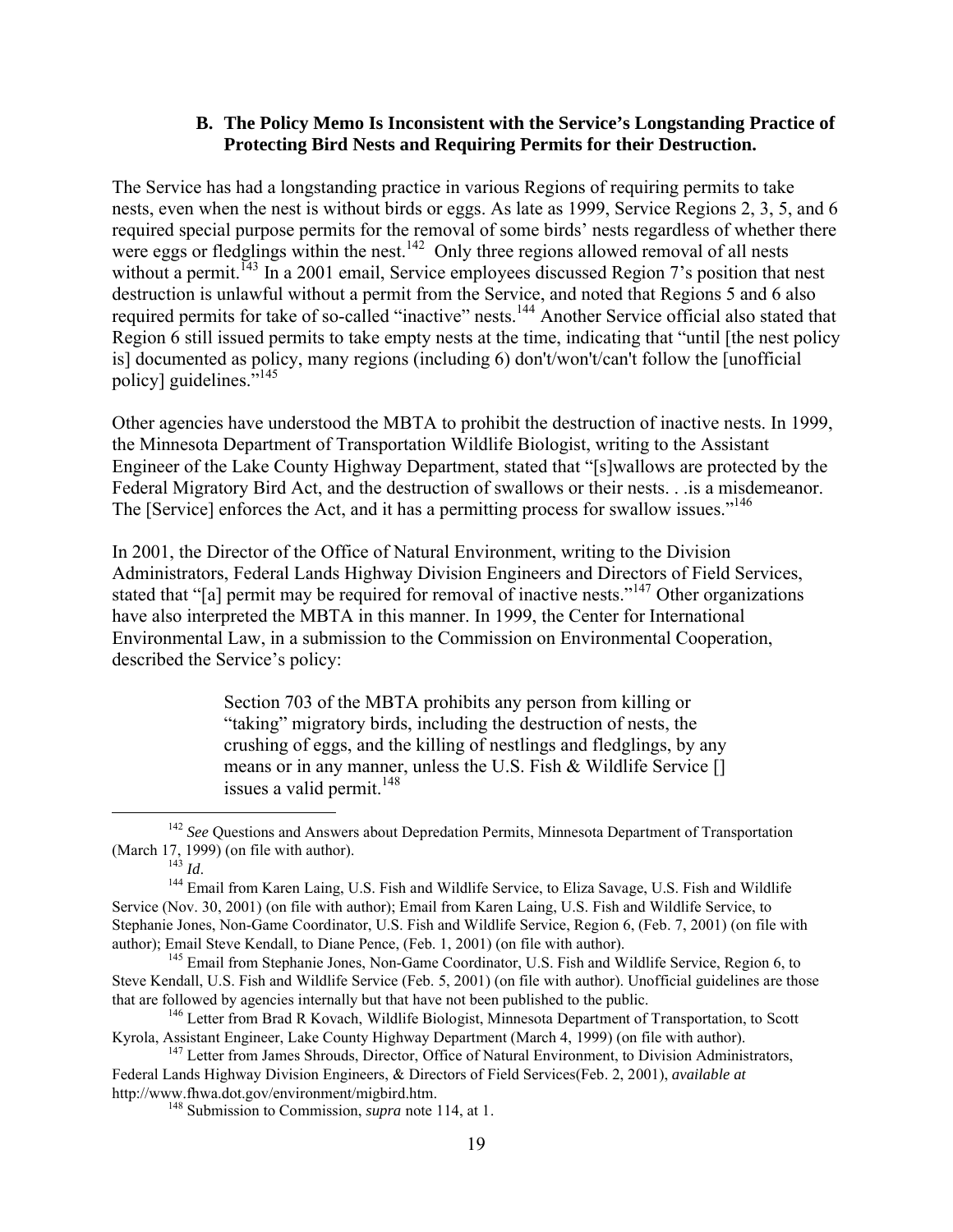### B. The Policy Memo Is Inconsistent with the Service's Longstanding Practice of Protecting Bird Nests and Requiring Permits for their Destruction.

The Service has had a longstanding practice in various Regions of requiring permits to take nests, even when the nest is without birds or eggs. As late as 1999, Service Regions 2, 3, 5, and 6 required special purpose permits for the removal of some birds' nests regardless of whether there were eggs or fledglings within the nest.[142] Only three regions allowed removal of all nests without a permit.[143] In a 2001 email, Service employees discussed Region 7's position that nest destruction is unlawful without a permit from the Service, and noted that Regions 5 and 6 also required permits for take of so-called "inactive" nests.[144] Another Service official also stated that Region 6 still issued permits to take empty nests at the time, indicating that "until [the nest policy is] documented as policy, many regions (including 6) don't/won't/can't follow the [unofficial policy] guidelines."[145]

Other agencies have understood the MBTA to prohibit the destruction of inactive nests. In 1999, the Minnesota Department of Transportation Wildlife Biologist, writing to the Assistant Engineer of the Lake County Highway Department, stated that "[s]wallows are protected by the Federal Migratory Bird Act, and the destruction of swallows or their nests. . .is a misdemeanor. The [Service] enforces the Act, and it has a permitting process for swallow issues."[146]

In 2001, the Director of the Office of Natural Environment, writing to the Division Administrators, Federal Lands Highway Division Engineers and Directors of Field Services, stated that "[a] permit may be required for removal of inactive nests."[147] Other organizations have also interpreted the MBTA in this manner. In 1999, the Center for International Environmental Law, in a submission to the Commission on Environmental Cooperation, described the Service's policy:

> Section 703 of the MBTA prohibits any person from killing or "taking" migratory birds, including the destruction of nests, the crushing of eggs, and the killing of nestlings and fledglings, by any means or in any manner, unless the U.S. Fish & Wildlife Service [] issues a valid permit.[148]

---

[142] *See* Questions and Answers about Depredation Permits, Minnesota Department of Transportation (March 17, 1999) (on file with author).

[143] *Id*.

[144] Email from Karen Laing, U.S. Fish and Wildlife Service, to Eliza Savage, U.S. Fish and Wildlife Service (Nov. 30, 2001) (on file with author); Email from Karen Laing, U.S. Fish and Wildlife Service, to Stephanie Jones, Non-Game Coordinator, U.S. Fish and Wildlife Service, Region 6, (Feb. 7, 2001) (on file with author); Email Steve Kendall, to Diane Pence, (Feb. 1, 2001) (on file with author).

[145] Email from Stephanie Jones, Non-Game Coordinator, U.S. Fish and Wildlife Service, Region 6, to Steve Kendall, U.S. Fish and Wildlife Service (Feb. 5, 2001) (on file with author). Unofficial guidelines are those that are followed by agencies internally but that have not been published to the public.

[146] Letter from Brad R Kovach, Wildlife Biologist, Minnesota Department of Transportation, to Scott Kyrola, Assistant Engineer, Lake County Highway Department (March 4, 1999) (on file with author).

[147] Letter from James Shrouds, Director, Office of Natural Environment, to Division Administrators, Federal Lands Highway Division Engineers, & Directors of Field Services(Feb. 2, 2001), *available at* http://www.fhwa.dot.gov/environment/migbird.htm.

[148] Submission to Commission, *supra* note 114, at 1.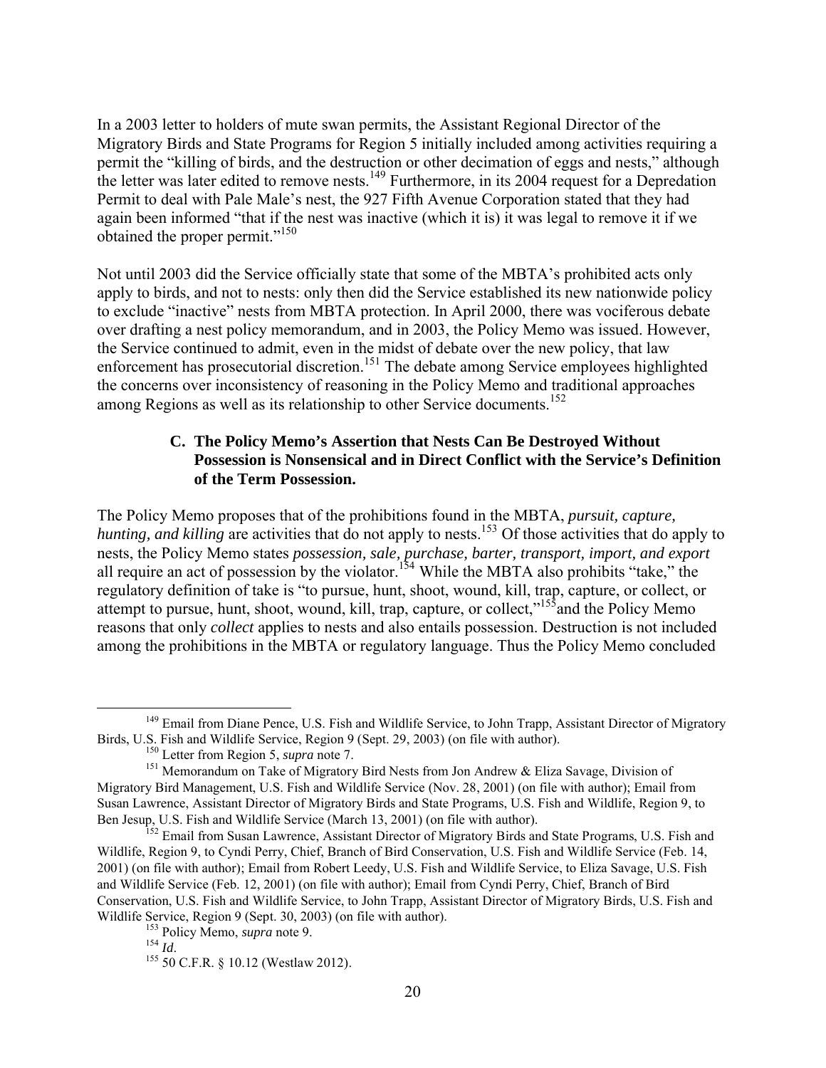In a 2003 letter to holders of mute swan permits, the Assistant Regional Director of the Migratory Birds and State Programs for Region 5 initially included among activities requiring a permit the "killing of birds, and the destruction or other decimation of eggs and nests," although the letter was later edited to remove nests.[149] Furthermore, in its 2004 request for a Depredation Permit to deal with Pale Male's nest, the 927 Fifth Avenue Corporation stated that they had again been informed "that if the nest was inactive (which it is) it was legal to remove it if we obtained the proper permit."[150]

Not until 2003 did the Service officially state that some of the MBTA's prohibited acts only apply to birds, and not to nests: only then did the Service established its new nationwide policy to exclude "inactive" nests from MBTA protection. In April 2000, there was vociferous debate over drafting a nest policy memorandum, and in 2003, the Policy Memo was issued. However, the Service continued to admit, even in the midst of debate over the new policy, that law enforcement has prosecutorial discretion.[151] The debate among Service employees highlighted the concerns over inconsistency of reasoning in the Policy Memo and traditional approaches among Regions as well as its relationship to other Service documents.[152]

### C. The Policy Memo's Assertion that Nests Can Be Destroyed Without Possession is Nonsensical and in Direct Conflict with the Service's Definition of the Term Possession.

The Policy Memo proposes that of the prohibitions found in the MBTA, *pursuit, capture, hunting, and killing* are activities that do not apply to nests.[153] Of those activities that do apply to nests, the Policy Memo states *possession, sale, purchase, barter, transport, import, and export* all require an act of possession by the violator.[154] While the MBTA also prohibits "take," the regulatory definition of take is "to pursue, hunt, shoot, wound, kill, trap, capture, or collect, or attempt to pursue, hunt, shoot, wound, kill, trap, capture, or collect,"[155]and the Policy Memo reasons that only *collect* applies to nests and also entails possession. Destruction is not included among the prohibitions in the MBTA or regulatory language. Thus the Policy Memo concluded

---

[149] Email from Diane Pence, U.S. Fish and Wildlife Service, to John Trapp, Assistant Director of Migratory Birds, U.S. Fish and Wildlife Service, Region 9 (Sept. 29, 2003) (on file with author).

[150] Letter from Region 5, *supra* note 7.

[151] Memorandum on Take of Migratory Bird Nests from Jon Andrew & Eliza Savage, Division of Migratory Bird Management, U.S. Fish and Wildlife Service (Nov. 28, 2001) (on file with author); Email from Susan Lawrence, Assistant Director of Migratory Birds and State Programs, U.S. Fish and Wildlife, Region 9, to Ben Jesup, U.S. Fish and Wildlife Service (March 13, 2001) (on file with author).

[152] Email from Susan Lawrence, Assistant Director of Migratory Birds and State Programs, U.S. Fish and Wildlife, Region 9, to Cyndi Perry, Chief, Branch of Bird Conservation, U.S. Fish and Wildlife Service (Feb. 14, 2001) (on file with author); Email from Robert Leedy, U.S. Fish and Wildlife Service, to Eliza Savage, U.S. Fish and Wildlife Service (Feb. 12, 2001) (on file with author); Email from Cyndi Perry, Chief, Branch of Bird Conservation, U.S. Fish and Wildlife Service, to John Trapp, Assistant Director of Migratory Birds, U.S. Fish and Wildlife Service, Region 9 (Sept. 30, 2003) (on file with author).

[153] Policy Memo, *supra* note 9.

[154] *Id*.

[155] 50 C.F.R. § 10.12 (Westlaw 2012).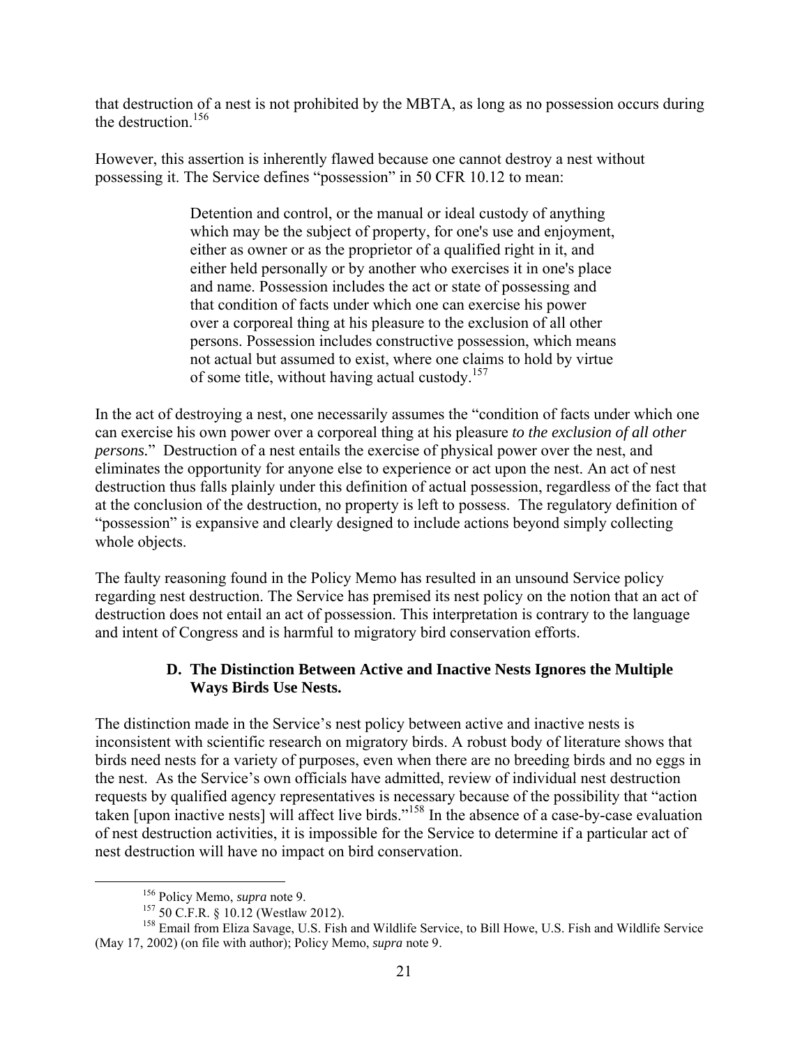that destruction of a nest is not prohibited by the MBTA, as long as no possession occurs during the destruction.[156]

However, this assertion is inherently flawed because one cannot destroy a nest without possessing it. The Service defines "possession" in 50 CFR 10.12 to mean:

> Detention and control, or the manual or ideal custody of anything which may be the subject of property, for one's use and enjoyment, either as owner or as the proprietor of a qualified right in it, and either held personally or by another who exercises it in one's place and name. Possession includes the act or state of possessing and that condition of facts under which one can exercise his power over a corporeal thing at his pleasure to the exclusion of all other persons. Possession includes constructive possession, which means not actual but assumed to exist, where one claims to hold by virtue of some title, without having actual custody.[157]

In the act of destroying a nest, one necessarily assumes the "condition of facts under which one can exercise his own power over a corporeal thing at his pleasure *to the exclusion of all other persons.*" Destruction of a nest entails the exercise of physical power over the nest, and eliminates the opportunity for anyone else to experience or act upon the nest. An act of nest destruction thus falls plainly under this definition of actual possession, regardless of the fact that at the conclusion of the destruction, no property is left to possess. The regulatory definition of "possession" is expansive and clearly designed to include actions beyond simply collecting whole objects.

The faulty reasoning found in the Policy Memo has resulted in an unsound Service policy regarding nest destruction. The Service has premised its nest policy on the notion that an act of destruction does not entail an act of possession. This interpretation is contrary to the language and intent of Congress and is harmful to migratory bird conservation efforts.

### D. The Distinction Between Active and Inactive Nests Ignores the Multiple Ways Birds Use Nests.

The distinction made in the Service's nest policy between active and inactive nests is inconsistent with scientific research on migratory birds. A robust body of literature shows that birds need nests for a variety of purposes, even when there are no breeding birds and no eggs in the nest. As the Service's own officials have admitted, review of individual nest destruction requests by qualified agency representatives is necessary because of the possibility that "action taken [upon inactive nests] will affect live birds."[158] In the absence of a case-by-case evaluation of nest destruction activities, it is impossible for the Service to determine if a particular act of nest destruction will have no impact on bird conservation.

---

[156] Policy Memo, *supra* note 9.

[157] 50 C.F.R. § 10.12 (Westlaw 2012).

[158] Email from Eliza Savage, U.S. Fish and Wildlife Service, to Bill Howe, U.S. Fish and Wildlife Service (May 17, 2002) (on file with author); Policy Memo, *supra* note 9.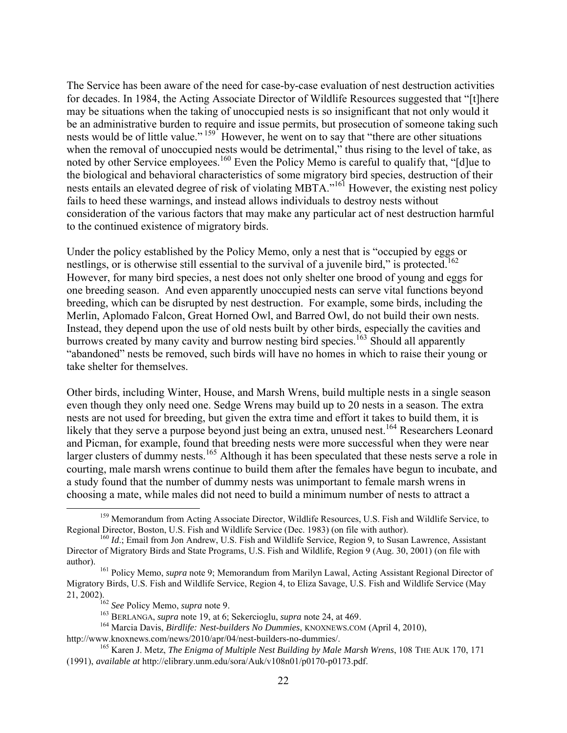The Service has been aware of the need for case-by-case evaluation of nest destruction activities for decades. In 1984, the Acting Associate Director of Wildlife Resources suggested that "[t]here may be situations when the taking of unoccupied nests is so insignificant that not only would it be an administrative burden to require and issue permits, but prosecution of someone taking such nests would be of little value."[159] However, he went on to say that "there are other situations when the removal of unoccupied nests would be detrimental," thus rising to the level of take, as noted by other Service employees.[160] Even the Policy Memo is careful to qualify that, "[d]ue to the biological and behavioral characteristics of some migratory bird species, destruction of their nests entails an elevated degree of risk of violating MBTA."[161] However, the existing nest policy fails to heed these warnings, and instead allows individuals to destroy nests without consideration of the various factors that may make any particular act of nest destruction harmful to the continued existence of migratory birds.

Under the policy established by the Policy Memo, only a nest that is "occupied by eggs or nestlings, or is otherwise still essential to the survival of a juvenile bird," is protected.[162] However, for many bird species, a nest does not only shelter one brood of young and eggs for one breeding season. And even apparently unoccupied nests can serve vital functions beyond breeding, which can be disrupted by nest destruction. For example, some birds, including the Merlin, Aplomado Falcon, Great Horned Owl, and Barred Owl, do not build their own nests. Instead, they depend upon the use of old nests built by other birds, especially the cavities and burrows created by many cavity and burrow nesting bird species.[163] Should all apparently "abandoned" nests be removed, such birds will have no homes in which to raise their young or take shelter for themselves.

Other birds, including Winter, House, and Marsh Wrens, build multiple nests in a single season even though they only need one. Sedge Wrens may build up to 20 nests in a season. The extra nests are not used for breeding, but given the extra time and effort it takes to build them, it is likely that they serve a purpose beyond just being an extra, unused nest.[164] Researchers Leonard and Picman, for example, found that breeding nests were more successful when they were near larger clusters of dummy nests.[165] Although it has been speculated that these nests serve a role in courting, male marsh wrens continue to build them after the females have begun to incubate, and a study found that the number of dummy nests was unimportant to female marsh wrens in choosing a mate, while males did not need to build a minimum number of nests to attract a

---

[159] Memorandum from Acting Associate Director, Wildlife Resources, U.S. Fish and Wildlife Service, to Regional Director, Boston, U.S. Fish and Wildlife Service (Dec. 1983) (on file with author).

[160] *Id*.; Email from Jon Andrew, U.S. Fish and Wildlife Service, Region 9, to Susan Lawrence, Assistant Director of Migratory Birds and State Programs, U.S. Fish and Wildlife, Region 9 (Aug. 30, 2001) (on file with author).

[161] Policy Memo, *supra* note 9; Memorandum from Marilyn Lawal, Acting Assistant Regional Director of Migratory Birds, U.S. Fish and Wildlife Service, Region 4, to Eliza Savage, U.S. Fish and Wildlife Service (May 21, 2002).

[162] *See* Policy Memo, *supra* note 9.

[163] BERLANGA, *supra* note 19, at 6; Sekercioglu, *supra* note 24, at 469.

[164] Marcia Davis, *Birdlife: Nest-builders No Dummies*, KNOXNEWS.COM (April 4, 2010), http://www.knoxnews.com/news/2010/apr/04/nest-builders-no-dummies/.

[165] Karen J. Metz, *The Enigma of Multiple Nest Building by Male Marsh Wrens*, 108 THE AUK 170, 171 (1991), *available at* http://elibrary.unm.edu/sora/Auk/v108n01/p0170-p0173.pdf.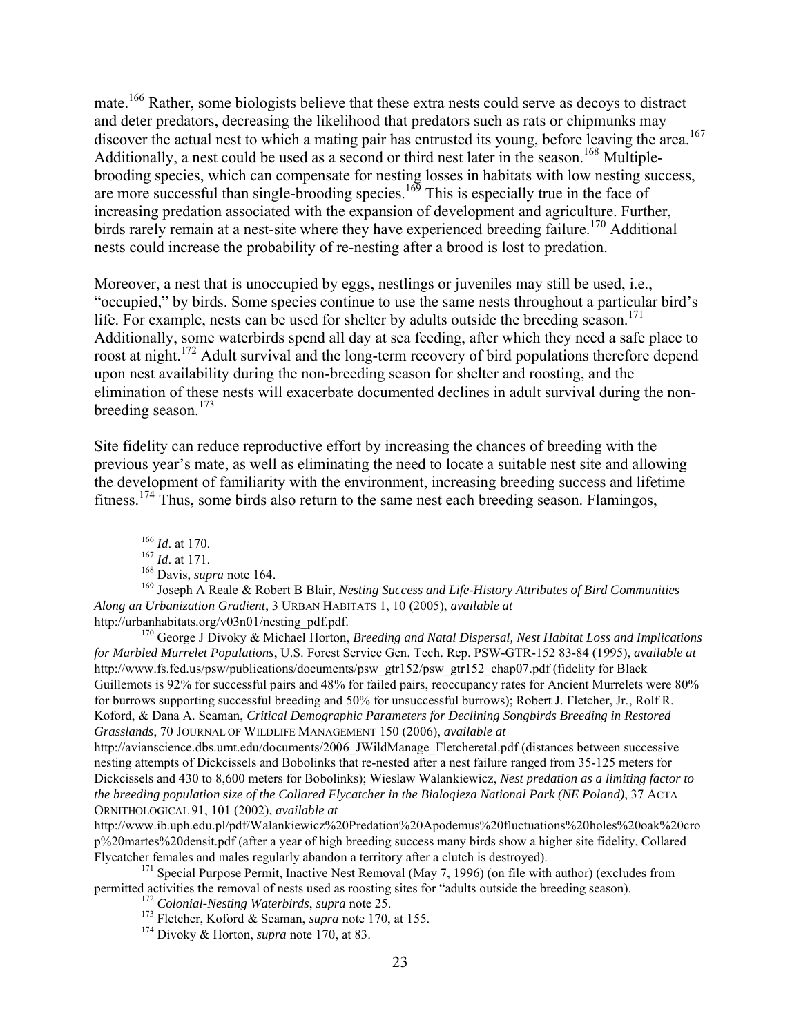mate.[166] Rather, some biologists believe that these extra nests could serve as decoys to distract and deter predators, decreasing the likelihood that predators such as rats or chipmunks may discover the actual nest to which a mating pair has entrusted its young, before leaving the area.[167] Additionally, a nest could be used as a second or third nest later in the season.[168] Multiple-brooding species, which can compensate for nesting losses in habitats with low nesting success, are more successful than single-brooding species.[169] This is especially true in the face of increasing predation associated with the expansion of development and agriculture. Further, birds rarely remain at a nest-site where they have experienced breeding failure.[170] Additional nests could increase the probability of re-nesting after a brood is lost to predation.

Moreover, a nest that is unoccupied by eggs, nestlings or juveniles may still be used, i.e., "occupied," by birds. Some species continue to use the same nests throughout a particular bird's life. For example, nests can be used for shelter by adults outside the breeding season.[171] Additionally, some waterbirds spend all day at sea feeding, after which they need a safe place to roost at night.[172] Adult survival and the long-term recovery of bird populations therefore depend upon nest availability during the non-breeding season for shelter and roosting, and the elimination of these nests will exacerbate documented declines in adult survival during the non-breeding season.[173]

Site fidelity can reduce reproductive effort by increasing the chances of breeding with the previous year's mate, as well as eliminating the need to locate a suitable nest site and allowing the development of familiarity with the environment, increasing breeding success and lifetime fitness.[174] Thus, some birds also return to the same nest each breeding season. Flamingos,

---

[166] *Id*. at 170.

[167] *Id*. at 171.

[168] Davis, *supra* note 164.

[169] Joseph A Reale & Robert B Blair, *Nesting Success and Life-History Attributes of Bird Communities Along an Urbanization Gradient*, 3 URBAN HABITATS 1, 10 (2005), *available at* http://urbanhabitats.org/v03n01/nesting_pdf.pdf.

[170] George J Divoky & Michael Horton, *Breeding and Natal Dispersal, Nest Habitat Loss and Implications for Marbled Murrelet Populations*, U.S. Forest Service Gen. Tech. Rep. PSW-GTR-152 83-84 (1995), *available at* http://www.fs.fed.us/psw/publications/documents/psw_gtr152/psw_gtr152_chap07.pdf (fidelity for Black Guillemots is 92% for successful pairs and 48% for failed pairs, reoccupancy rates for Ancient Murrelets were 80% for burrows supporting successful breeding and 50% for unsuccessful burrows); Robert J. Fletcher, Jr., Rolf R. Koford, & Dana A. Seaman, *Critical Demographic Parameters for Declining Songbirds Breeding in Restored Grasslands*, 70 JOURNAL OF WILDLIFE MANAGEMENT 150 (2006), *available at* http://avianscience.dbs.umt.edu/documents/2006_JWildManage_Fletcheretal.pdf (distances between successive nesting attempts of Dickcissels and Bobolinks that re-nested after a nest failure ranged from 35-125 meters for Dickcissels and 430 to 8,600 meters for Bobolinks); Wieslaw Walankiewicz, *Nest predation as a limiting factor to the breeding population size of the Collared Flycatcher in the Bialoqieza National Park (NE Poland)*, 37 ACTA ORNITHOLOGICAL 91, 101 (2002), *available at* http://www.ib.uph.edu.pl/pdf/Walankiewicz%20Predation%20Apodemus%20fluctuations%20holes%20oak%20crop%20martes%20densit.pdf (after a year of high breeding success many birds show a higher site fidelity, Collared Flycatcher females and males regularly abandon a territory after a clutch is destroyed).

[171] Special Purpose Permit, Inactive Nest Removal (May 7, 1996) (on file with author) (excludes from permitted activities the removal of nests used as roosting sites for "adults outside the breeding season).

[172] *Colonial-Nesting Waterbirds*, *supra* note 25.

[173] Fletcher, Koford & Seaman, *supra* note 170, at 155.

[174] Divoky & Horton, *supra* note 170, at 83.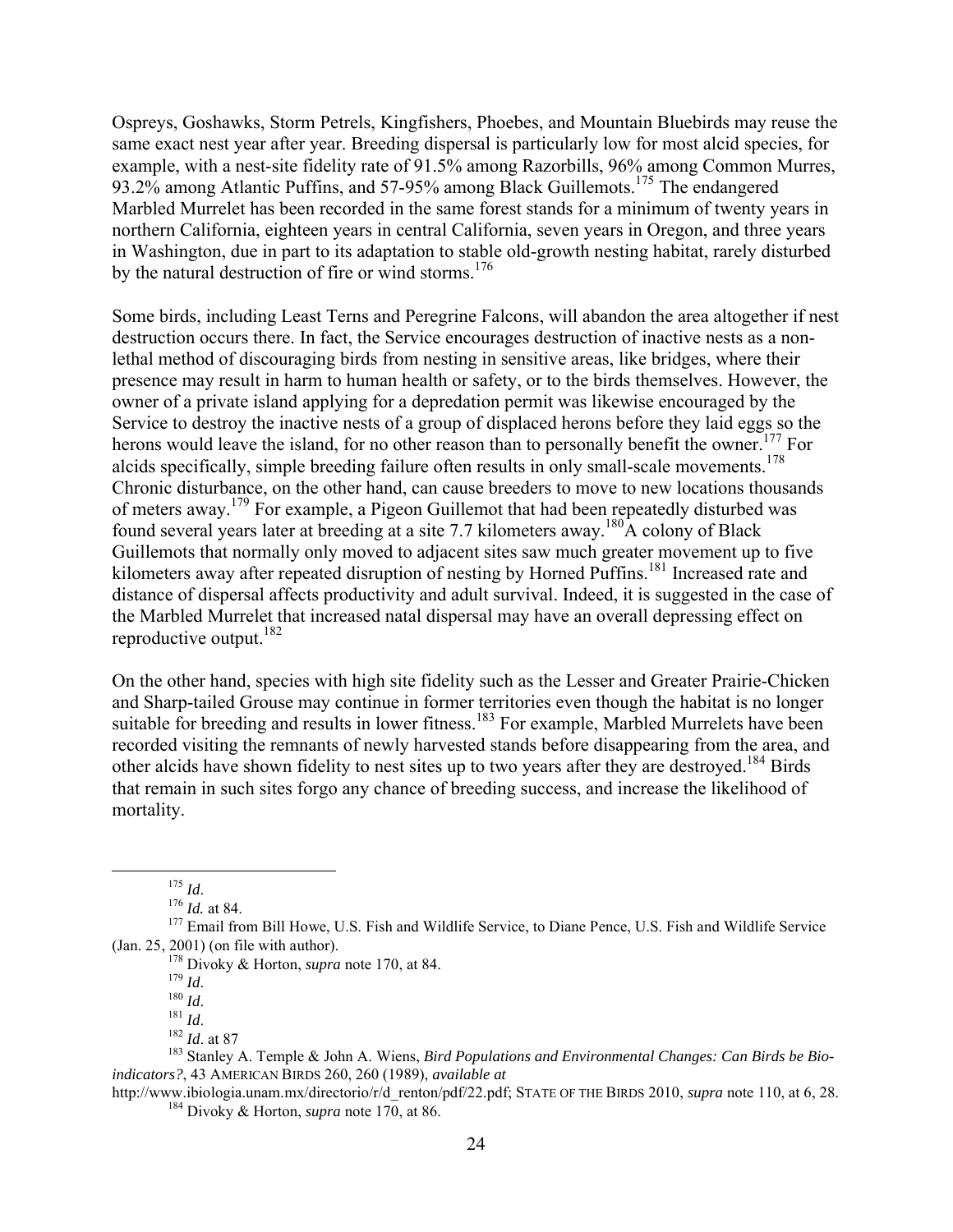Ospreys, Goshawks, Storm Petrels, Kingfishers, Phoebes, and Mountain Bluebirds may reuse the same exact nest year after year. Breeding dispersal is particularly low for most alcid species, for example, with a nest-site fidelity rate of 91.5% among Razorbills, 96% among Common Murres, 93.2% among Atlantic Puffins, and 57-95% among Black Guillemots.[175] The endangered Marbled Murrelet has been recorded in the same forest stands for a minimum of twenty years in northern California, eighteen years in central California, seven years in Oregon, and three years in Washington, due in part to its adaptation to stable old-growth nesting habitat, rarely disturbed by the natural destruction of fire or wind storms.[176]

Some birds, including Least Terns and Peregrine Falcons, will abandon the area altogether if nest destruction occurs there. In fact, the Service encourages destruction of inactive nests as a non-lethal method of discouraging birds from nesting in sensitive areas, like bridges, where their presence may result in harm to human health or safety, or to the birds themselves. However, the owner of a private island applying for a depredation permit was likewise encouraged by the Service to destroy the inactive nests of a group of displaced herons before they laid eggs so the herons would leave the island, for no other reason than to personally benefit the owner.[177] For alcids specifically, simple breeding failure often results in only small-scale movements.[178] Chronic disturbance, on the other hand, can cause breeders to move to new locations thousands of meters away.[179] For example, a Pigeon Guillemot that had been repeatedly disturbed was found several years later at breeding at a site 7.7 kilometers away.[180] A colony of Black Guillemots that normally only moved to adjacent sites saw much greater movement up to five kilometers away after repeated disruption of nesting by Horned Puffins.[181] Increased rate and distance of dispersal affects productivity and adult survival. Indeed, it is suggested in the case of the Marbled Murrelet that increased natal dispersal may have an overall depressing effect on reproductive output.[182]

On the other hand, species with high site fidelity such as the Lesser and Greater Prairie-Chicken and Sharp-tailed Grouse may continue in former territories even though the habitat is no longer suitable for breeding and results in lower fitness.[183] For example, Marbled Murrelets have been recorded visiting the remnants of newly harvested stands before disappearing from the area, and other alcids have shown fidelity to nest sites up to two years after they are destroyed.[184] Birds that remain in such sites forgo any chance of breeding success, and increase the likelihood of mortality.

---

[175] *Id*.

[176] *Id.* at 84.

[177] Email from Bill Howe, U.S. Fish and Wildlife Service, to Diane Pence, U.S. Fish and Wildlife Service (Jan. 25, 2001) (on file with author).

[178] Divoky & Horton, *supra* note 170, at 84.

[179] *Id*.

[180] *Id*.

[181] *Id*.

[182] *Id*. at 87

[183] Stanley A. Temple & John A. Wiens, *Bird Populations and Environmental Changes: Can Birds be Bio-indicators?*, 43 AMERICAN BIRDS 260, 260 (1989), *available at* http://www.ibiologia.unam.mx/directorio/r/d_renton/pdf/22.pdf; STATE OF THE BIRDS 2010, *supra* note 110, at 6, 28.

[184] Divoky & Horton, *supra* note 170, at 86.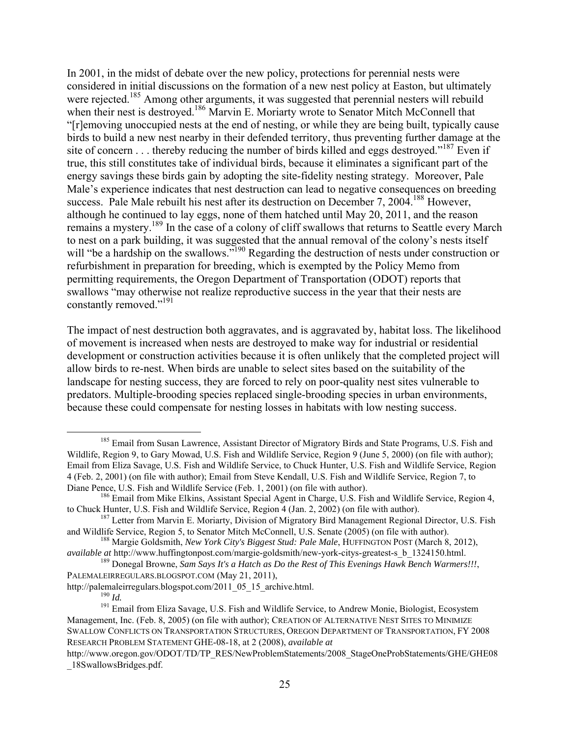In 2001, in the midst of debate over the new policy, protections for perennial nests were considered in initial discussions on the formation of a new nest policy at Easton, but ultimately were rejected.[185] Among other arguments, it was suggested that perennial nesters will rebuild when their nest is destroyed.[186] Marvin E. Moriarty wrote to Senator Mitch McConnell that "[r]emoving unoccupied nests at the end of nesting, or while they are being built, typically cause birds to build a new nest nearby in their defended territory, thus preventing further damage at the site of concern . . . thereby reducing the number of birds killed and eggs destroyed."[187] Even if true, this still constitutes take of individual birds, because it eliminates a significant part of the energy savings these birds gain by adopting the site-fidelity nesting strategy. Moreover, Pale Male's experience indicates that nest destruction can lead to negative consequences on breeding success. Pale Male rebuilt his nest after its destruction on December 7, 2004.[188] However, although he continued to lay eggs, none of them hatched until May 20, 2011, and the reason remains a mystery.[189] In the case of a colony of cliff swallows that returns to Seattle every March to nest on a park building, it was suggested that the annual removal of the colony's nests itself will "be a hardship on the swallows."[190] Regarding the destruction of nests under construction or refurbishment in preparation for breeding, which is exempted by the Policy Memo from permitting requirements, the Oregon Department of Transportation (ODOT) reports that swallows "may otherwise not realize reproductive success in the year that their nests are constantly removed."[191]

The impact of nest destruction both aggravates, and is aggravated by, habitat loss. The likelihood of movement is increased when nests are destroyed to make way for industrial or residential development or construction activities because it is often unlikely that the completed project will allow birds to re-nest. When birds are unable to select sites based on the suitability of the landscape for nesting success, they are forced to rely on poor-quality nest sites vulnerable to predators. Multiple-brooding species replaced single-brooding species in urban environments, because these could compensate for nesting losses in habitats with low nesting success.

---

[185] Email from Susan Lawrence, Assistant Director of Migratory Birds and State Programs, U.S. Fish and Wildlife, Region 9, to Gary Mowad, U.S. Fish and Wildlife Service, Region 9 (June 5, 2000) (on file with author); Email from Eliza Savage, U.S. Fish and Wildlife Service, to Chuck Hunter, U.S. Fish and Wildlife Service, Region 4 (Feb. 2, 2001) (on file with author); Email from Steve Kendall, U.S. Fish and Wildlife Service, Region 7, to Diane Pence, U.S. Fish and Wildlife Service (Feb. 1, 2001) (on file with author).

[186] Email from Mike Elkins, Assistant Special Agent in Charge, U.S. Fish and Wildlife Service, Region 4, to Chuck Hunter, U.S. Fish and Wildlife Service, Region 4 (Jan. 2, 2002) (on file with author).

[187] Letter from Marvin E. Moriarty, Division of Migratory Bird Management Regional Director, U.S. Fish and Wildlife Service, Region 5, to Senator Mitch McConnell, U.S. Senate (2005) (on file with author).

[188] Margie Goldsmith, *New York City's Biggest Stud: Pale Male*, HUFFINGTON POST (March 8, 2012), *available at* http://www.huffingtonpost.com/margie-goldsmith/new-york-citys-greatest-s_b_1324150.html.

[189] Donegal Browne, *Sam Says It's a Hatch as Do the Rest of This Evenings Hawk Bench Warmers!!!*, PALEMALEIRREGULARS.BLOGSPOT.COM (May 21, 2011), http://palemaleirregulars.blogspot.com/2011_05_15_archive.html.

[190] *Id.*

[191] Email from Eliza Savage, U.S. Fish and Wildlife Service, to Andrew Monie, Biologist, Ecosystem Management, Inc. (Feb. 8, 2005) (on file with author); CREATION OF ALTERNATIVE NEST SITES TO MINIMIZE SWALLOW CONFLICTS ON TRANSPORTATION STRUCTURES, OREGON DEPARTMENT OF TRANSPORTATION, FY 2008 RESEARCH PROBLEM STATEMENT GHE-08-18, at 2 (2008), *available at* http://www.oregon.gov/ODOT/TD/TP_RES/NewProblemStatements/2008_StageOneProbStatements/GHE/GHE08_18SwallowsBridges.pdf.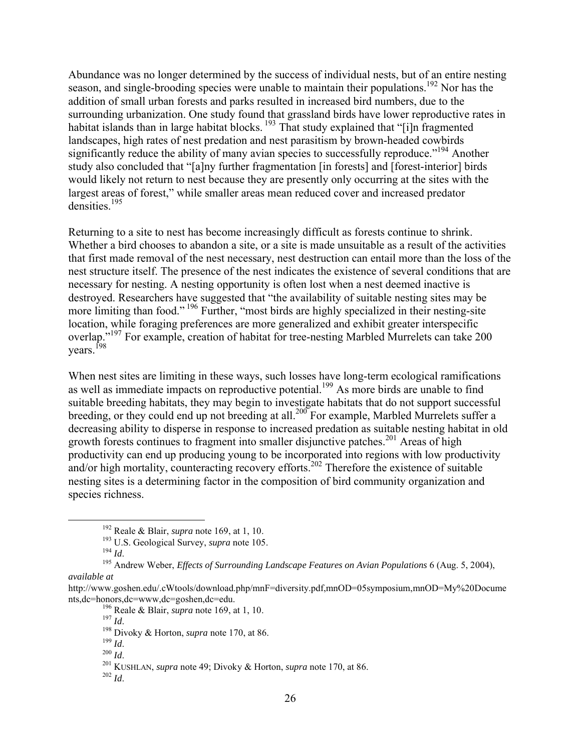Abundance was no longer determined by the success of individual nests, but of an entire nesting season, and single-brooding species were unable to maintain their populations.[192] Nor has the addition of small urban forests and parks resulted in increased bird numbers, due to the surrounding urbanization. One study found that grassland birds have lower reproductive rates in habitat islands than in large habitat blocks.[193] That study explained that "[i]n fragmented landscapes, high rates of nest predation and nest parasitism by brown-headed cowbirds significantly reduce the ability of many avian species to successfully reproduce."[194] Another study also concluded that "[a]ny further fragmentation [in forests] and [forest-interior] birds would likely not return to nest because they are presently only occurring at the sites with the largest areas of forest," while smaller areas mean reduced cover and increased predator densities.[195]

Returning to a site to nest has become increasingly difficult as forests continue to shrink. Whether a bird chooses to abandon a site, or a site is made unsuitable as a result of the activities that first made removal of the nest necessary, nest destruction can entail more than the loss of the nest structure itself. The presence of the nest indicates the existence of several conditions that are necessary for nesting. A nesting opportunity is often lost when a nest deemed inactive is destroyed. Researchers have suggested that "the availability of suitable nesting sites may be more limiting than food."[196] Further, "most birds are highly specialized in their nesting-site location, while foraging preferences are more generalized and exhibit greater interspecific overlap."[197] For example, creation of habitat for tree-nesting Marbled Murrelets can take 200 years.[198]

When nest sites are limiting in these ways, such losses have long-term ecological ramifications as well as immediate impacts on reproductive potential.[199] As more birds are unable to find suitable breeding habitats, they may begin to investigate habitats that do not support successful breeding, or they could end up not breeding at all.[200] For example, Marbled Murrelets suffer a decreasing ability to disperse in response to increased predation as suitable nesting habitat in old growth forests continues to fragment into smaller disjunctive patches.[201] Areas of high productivity can end up producing young to be incorporated into regions with low productivity and/or high mortality, counteracting recovery efforts.[202] Therefore the existence of suitable nesting sites is a determining factor in the composition of bird community organization and species richness.

---

[192] Reale & Blair, *supra* note 169, at 1, 10.

[193] U.S. Geological Survey, *supra* note 105.

[194] *Id*.

[195] Andrew Weber, *Effects of Surrounding Landscape Features on Avian Populations* 6 (Aug. 5, 2004), *available at* http://www.goshen.edu/.cWtools/download.php/mnF=diversity.pdf,mnOD=05symposium,mnOD=My%20Documents,dc=honors,dc=www,dc=goshen,dc=edu.

[196] Reale & Blair, *supra* note 169, at 1, 10.

[197] *Id*.

[198] Divoky & Horton, *supra* note 170, at 86.

[199] *Id*.

[200] *Id*.

[201] KUSHLAN, *supra* note 49; Divoky & Horton, *supra* note 170, at 86.

[202] *Id*.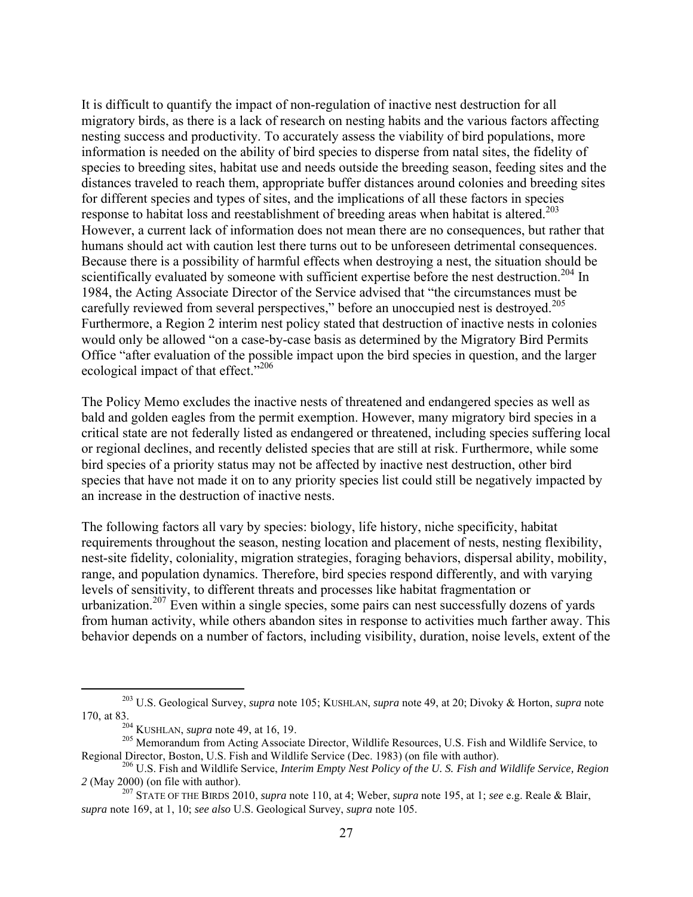It is difficult to quantify the impact of non-regulation of inactive nest destruction for all migratory birds, as there is a lack of research on nesting habits and the various factors affecting nesting success and productivity. To accurately assess the viability of bird populations, more information is needed on the ability of bird species to disperse from natal sites, the fidelity of species to breeding sites, habitat use and needs outside the breeding season, feeding sites and the distances traveled to reach them, appropriate buffer distances around colonies and breeding sites for different species and types of sites, and the implications of all these factors in species response to habitat loss and reestablishment of breeding areas when habitat is altered.[203] However, a current lack of information does not mean there are no consequences, but rather that humans should act with caution lest there turns out to be unforeseen detrimental consequences. Because there is a possibility of harmful effects when destroying a nest, the situation should be scientifically evaluated by someone with sufficient expertise before the nest destruction.[204] In 1984, the Acting Associate Director of the Service advised that "the circumstances must be carefully reviewed from several perspectives," before an unoccupied nest is destroyed.[205] Furthermore, a Region 2 interim nest policy stated that destruction of inactive nests in colonies would only be allowed "on a case-by-case basis as determined by the Migratory Bird Permits Office "after evaluation of the possible impact upon the bird species in question, and the larger ecological impact of that effect."[206]

The Policy Memo excludes the inactive nests of threatened and endangered species as well as bald and golden eagles from the permit exemption. However, many migratory bird species in a critical state are not federally listed as endangered or threatened, including species suffering local or regional declines, and recently delisted species that are still at risk. Furthermore, while some bird species of a priority status may not be affected by inactive nest destruction, other bird species that have not made it on to any priority species list could still be negatively impacted by an increase in the destruction of inactive nests.

The following factors all vary by species: biology, life history, niche specificity, habitat requirements throughout the season, nesting location and placement of nests, nesting flexibility, nest-site fidelity, coloniality, migration strategies, foraging behaviors, dispersal ability, mobility, range, and population dynamics. Therefore, bird species respond differently, and with varying levels of sensitivity, to different threats and processes like habitat fragmentation or urbanization.[207] Even within a single species, some pairs can nest successfully dozens of yards from human activity, while others abandon sites in response to activities much farther away. This behavior depends on a number of factors, including visibility, duration, noise levels, extent of the

---

[203] U.S. Geological Survey, *supra* note 105; KUSHLAN, *supra* note 49, at 20; Divoky & Horton, *supra* note 170, at 83.

[204] KUSHLAN, *supra* note 49, at 16, 19.

[205] Memorandum from Acting Associate Director, Wildlife Resources, U.S. Fish and Wildlife Service, to Regional Director, Boston, U.S. Fish and Wildlife Service (Dec. 1983) (on file with author).

[206] U.S. Fish and Wildlife Service, *Interim Empty Nest Policy of the U. S. Fish and Wildlife Service, Region 2* (May 2000) (on file with author).

[207] STATE OF THE BIRDS 2010, *supra* note 110, at 4; Weber, *supra* note 195, at 1; *see* e.g. Reale & Blair, *supra* note 169, at 1, 10; *see also* U.S. Geological Survey, *supra* note 105.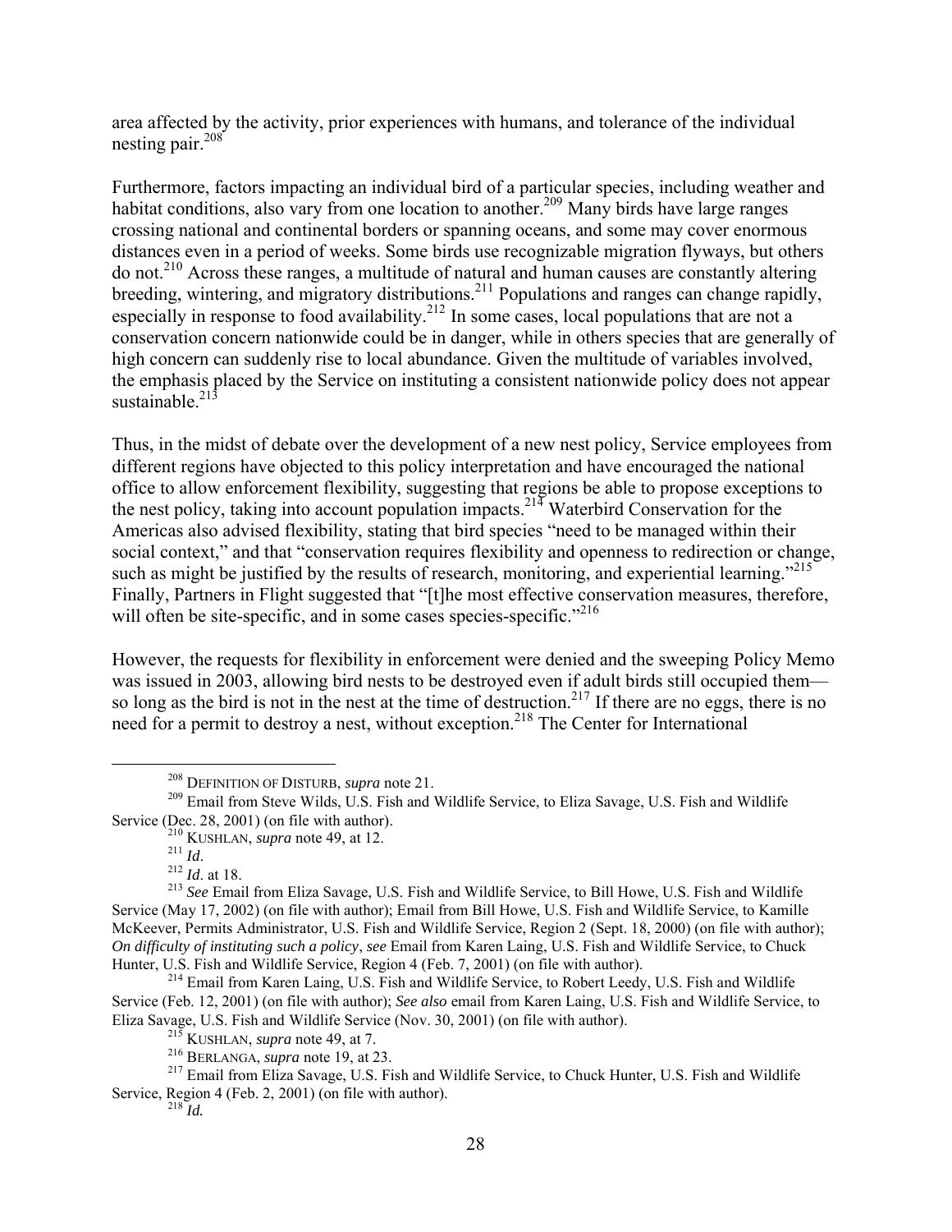area affected by the activity, prior experiences with humans, and tolerance of the individual nesting pair.[208]

Furthermore, factors impacting an individual bird of a particular species, including weather and habitat conditions, also vary from one location to another.[209] Many birds have large ranges crossing national and continental borders or spanning oceans, and some may cover enormous distances even in a period of weeks. Some birds use recognizable migration flyways, but others do not.[210] Across these ranges, a multitude of natural and human causes are constantly altering breeding, wintering, and migratory distributions.[211] Populations and ranges can change rapidly, especially in response to food availability.[212] In some cases, local populations that are not a conservation concern nationwide could be in danger, while in others species that are generally of high concern can suddenly rise to local abundance. Given the multitude of variables involved, the emphasis placed by the Service on instituting a consistent nationwide policy does not appear sustainable.[213]

Thus, in the midst of debate over the development of a new nest policy, Service employees from different regions have objected to this policy interpretation and have encouraged the national office to allow enforcement flexibility, suggesting that regions be able to propose exceptions to the nest policy, taking into account population impacts.[214] Waterbird Conservation for the Americas also advised flexibility, stating that bird species "need to be managed within their social context," and that "conservation requires flexibility and openness to redirection or change, such as might be justified by the results of research, monitoring, and experiential learning."[215] Finally, Partners in Flight suggested that "[t]he most effective conservation measures, therefore, will often be site-specific, and in some cases species-specific."[216]

However, the requests for flexibility in enforcement were denied and the sweeping Policy Memo was issued in 2003, allowing bird nests to be destroyed even if adult birds still occupied them—so long as the bird is not in the nest at the time of destruction.[217] If there are no eggs, there is no need for a permit to destroy a nest, without exception.[218] The Center for International

---

[208] DEFINITION OF DISTURB, *supra* note 21.

[209] Email from Steve Wilds, U.S. Fish and Wildlife Service, to Eliza Savage, U.S. Fish and Wildlife Service (Dec. 28, 2001) (on file with author).

[210] KUSHLAN, *supra* note 49, at 12.

[211] *Id*.

[212] *Id*. at 18.

[213] *See* Email from Eliza Savage, U.S. Fish and Wildlife Service, to Bill Howe, U.S. Fish and Wildlife Service (May 17, 2002) (on file with author); Email from Bill Howe, U.S. Fish and Wildlife Service, to Kamille McKeever, Permits Administrator, U.S. Fish and Wildlife Service, Region 2 (Sept. 18, 2000) (on file with author); *On difficulty of instituting such a policy*, *see* Email from Karen Laing, U.S. Fish and Wildlife Service, to Chuck Hunter, U.S. Fish and Wildlife Service, Region 4 (Feb. 7, 2001) (on file with author).

[214] Email from Karen Laing, U.S. Fish and Wildlife Service, to Robert Leedy, U.S. Fish and Wildlife Service (Feb. 12, 2001) (on file with author); *See also* email from Karen Laing, U.S. Fish and Wildlife Service, to Eliza Savage, U.S. Fish and Wildlife Service (Nov. 30, 2001) (on file with author).

[215] KUSHLAN, *supra* note 49, at 7.

[216] BERLANGA, *supra* note 19, at 23.

[217] Email from Eliza Savage, U.S. Fish and Wildlife Service, to Chuck Hunter, U.S. Fish and Wildlife Service, Region 4 (Feb. 2, 2001) (on file with author).

[218] *Id.*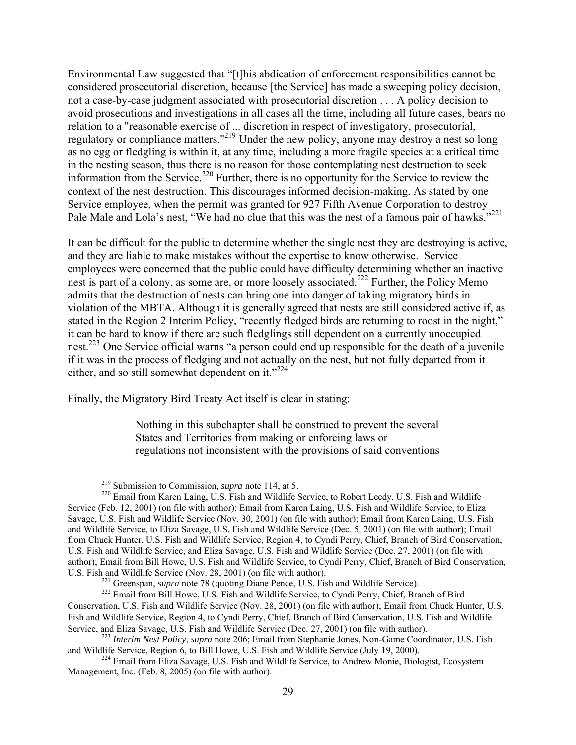Environmental Law suggested that "[t]his abdication of enforcement responsibilities cannot be considered prosecutorial discretion, because [the Service] has made a sweeping policy decision, not a case-by-case judgment associated with prosecutorial discretion . . . A policy decision to avoid prosecutions and investigations in all cases all the time, including all future cases, bears no relation to a "reasonable exercise of ... discretion in respect of investigatory, prosecutorial, regulatory or compliance matters."[219] Under the new policy, anyone may destroy a nest so long as no egg or fledgling is within it, at any time, including a more fragile species at a critical time in the nesting season, thus there is no reason for those contemplating nest destruction to seek information from the Service.[220] Further, there is no opportunity for the Service to review the context of the nest destruction. This discourages informed decision-making. As stated by one Service employee, when the permit was granted for 927 Fifth Avenue Corporation to destroy Pale Male and Lola's nest, "We had no clue that this was the nest of a famous pair of hawks."[221]

It can be difficult for the public to determine whether the single nest they are destroying is active, and they are liable to make mistakes without the expertise to know otherwise. Service employees were concerned that the public could have difficulty determining whether an inactive nest is part of a colony, as some are, or more loosely associated.[222] Further, the Policy Memo admits that the destruction of nests can bring one into danger of taking migratory birds in violation of the MBTA. Although it is generally agreed that nests are still considered active if, as stated in the Region 2 Interim Policy, "recently fledged birds are returning to roost in the night," it can be hard to know if there are such fledglings still dependent on a currently unoccupied nest.[223] One Service official warns "a person could end up responsible for the death of a juvenile if it was in the process of fledging and not actually on the nest, but not fully departed from it either, and so still somewhat dependent on it."[224]

Finally, the Migratory Bird Treaty Act itself is clear in stating:

> Nothing in this subchapter shall be construed to prevent the several States and Territories from making or enforcing laws or regulations not inconsistent with the provisions of said conventions

---

[219] Submission to Commission, *supra* note 114, at 5.

[220] Email from Karen Laing, U.S. Fish and Wildlife Service, to Robert Leedy, U.S. Fish and Wildlife Service (Feb. 12, 2001) (on file with author); Email from Karen Laing, U.S. Fish and Wildlife Service, to Eliza Savage, U.S. Fish and Wildlife Service (Nov. 30, 2001) (on file with author); Email from Karen Laing, U.S. Fish and Wildlife Service, to Eliza Savage, U.S. Fish and Wildlife Service (Dec. 5, 2001) (on file with author); Email from Chuck Hunter, U.S. Fish and Wildlife Service, Region 4, to Cyndi Perry, Chief, Branch of Bird Conservation, U.S. Fish and Wildlife Service, and Eliza Savage, U.S. Fish and Wildlife Service (Dec. 27, 2001) (on file with author); Email from Bill Howe, U.S. Fish and Wildlife Service, to Cyndi Perry, Chief, Branch of Bird Conservation, U.S. Fish and Wildlife Service (Nov. 28, 2001) (on file with author).

[221] Greenspan, *supra* note 78 (quoting Diane Pence, U.S. Fish and Wildlife Service).

[222] Email from Bill Howe, U.S. Fish and Wildlife Service, to Cyndi Perry, Chief, Branch of Bird Conservation, U.S. Fish and Wildlife Service (Nov. 28, 2001) (on file with author); Email from Chuck Hunter, U.S. Fish and Wildlife Service, Region 4, to Cyndi Perry, Chief, Branch of Bird Conservation, U.S. Fish and Wildlife Service, and Eliza Savage, U.S. Fish and Wildlife Service (Dec. 27, 2001) (on file with author).

[223] *Interim Nest Policy*, *supra* note 206; Email from Stephanie Jones, Non-Game Coordinator, U.S. Fish and Wildlife Service, Region 6, to Bill Howe, U.S. Fish and Wildlife Service (July 19, 2000).

[224] Email from Eliza Savage, U.S. Fish and Wildlife Service, to Andrew Monie, Biologist, Ecosystem Management, Inc. (Feb. 8, 2005) (on file with author).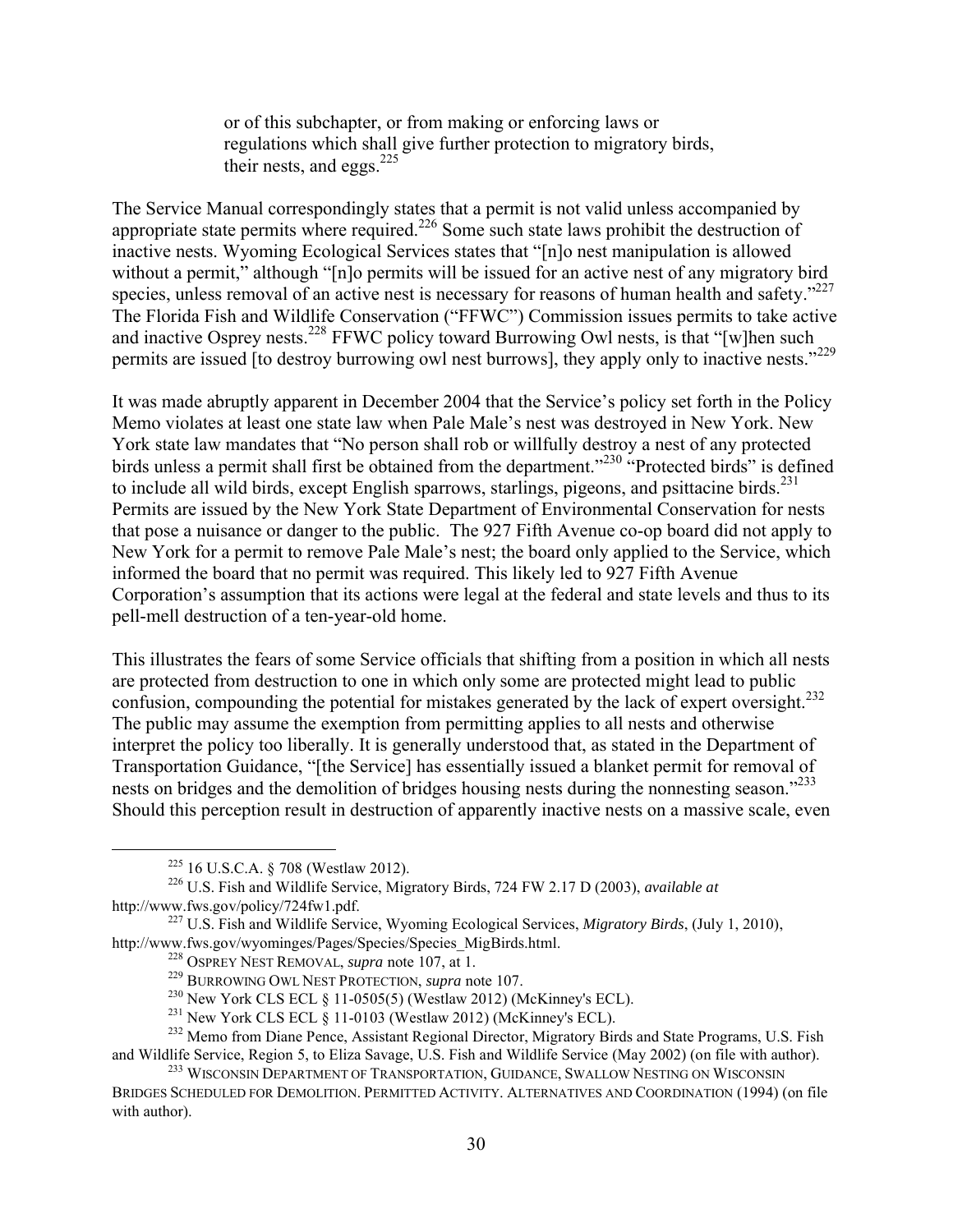> or of this subchapter, or from making or enforcing laws or regulations which shall give further protection to migratory birds, their nests, and eggs.[225]

The Service Manual correspondingly states that a permit is not valid unless accompanied by appropriate state permits where required.[226] Some such state laws prohibit the destruction of inactive nests. Wyoming Ecological Services states that "[n]o nest manipulation is allowed without a permit," although "[n]o permits will be issued for an active nest of any migratory bird species, unless removal of an active nest is necessary for reasons of human health and safety."[227] The Florida Fish and Wildlife Conservation ("FFWC") Commission issues permits to take active and inactive Osprey nests.[228] FFWC policy toward Burrowing Owl nests, is that "[w]hen such permits are issued [to destroy burrowing owl nest burrows], they apply only to inactive nests."[229]

It was made abruptly apparent in December 2004 that the Service's policy set forth in the Policy Memo violates at least one state law when Pale Male's nest was destroyed in New York. New York state law mandates that "No person shall rob or willfully destroy a nest of any protected birds unless a permit shall first be obtained from the department."[230] "Protected birds" is defined to include all wild birds, except English sparrows, starlings, pigeons, and psittacine birds.[231] Permits are issued by the New York State Department of Environmental Conservation for nests that pose a nuisance or danger to the public. The 927 Fifth Avenue co-op board did not apply to New York for a permit to remove Pale Male's nest; the board only applied to the Service, which informed the board that no permit was required. This likely led to 927 Fifth Avenue Corporation's assumption that its actions were legal at the federal and state levels and thus to its pell-mell destruction of a ten-year-old home.

This illustrates the fears of some Service officials that shifting from a position in which all nests are protected from destruction to one in which only some are protected might lead to public confusion, compounding the potential for mistakes generated by the lack of expert oversight.[232] The public may assume the exemption from permitting applies to all nests and otherwise interpret the policy too liberally. It is generally understood that, as stated in the Department of Transportation Guidance, "[the Service] has essentially issued a blanket permit for removal of nests on bridges and the demolition of bridges housing nests during the nonnesting season."[233] Should this perception result in destruction of apparently inactive nests on a massive scale, even

---

[225] 16 U.S.C.A. § 708 (Westlaw 2012).

[226] U.S. Fish and Wildlife Service, Migratory Birds, 724 FW 2.17 D (2003), *available at* http://www.fws.gov/policy/724fw1.pdf.

[227] U.S. Fish and Wildlife Service, Wyoming Ecological Services, *Migratory Birds*, (July 1, 2010), http://www.fws.gov/wyominges/Pages/Species/Species_MigBirds.html.

[228] OSPREY NEST REMOVAL, *supra* note 107, at 1.

[229] BURROWING OWL NEST PROTECTION, *supra* note 107.

[230] New York CLS ECL § 11-0505(5) (Westlaw 2012) (McKinney's ECL).

[231] New York CLS ECL § 11-0103 (Westlaw 2012) (McKinney's ECL).

[232] Memo from Diane Pence, Assistant Regional Director, Migratory Birds and State Programs, U.S. Fish and Wildlife Service, Region 5, to Eliza Savage, U.S. Fish and Wildlife Service (May 2002) (on file with author).

[233] WISCONSIN DEPARTMENT OF TRANSPORTATION, GUIDANCE, SWALLOW NESTING ON WISCONSIN BRIDGES SCHEDULED FOR DEMOLITION. PERMITTED ACTIVITY. ALTERNATIVES AND COORDINATION (1994) (on file with author).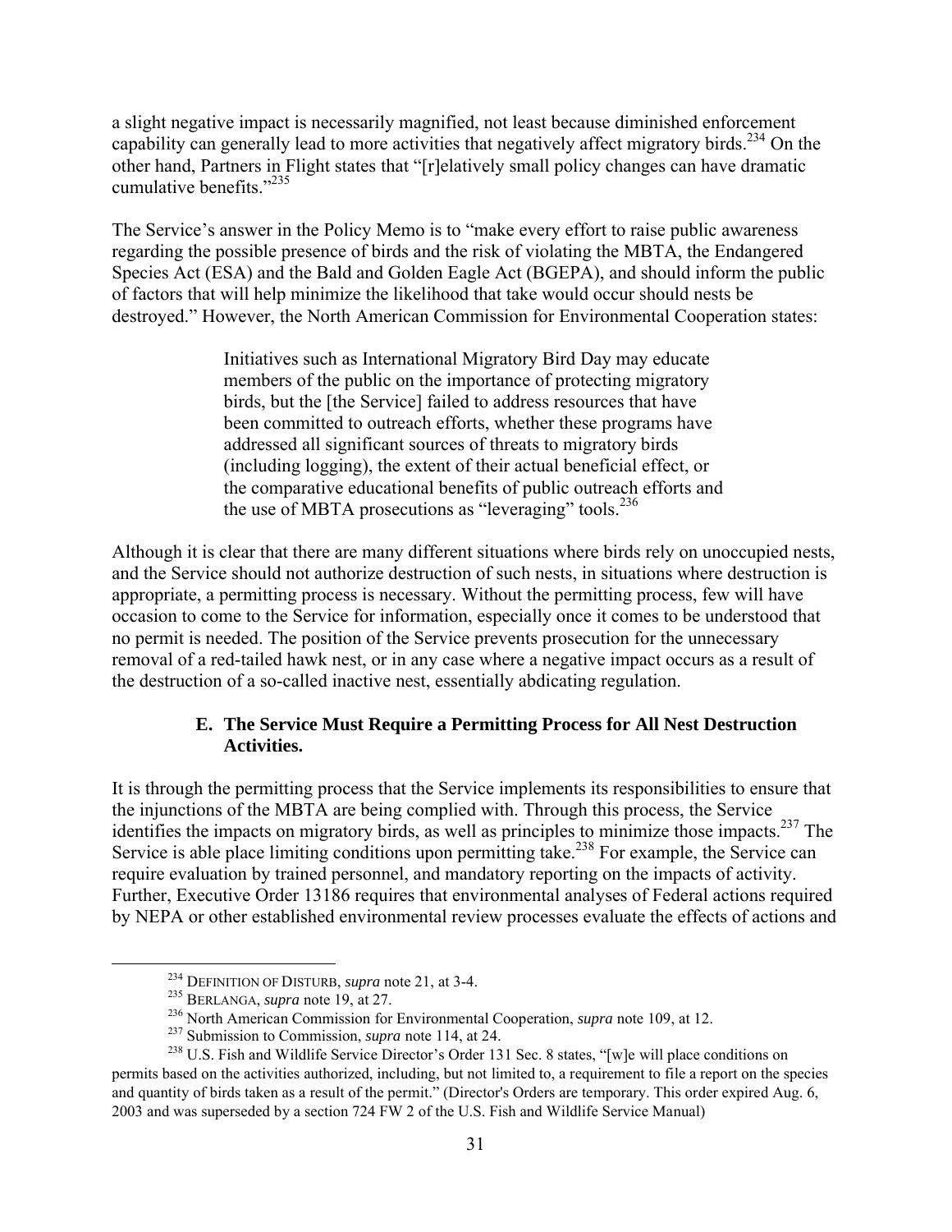a slight negative impact is necessarily magnified, not least because diminished enforcement capability can generally lead to more activities that negatively affect migratory birds.[234] On the other hand, Partners in Flight states that "[r]elatively small policy changes can have dramatic cumulative benefits."[235]

The Service's answer in the Policy Memo is to "make every effort to raise public awareness regarding the possible presence of birds and the risk of violating the MBTA, the Endangered Species Act (ESA) and the Bald and Golden Eagle Act (BGEPA), and should inform the public of factors that will help minimize the likelihood that take would occur should nests be destroyed." However, the North American Commission for Environmental Cooperation states:

> Initiatives such as International Migratory Bird Day may educate members of the public on the importance of protecting migratory birds, but the [the Service] failed to address resources that have been committed to outreach efforts, whether these programs have addressed all significant sources of threats to migratory birds (including logging), the extent of their actual beneficial effect, or the comparative educational benefits of public outreach efforts and the use of MBTA prosecutions as "leveraging" tools.[236]

Although it is clear that there are many different situations where birds rely on unoccupied nests, and the Service should not authorize destruction of such nests, in situations where destruction is appropriate, a permitting process is necessary. Without the permitting process, few will have occasion to come to the Service for information, especially once it comes to be understood that no permit is needed. The position of the Service prevents prosecution for the unnecessary removal of a red-tailed hawk nest, or in any case where a negative impact occurs as a result of the destruction of a so-called inactive nest, essentially abdicating regulation.

### E. The Service Must Require a Permitting Process for All Nest Destruction Activities.

It is through the permitting process that the Service implements its responsibilities to ensure that the injunctions of the MBTA are being complied with. Through this process, the Service identifies the impacts on migratory birds, as well as principles to minimize those impacts.[237] The Service is able place limiting conditions upon permitting take.[238] For example, the Service can require evaluation by trained personnel, and mandatory reporting on the impacts of activity. Further, Executive Order 13186 requires that environmental analyses of Federal actions required by NEPA or other established environmental review processes evaluate the effects of actions and

---

[234] DEFINITION OF DISTURB, *supra* note 21, at 3-4.

[235] BERLANGA, *supra* note 19, at 27.

[236] North American Commission for Environmental Cooperation, *supra* note 109, at 12.

[237] Submission to Commission, *supra* note 114, at 24.

[238] U.S. Fish and Wildlife Service Director's Order 131 Sec. 8 states, "[w]e will place conditions on permits based on the activities authorized, including, but not limited to, a requirement to file a report on the species and quantity of birds taken as a result of the permit." (Director's Orders are temporary. This order expired Aug. 6, 2003 and was superseded by a section 724 FW 2 of the U.S. Fish and Wildlife Service Manual)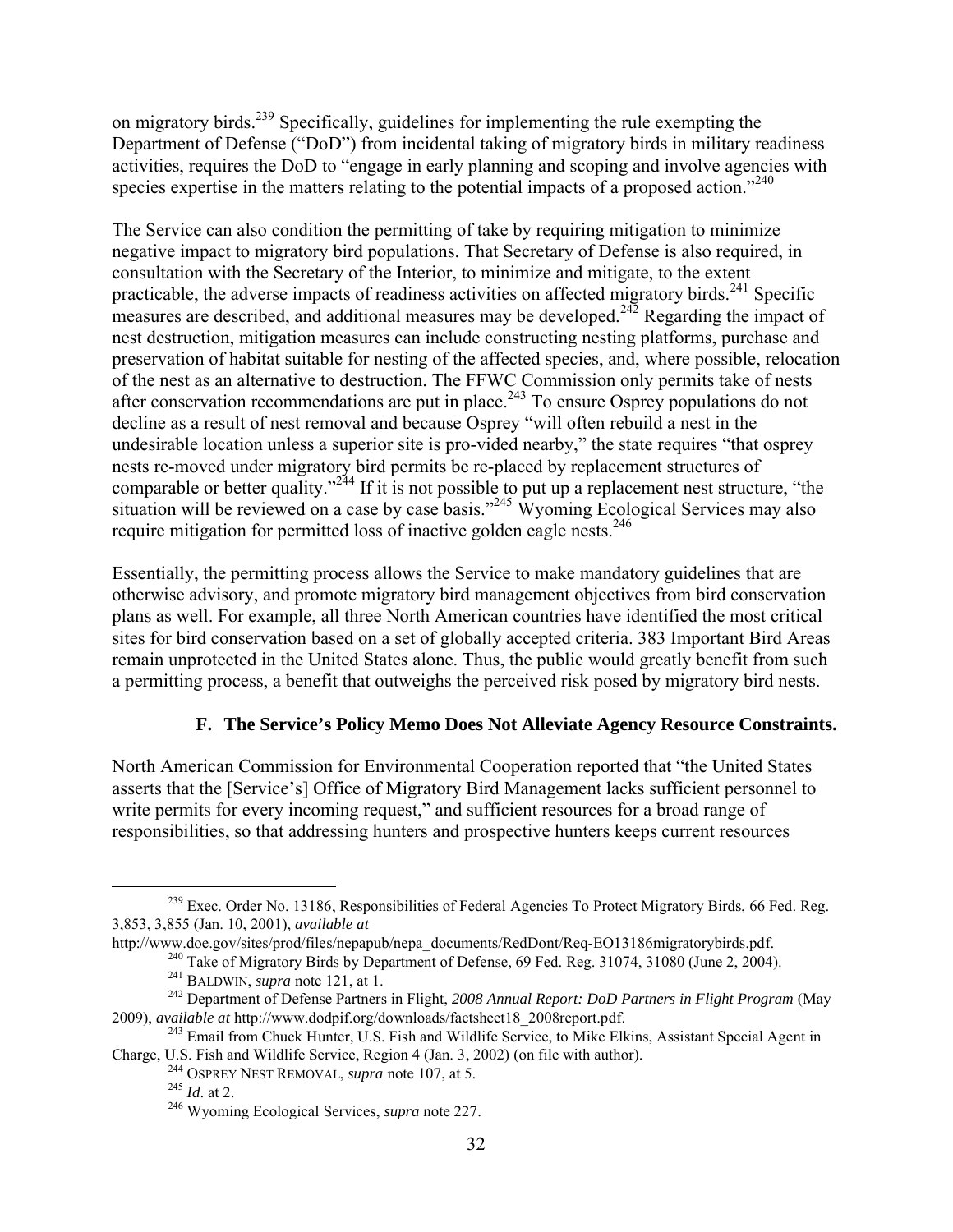on migratory birds.[239] Specifically, guidelines for implementing the rule exempting the Department of Defense ("DoD") from incidental taking of migratory birds in military readiness activities, requires the DoD to "engage in early planning and scoping and involve agencies with species expertise in the matters relating to the potential impacts of a proposed action."[240]

The Service can also condition the permitting of take by requiring mitigation to minimize negative impact to migratory bird populations. That Secretary of Defense is also required, in consultation with the Secretary of the Interior, to minimize and mitigate, to the extent practicable, the adverse impacts of readiness activities on affected migratory birds.[241] Specific measures are described, and additional measures may be developed.[242] Regarding the impact of nest destruction, mitigation measures can include constructing nesting platforms, purchase and preservation of habitat suitable for nesting of the affected species, and, where possible, relocation of the nest as an alternative to destruction. The FFWC Commission only permits take of nests after conservation recommendations are put in place.[243] To ensure Osprey populations do not decline as a result of nest removal and because Osprey "will often rebuild a nest in the undesirable location unless a superior site is pro-vided nearby," the state requires "that osprey nests re-moved under migratory bird permits be re-placed by replacement structures of comparable or better quality."[244] If it is not possible to put up a replacement nest structure, "the situation will be reviewed on a case by case basis."[245] Wyoming Ecological Services may also require mitigation for permitted loss of inactive golden eagle nests.[246]

Essentially, the permitting process allows the Service to make mandatory guidelines that are otherwise advisory, and promote migratory bird management objectives from bird conservation plans as well. For example, all three North American countries have identified the most critical sites for bird conservation based on a set of globally accepted criteria. 383 Important Bird Areas remain unprotected in the United States alone. Thus, the public would greatly benefit from such a permitting process, a benefit that outweighs the perceived risk posed by migratory bird nests.

### F. The Service's Policy Memo Does Not Alleviate Agency Resource Constraints.

North American Commission for Environmental Cooperation reported that "the United States asserts that the [Service's] Office of Migratory Bird Management lacks sufficient personnel to write permits for every incoming request," and sufficient resources for a broad range of responsibilities, so that addressing hunters and prospective hunters keeps current resources

---

[239] Exec. Order No. 13186, Responsibilities of Federal Agencies To Protect Migratory Birds, 66 Fed. Reg. 3,853, 3,855 (Jan. 10, 2001), *available at* http://www.doe.gov/sites/prod/files/nepapub/nepa_documents/RedDont/Req-EO13186migratorybirds.pdf.

[240] Take of Migratory Birds by Department of Defense, 69 Fed. Reg. 31074, 31080 (June 2, 2004).

[241] BALDWIN, *supra* note 121, at 1.

[242] Department of Defense Partners in Flight, *2008 Annual Report: DoD Partners in Flight Program* (May 2009), *available at* http://www.dodpif.org/downloads/factsheet18_2008report.pdf.

[243] Email from Chuck Hunter, U.S. Fish and Wildlife Service, to Mike Elkins, Assistant Special Agent in Charge, U.S. Fish and Wildlife Service, Region 4 (Jan. 3, 2002) (on file with author).

[244] OSPREY NEST REMOVAL, *supra* note 107, at 5.

[245] *Id*. at 2.

[246] Wyoming Ecological Services, *supra* note 227.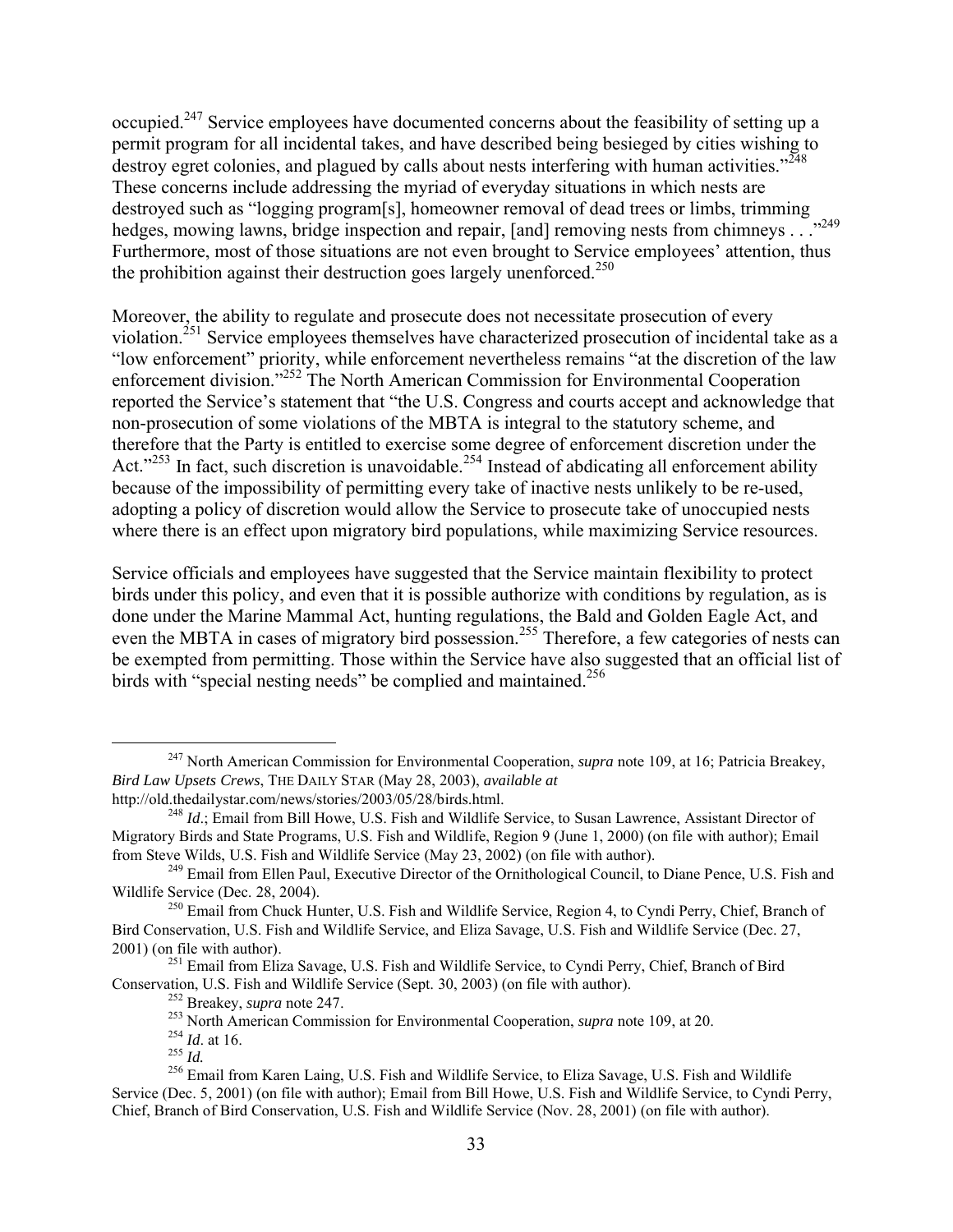occupied.[247] Service employees have documented concerns about the feasibility of setting up a permit program for all incidental takes, and have described being besieged by cities wishing to destroy egret colonies, and plagued by calls about nests interfering with human activities."[248] These concerns include addressing the myriad of everyday situations in which nests are destroyed such as "logging program[s], homeowner removal of dead trees or limbs, trimming hedges, mowing lawns, bridge inspection and repair, [and] removing nests from chimneys . . ."[249] Furthermore, most of those situations are not even brought to Service employees' attention, thus the prohibition against their destruction goes largely unenforced.[250]

Moreover, the ability to regulate and prosecute does not necessitate prosecution of every violation.[251] Service employees themselves have characterized prosecution of incidental take as a "low enforcement" priority, while enforcement nevertheless remains "at the discretion of the law enforcement division."[252] The North American Commission for Environmental Cooperation reported the Service's statement that "the U.S. Congress and courts accept and acknowledge that non-prosecution of some violations of the MBTA is integral to the statutory scheme, and therefore that the Party is entitled to exercise some degree of enforcement discretion under the Act."[253] In fact, such discretion is unavoidable.[254] Instead of abdicating all enforcement ability because of the impossibility of permitting every take of inactive nests unlikely to be re-used, adopting a policy of discretion would allow the Service to prosecute take of unoccupied nests where there is an effect upon migratory bird populations, while maximizing Service resources.

Service officials and employees have suggested that the Service maintain flexibility to protect birds under this policy, and even that it is possible authorize with conditions by regulation, as is done under the Marine Mammal Act, hunting regulations, the Bald and Golden Eagle Act, and even the MBTA in cases of migratory bird possession.[255] Therefore, a few categories of nests can be exempted from permitting. Those within the Service have also suggested that an official list of birds with "special nesting needs" be complied and maintained.[256]

---

[247] North American Commission for Environmental Cooperation, *supra* note 109, at 16; Patricia Breakey, *Bird Law Upsets Crews*, THE DAILY STAR (May 28, 2003), *available at* http://old.thedailystar.com/news/stories/2003/05/28/birds.html.

[248] *Id*.; Email from Bill Howe, U.S. Fish and Wildlife Service, to Susan Lawrence, Assistant Director of Migratory Birds and State Programs, U.S. Fish and Wildlife, Region 9 (June 1, 2000) (on file with author); Email from Steve Wilds, U.S. Fish and Wildlife Service (May 23, 2002) (on file with author).

[249] Email from Ellen Paul, Executive Director of the Ornithological Council, to Diane Pence, U.S. Fish and Wildlife Service (Dec. 28, 2004).

[250] Email from Chuck Hunter, U.S. Fish and Wildlife Service, Region 4, to Cyndi Perry, Chief, Branch of Bird Conservation, U.S. Fish and Wildlife Service, and Eliza Savage, U.S. Fish and Wildlife Service (Dec. 27, 2001) (on file with author).

[251] Email from Eliza Savage, U.S. Fish and Wildlife Service, to Cyndi Perry, Chief, Branch of Bird Conservation, U.S. Fish and Wildlife Service (Sept. 30, 2003) (on file with author).

[252] Breakey, *supra* note 247.

[253] North American Commission for Environmental Cooperation, *supra* note 109, at 20.

[254] *Id*. at 16.

[255] *Id.*

[256] Email from Karen Laing, U.S. Fish and Wildlife Service, to Eliza Savage, U.S. Fish and Wildlife Service (Dec. 5, 2001) (on file with author); Email from Bill Howe, U.S. Fish and Wildlife Service, to Cyndi Perry, Chief, Branch of Bird Conservation, U.S. Fish and Wildlife Service (Nov. 28, 2001) (on file with author).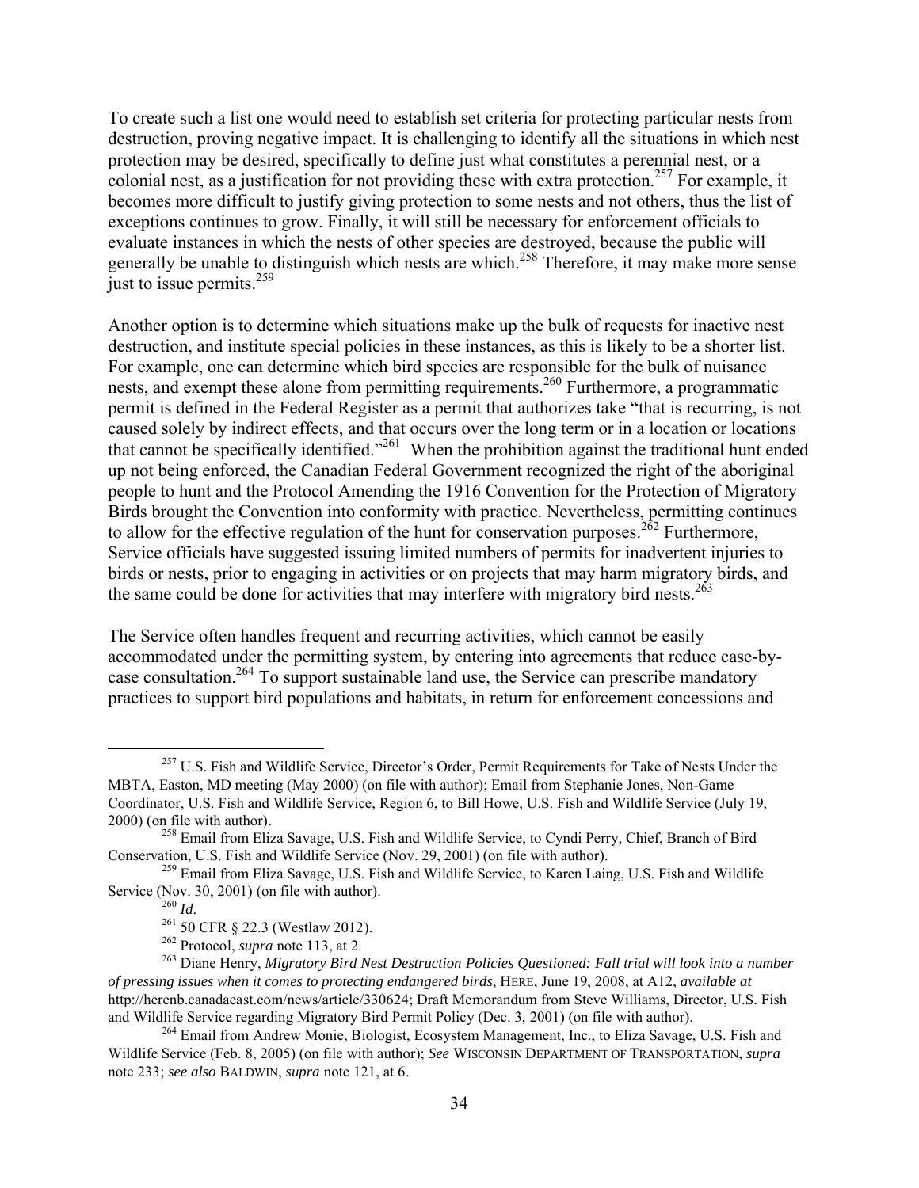To create such a list one would need to establish set criteria for protecting particular nests from destruction, proving negative impact. It is challenging to identify all the situations in which nest protection may be desired, specifically to define just what constitutes a perennial nest, or a colonial nest, as a justification for not providing these with extra protection.[257] For example, it becomes more difficult to justify giving protection to some nests and not others, thus the list of exceptions continues to grow. Finally, it will still be necessary for enforcement officials to evaluate instances in which the nests of other species are destroyed, because the public will generally be unable to distinguish which nests are which.[258] Therefore, it may make more sense just to issue permits.[259]

Another option is to determine which situations make up the bulk of requests for inactive nest destruction, and institute special policies in these instances, as this is likely to be a shorter list. For example, one can determine which bird species are responsible for the bulk of nuisance nests, and exempt these alone from permitting requirements.[260] Furthermore, a programmatic permit is defined in the Federal Register as a permit that authorizes take "that is recurring, is not caused solely by indirect effects, and that occurs over the long term or in a location or locations that cannot be specifically identified."[261] When the prohibition against the traditional hunt ended up not being enforced, the Canadian Federal Government recognized the right of the aboriginal people to hunt and the Protocol Amending the 1916 Convention for the Protection of Migratory Birds brought the Convention into conformity with practice. Nevertheless, permitting continues to allow for the effective regulation of the hunt for conservation purposes.[262] Furthermore, Service officials have suggested issuing limited numbers of permits for inadvertent injuries to birds or nests, prior to engaging in activities or on projects that may harm migratory birds, and the same could be done for activities that may interfere with migratory bird nests.[263]

The Service often handles frequent and recurring activities, which cannot be easily accommodated under the permitting system, by entering into agreements that reduce case-by-case consultation.[264] To support sustainable land use, the Service can prescribe mandatory practices to support bird populations and habitats, in return for enforcement concessions and

---

[257] U.S. Fish and Wildlife Service, Director's Order, Permit Requirements for Take of Nests Under the MBTA, Easton, MD meeting (May 2000) (on file with author); Email from Stephanie Jones, Non-Game Coordinator, U.S. Fish and Wildlife Service, Region 6, to Bill Howe, U.S. Fish and Wildlife Service (July 19, 2000) (on file with author).

[258] Email from Eliza Savage, U.S. Fish and Wildlife Service, to Cyndi Perry, Chief, Branch of Bird Conservation, U.S. Fish and Wildlife Service (Nov. 29, 2001) (on file with author).

[259] Email from Eliza Savage, U.S. Fish and Wildlife Service, to Karen Laing, U.S. Fish and Wildlife Service (Nov. 30, 2001) (on file with author).

[260] *Id*.

[261] 50 CFR § 22.3 (Westlaw 2012).

[262] Protocol, *supra* note 113, at 2.

[263] Diane Henry, *Migratory Bird Nest Destruction Policies Questioned: Fall trial will look into a number of pressing issues when it comes to protecting endangered birds*, HERE, June 19, 2008, at A12, *available at* http://herenb.canadaeast.com/news/article/330624; Draft Memorandum from Steve Williams, Director, U.S. Fish and Wildlife Service regarding Migratory Bird Permit Policy (Dec. 3, 2001) (on file with author).

[264] Email from Andrew Monie, Biologist, Ecosystem Management, Inc., to Eliza Savage, U.S. Fish and Wildlife Service (Feb. 8, 2005) (on file with author); *See* WISCONSIN DEPARTMENT OF TRANSPORTATION, *supra* note 233; *see also* BALDWIN, *supra* note 121, at 6.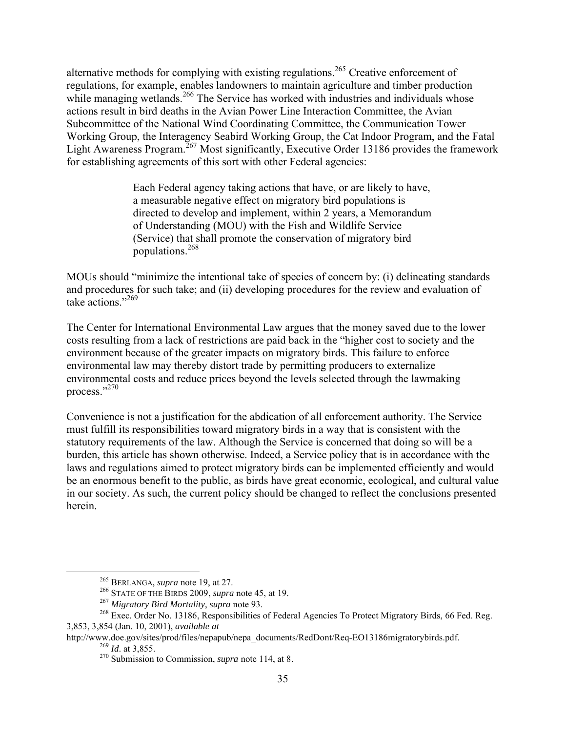alternative methods for complying with existing regulations.[265] Creative enforcement of regulations, for example, enables landowners to maintain agriculture and timber production while managing wetlands.[266] The Service has worked with industries and individuals whose actions result in bird deaths in the Avian Power Line Interaction Committee, the Avian Subcommittee of the National Wind Coordinating Committee, the Communication Tower Working Group, the Interagency Seabird Working Group, the Cat Indoor Program, and the Fatal Light Awareness Program.[267] Most significantly, Executive Order 13186 provides the framework for establishing agreements of this sort with other Federal agencies:

> Each Federal agency taking actions that have, or are likely to have, a measurable negative effect on migratory bird populations is directed to develop and implement, within 2 years, a Memorandum of Understanding (MOU) with the Fish and Wildlife Service (Service) that shall promote the conservation of migratory bird populations.[268]

MOUs should "minimize the intentional take of species of concern by: (i) delineating standards and procedures for such take; and (ii) developing procedures for the review and evaluation of take actions."[269]

The Center for International Environmental Law argues that the money saved due to the lower costs resulting from a lack of restrictions are paid back in the "higher cost to society and the environment because of the greater impacts on migratory birds. This failure to enforce environmental law may thereby distort trade by permitting producers to externalize environmental costs and reduce prices beyond the levels selected through the lawmaking process."[270]

Convenience is not a justification for the abdication of all enforcement authority. The Service must fulfill its responsibilities toward migratory birds in a way that is consistent with the statutory requirements of the law. Although the Service is concerned that doing so will be a burden, this article has shown otherwise. Indeed, a Service policy that is in accordance with the laws and regulations aimed to protect migratory birds can be implemented efficiently and would be an enormous benefit to the public, as birds have great economic, ecological, and cultural value in our society. As such, the current policy should be changed to reflect the conclusions presented herein.

---

[265] BERLANGA, *supra* note 19, at 27.

[266] STATE OF THE BIRDS 2009, *supra* note 45, at 19.

[267] *Migratory Bird Mortality*, *supra* note 93.

[268] Exec. Order No. 13186, Responsibilities of Federal Agencies To Protect Migratory Birds, 66 Fed. Reg. 3,853, 3,854 (Jan. 10, 2001), *available at* http://www.doe.gov/sites/prod/files/nepapub/nepa_documents/RedDont/Req-EO13186migratorybirds.pdf.

[269] *Id*. at 3,855.

[270] Submission to Commission, *supra* note 114, at 8.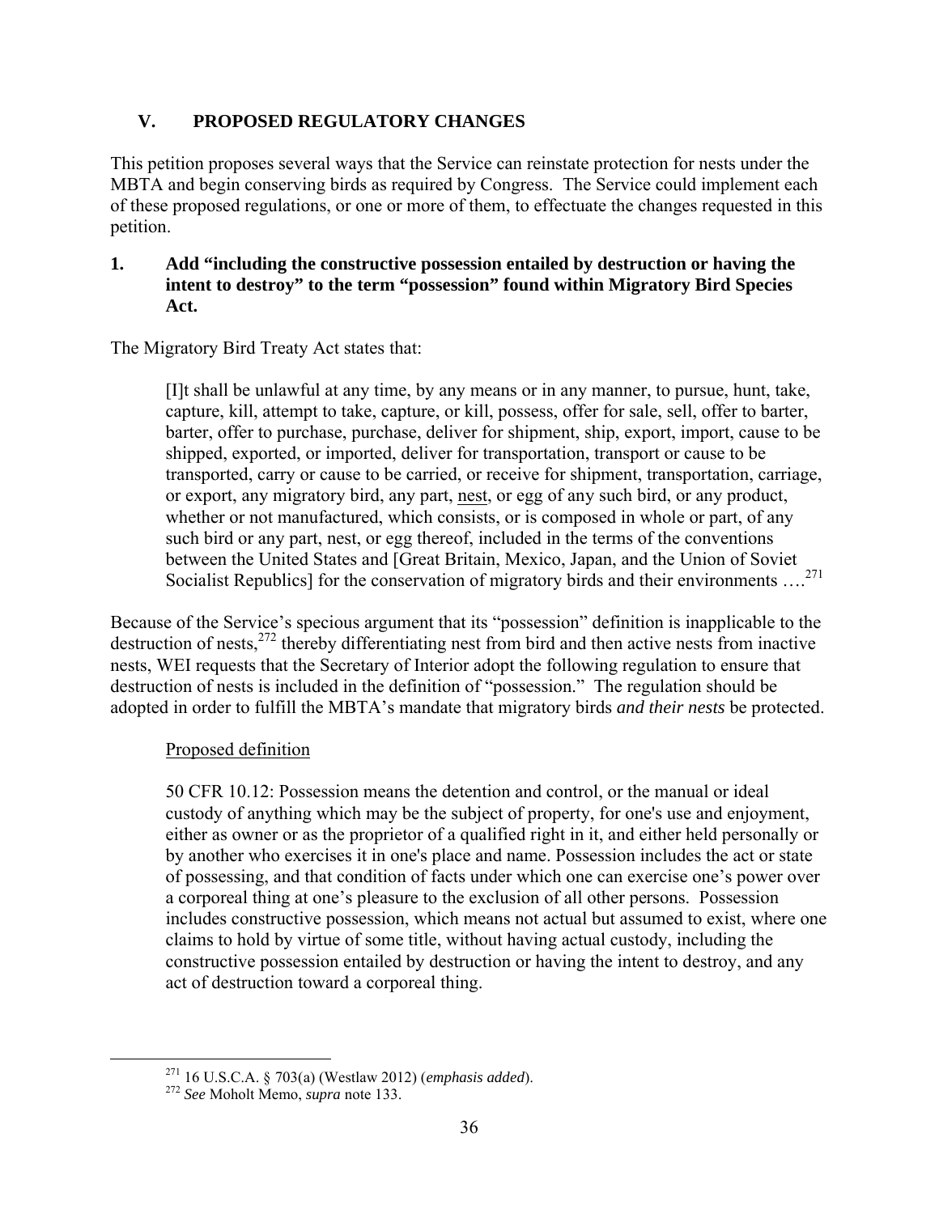## V. PROPOSED REGULATORY CHANGES

This petition proposes several ways that the Service can reinstate protection for nests under the MBTA and begin conserving birds as required by Congress. The Service could implement each of these proposed regulations, or one or more of them, to effectuate the changes requested in this petition.

### 1. Add "including the constructive possession entailed by destruction or having the intent to destroy" to the term "possession" found within Migratory Bird Species Act.

The Migratory Bird Treaty Act states that:

> [I]t shall be unlawful at any time, by any means or in any manner, to pursue, hunt, take, capture, kill, attempt to take, capture, or kill, possess, offer for sale, sell, offer to barter, barter, offer to purchase, purchase, deliver for shipment, ship, export, import, cause to be shipped, exported, or imported, deliver for transportation, transport or cause to be transported, carry or cause to be carried, or receive for shipment, transportation, carriage, or export, any migratory bird, any part, <u>nest</u>, or egg of any such bird, or any product, whether or not manufactured, which consists, or is composed in whole or part, of any such bird or any part, nest, or egg thereof, included in the terms of the conventions between the United States and [Great Britain, Mexico, Japan, and the Union of Soviet Socialist Republics] for the conservation of migratory birds and their environments ….[271]

Because of the Service's specious argument that its "possession" definition is inapplicable to the destruction of nests,[272] thereby differentiating nest from bird and then active nests from inactive nests, WEI requests that the Secretary of Interior adopt the following regulation to ensure that destruction of nests is included in the definition of "possession." The regulation should be adopted in order to fulfill the MBTA's mandate that migratory birds *and their nests* be protected.

> <u>Proposed definition</u>
>
> 50 CFR 10.12: Possession means the detention and control, or the manual or ideal custody of anything which may be the subject of property, for one's use and enjoyment, either as owner or as the proprietor of a qualified right in it, and either held personally or by another who exercises it in one's place and name. Possession includes the act or state of possessing, and that condition of facts under which one can exercise one's power over a corporeal thing at one's pleasure to the exclusion of all other persons. Possession includes constructive possession, which means not actual but assumed to exist, where one claims to hold by virtue of some title, without having actual custody, including the constructive possession entailed by destruction or having the intent to destroy, and any act of destruction toward a corporeal thing.

---

[271] 16 U.S.C.A. § 703(a) (Westlaw 2012) (*emphasis added*).

[272] *See* Moholt Memo, *supra* note 133.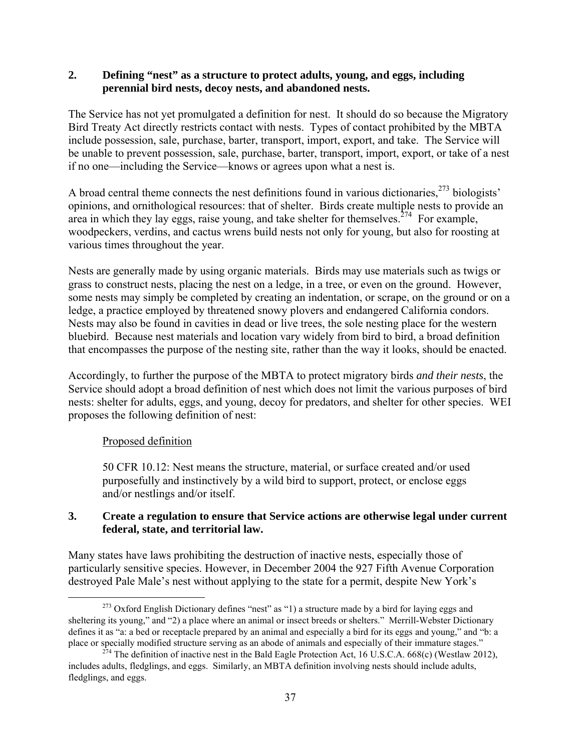### 2. Defining "nest" as a structure to protect adults, young, and eggs, including perennial bird nests, decoy nests, and abandoned nests.

The Service has not yet promulgated a definition for nest. It should do so because the Migratory Bird Treaty Act directly restricts contact with nests. Types of contact prohibited by the MBTA include possession, sale, purchase, barter, transport, import, export, and take. The Service will be unable to prevent possession, sale, purchase, barter, transport, import, export, or take of a nest if no one—including the Service—knows or agrees upon what a nest is.

A broad central theme connects the nest definitions found in various dictionaries,[273] biologists' opinions, and ornithological resources: that of shelter. Birds create multiple nests to provide an area in which they lay eggs, raise young, and take shelter for themselves.[274] For example, woodpeckers, verdins, and cactus wrens build nests not only for young, but also for roosting at various times throughout the year.

Nests are generally made by using organic materials. Birds may use materials such as twigs or grass to construct nests, placing the nest on a ledge, in a tree, or even on the ground. However, some nests may simply be completed by creating an indentation, or scrape, on the ground or on a ledge, a practice employed by threatened snowy plovers and endangered California condors. Nests may also be found in cavities in dead or live trees, the sole nesting place for the western bluebird. Because nest materials and location vary widely from bird to bird, a broad definition that encompasses the purpose of the nesting site, rather than the way it looks, should be enacted.

Accordingly, to further the purpose of the MBTA to protect migratory birds *and their nests*, the Service should adopt a broad definition of nest which does not limit the various purposes of bird nests: shelter for adults, eggs, and young, decoy for predators, and shelter for other species. WEI proposes the following definition of nest:

Proposed definition

> 50 CFR 10.12: Nest means the structure, material, or surface created and/or used purposefully and instinctively by a wild bird to support, protect, or enclose eggs and/or nestlings and/or itself.

### 3. Create a regulation to ensure that Service actions are otherwise legal under current federal, state, and territorial law.

Many states have laws prohibiting the destruction of inactive nests, especially those of particularly sensitive species. However, in December 2004 the 927 Fifth Avenue Corporation destroyed Pale Male's nest without applying to the state for a permit, despite New York's

---

[273] Oxford English Dictionary defines "nest" as "1) a structure made by a bird for laying eggs and sheltering its young," and "2) a place where an animal or insect breeds or shelters." Merrill-Webster Dictionary defines it as "a: a bed or receptacle prepared by an animal and especially a bird for its eggs and young," and "b: a place or specially modified structure serving as an abode of animals and especially of their immature stages."

[274] The definition of inactive nest in the Bald Eagle Protection Act, 16 U.S.C.A. 668(c) (Westlaw 2012), includes adults, fledglings, and eggs. Similarly, an MBTA definition involving nests should include adults, fledglings, and eggs.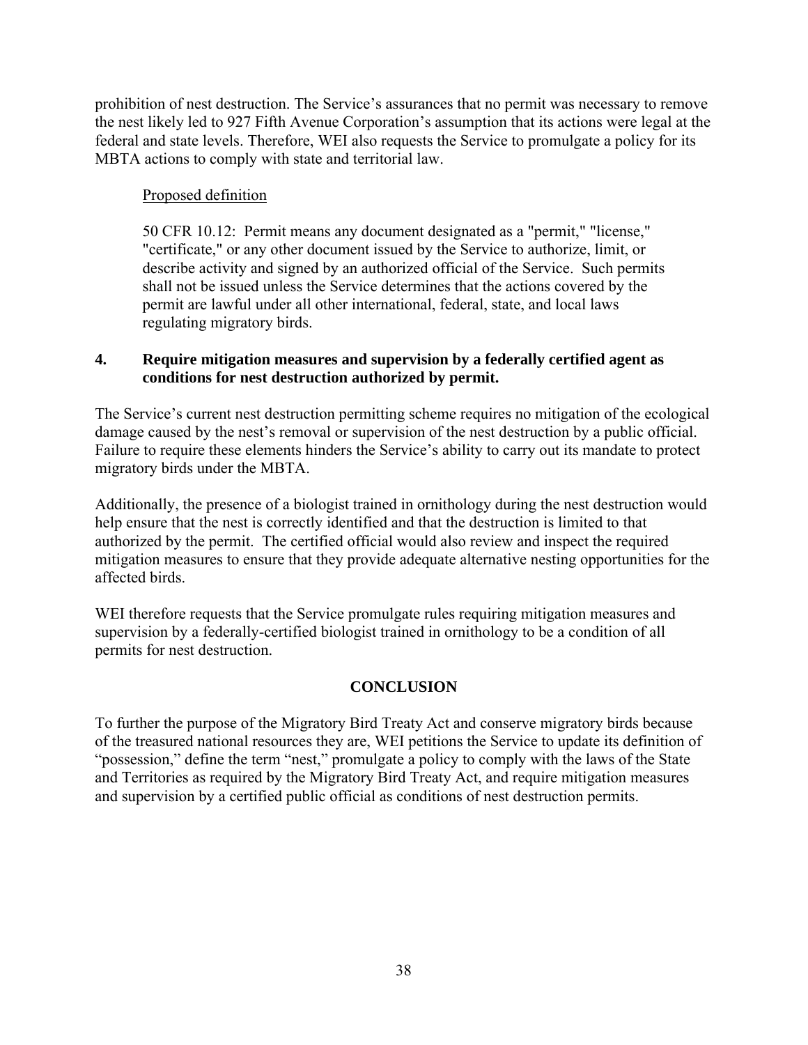prohibition of nest destruction. The Service's assurances that no permit was necessary to remove the nest likely led to 927 Fifth Avenue Corporation's assumption that its actions were legal at the federal and state levels. Therefore, WEI also requests the Service to promulgate a policy for its MBTA actions to comply with state and territorial law.

Proposed definition

> 50 CFR 10.12: Permit means any document designated as a "permit," "license," "certificate," or any other document issued by the Service to authorize, limit, or describe activity and signed by an authorized official of the Service. Such permits shall not be issued unless the Service determines that the actions covered by the permit are lawful under all other international, federal, state, and local laws regulating migratory birds.

**4. Require mitigation measures and supervision by a federally certified agent as conditions for nest destruction authorized by permit.**

The Service's current nest destruction permitting scheme requires no mitigation of the ecological damage caused by the nest's removal or supervision of the nest destruction by a public official. Failure to require these elements hinders the Service's ability to carry out its mandate to protect migratory birds under the MBTA.

Additionally, the presence of a biologist trained in ornithology during the nest destruction would help ensure that the nest is correctly identified and that the destruction is limited to that authorized by the permit. The certified official would also review and inspect the required mitigation measures to ensure that they provide adequate alternative nesting opportunities for the affected birds.

WEI therefore requests that the Service promulgate rules requiring mitigation measures and supervision by a federally-certified biologist trained in ornithology to be a condition of all permits for nest destruction.

## CONCLUSION

To further the purpose of the Migratory Bird Treaty Act and conserve migratory birds because of the treasured national resources they are, WEI petitions the Service to update its definition of "possession," define the term "nest," promulgate a policy to comply with the laws of the State and Territories as required by the Migratory Bird Treaty Act, and require mitigation measures and supervision by a certified public official as conditions of nest destruction permits.